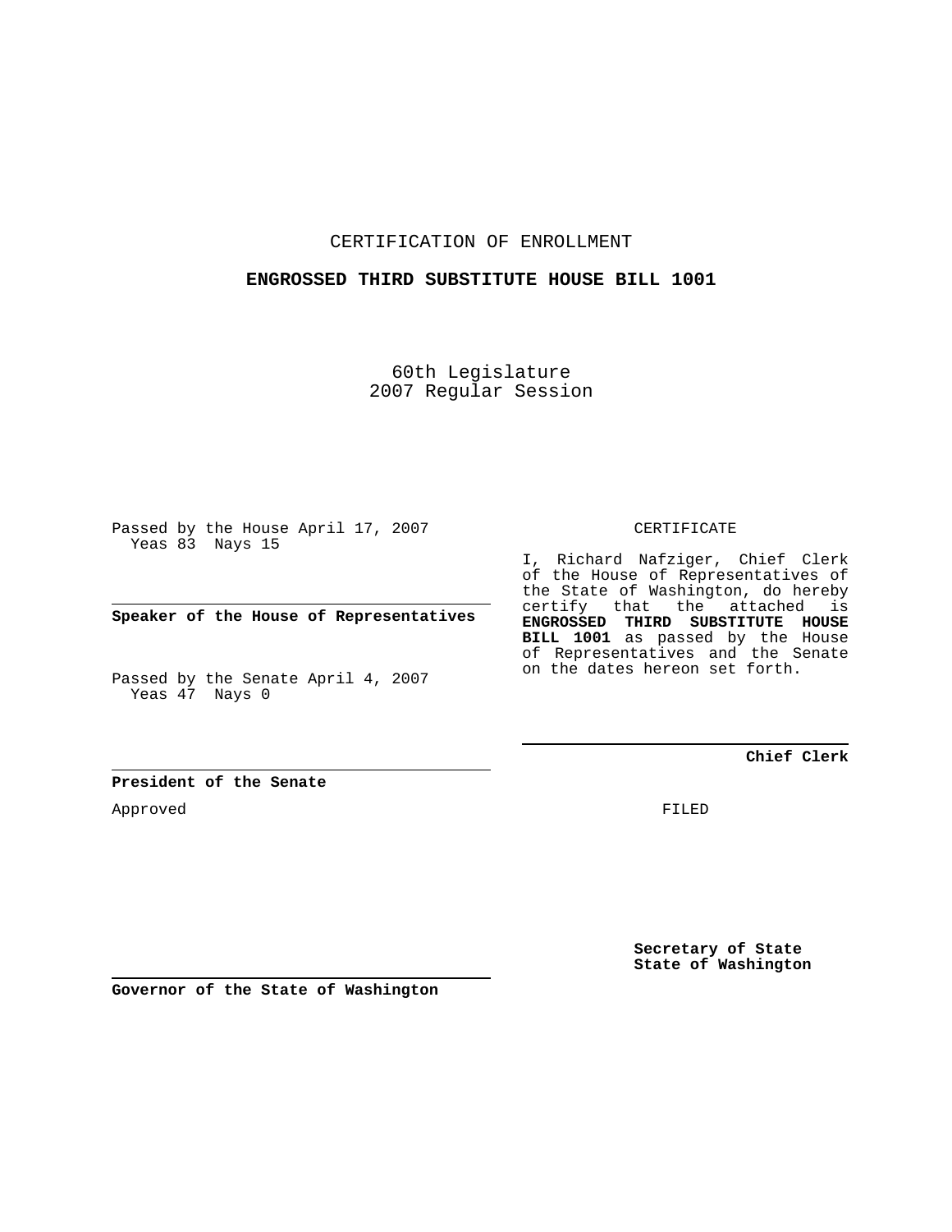CERTIFICATION OF ENROLLMENT

**ENGROSSED THIRD SUBSTITUTE HOUSE BILL 1001**

60th Legislature
2007 Regular Session

Passed by the House April 17, 2007
Yeas 83 Nays 15

**Speaker of the House of Representatives**

Passed by the Senate April 4, 2007
Yeas 47 Nays 0

**President of the Senate**

Approved

**Governor of the State of Washington**

CERTIFICATE

I, Richard Nafziger, Chief Clerk of the House of Representatives of the State of Washington, do hereby certify that the attached is **ENGROSSED THIRD SUBSTITUTE HOUSE BILL 1001** as passed by the House of Representatives and the Senate on the dates hereon set forth.

**Chief Clerk**

FILED

**Secretary of State**
**State of Washington**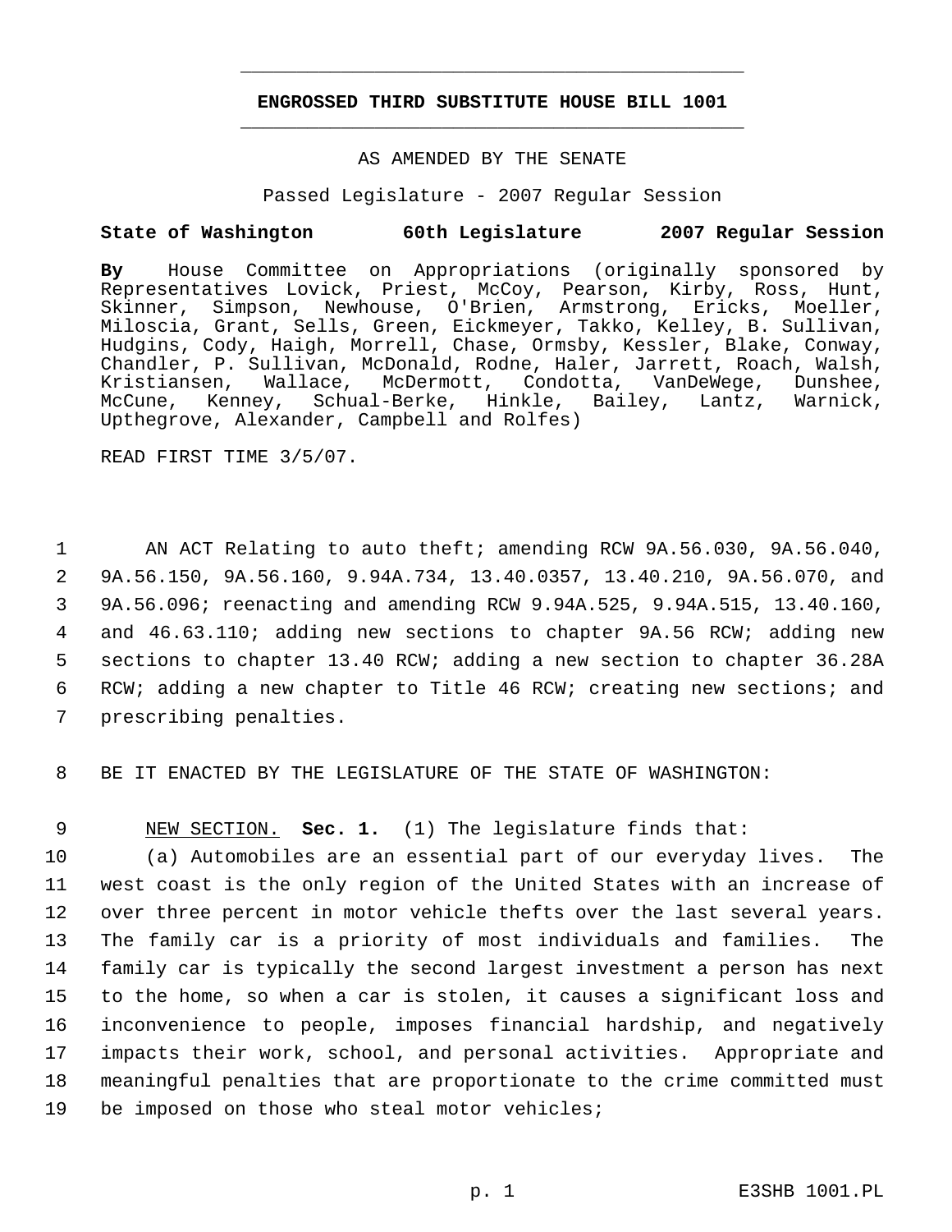## ENGROSSED THIRD SUBSTITUTE HOUSE BILL 1001

AS AMENDED BY THE SENATE

Passed Legislature - 2007 Regular Session

**State of Washington 60th Legislature 2007 Regular Session**

**By** House Committee on Appropriations (originally sponsored by Representatives Lovick, Priest, McCoy, Pearson, Kirby, Ross, Hunt, Skinner, Simpson, Newhouse, O'Brien, Armstrong, Ericks, Moeller, Miloscia, Grant, Sells, Green, Eickmeyer, Takko, Kelley, B. Sullivan, Hudgins, Cody, Haigh, Morrell, Chase, Ormsby, Kessler, Blake, Conway, Chandler, P. Sullivan, McDonald, Rodne, Haler, Jarrett, Roach, Walsh, Kristiansen, Wallace, McDermott, Condotta, VanDeWege, Dunshee, McCune, Kenney, Schual-Berke, Hinkle, Bailey, Lantz, Warnick, Upthegrove, Alexander, Campbell and Rolfes)

READ FIRST TIME 3/5/07.

1 AN ACT Relating to auto theft; amending RCW 9A.56.030, 9A.56.040, 2 9A.56.150, 9A.56.160, 9.94A.734, 13.40.0357, 13.40.210, 9A.56.070, and 3 9A.56.096; reenacting and amending RCW 9.94A.525, 9.94A.515, 13.40.160, 4 and 46.63.110; adding new sections to chapter 9A.56 RCW; adding new 5 sections to chapter 13.40 RCW; adding a new section to chapter 36.28A 6 RCW; adding a new chapter to Title 46 RCW; creating new sections; and 7 prescribing penalties.

8 BE IT ENACTED BY THE LEGISLATURE OF THE STATE OF WASHINGTON:

9 NEW SECTION. **Sec. 1.** (1) The legislature finds that:

10 (a) Automobiles are an essential part of our everyday lives. The 11 west coast is the only region of the United States with an increase of 12 over three percent in motor vehicle thefts over the last several years. 13 The family car is a priority of most individuals and families. The 14 family car is typically the second largest investment a person has next 15 to the home, so when a car is stolen, it causes a significant loss and 16 inconvenience to people, imposes financial hardship, and negatively 17 impacts their work, school, and personal activities. Appropriate and 18 meaningful penalties that are proportionate to the crime committed must 19 be imposed on those who steal motor vehicles;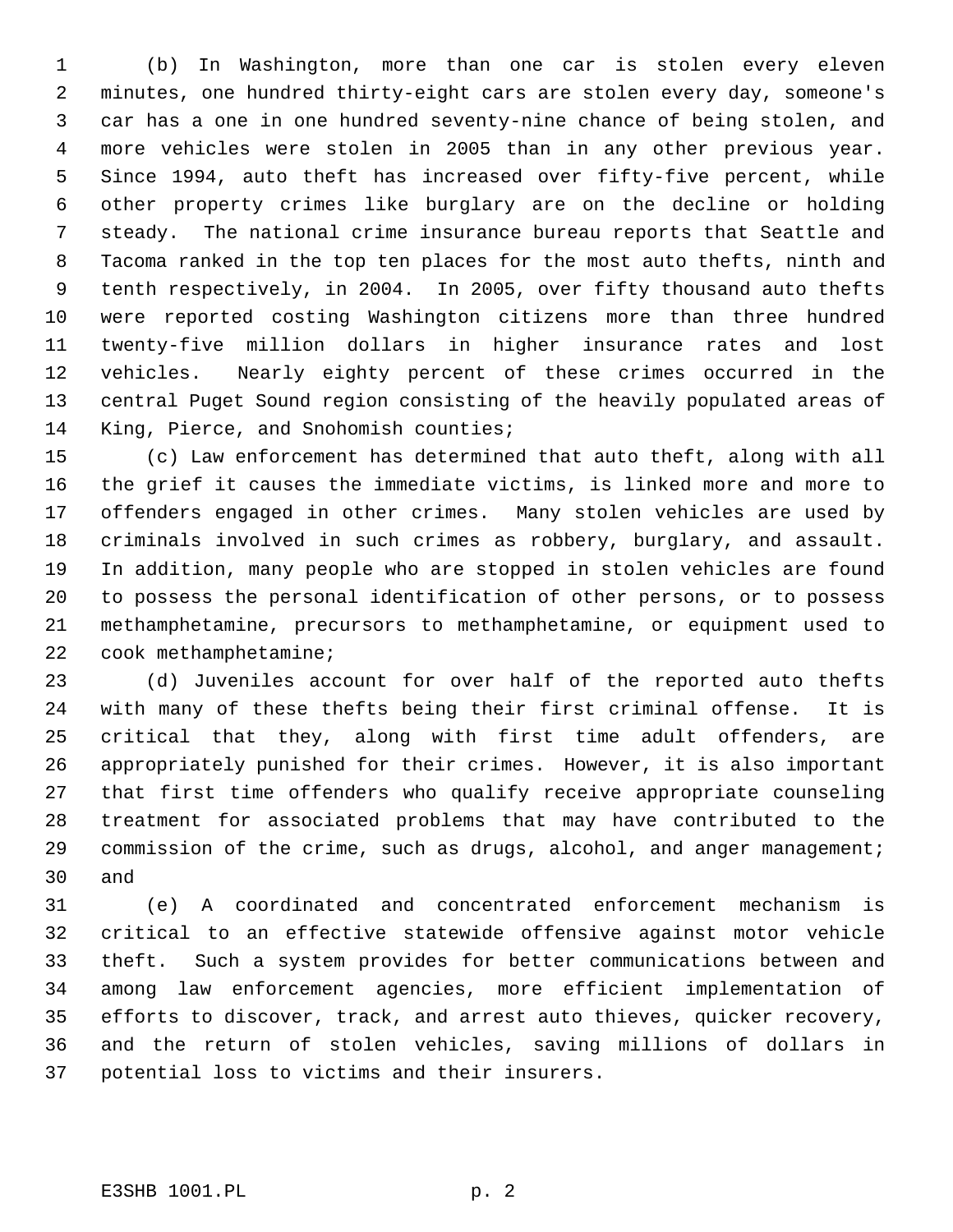(b) In Washington, more than one car is stolen every eleven minutes, one hundred thirty-eight cars are stolen every day, someone's car has a one in one hundred seventy-nine chance of being stolen, and more vehicles were stolen in 2005 than in any other previous year. Since 1994, auto theft has increased over fifty-five percent, while other property crimes like burglary are on the decline or holding steady. The national crime insurance bureau reports that Seattle and Tacoma ranked in the top ten places for the most auto thefts, ninth and tenth respectively, in 2004. In 2005, over fifty thousand auto thefts were reported costing Washington citizens more than three hundred twenty-five million dollars in higher insurance rates and lost vehicles. Nearly eighty percent of these crimes occurred in the central Puget Sound region consisting of the heavily populated areas of King, Pierce, and Snohomish counties;

(c) Law enforcement has determined that auto theft, along with all the grief it causes the immediate victims, is linked more and more to offenders engaged in other crimes. Many stolen vehicles are used by criminals involved in such crimes as robbery, burglary, and assault. In addition, many people who are stopped in stolen vehicles are found to possess the personal identification of other persons, or to possess methamphetamine, precursors to methamphetamine, or equipment used to cook methamphetamine;

(d) Juveniles account for over half of the reported auto thefts with many of these thefts being their first criminal offense. It is critical that they, along with first time adult offenders, are appropriately punished for their crimes. However, it is also important that first time offenders who qualify receive appropriate counseling treatment for associated problems that may have contributed to the commission of the crime, such as drugs, alcohol, and anger management; and

(e) A coordinated and concentrated enforcement mechanism is critical to an effective statewide offensive against motor vehicle theft. Such a system provides for better communications between and among law enforcement agencies, more efficient implementation of efforts to discover, track, and arrest auto thieves, quicker recovery, and the return of stolen vehicles, saving millions of dollars in potential loss to victims and their insurers.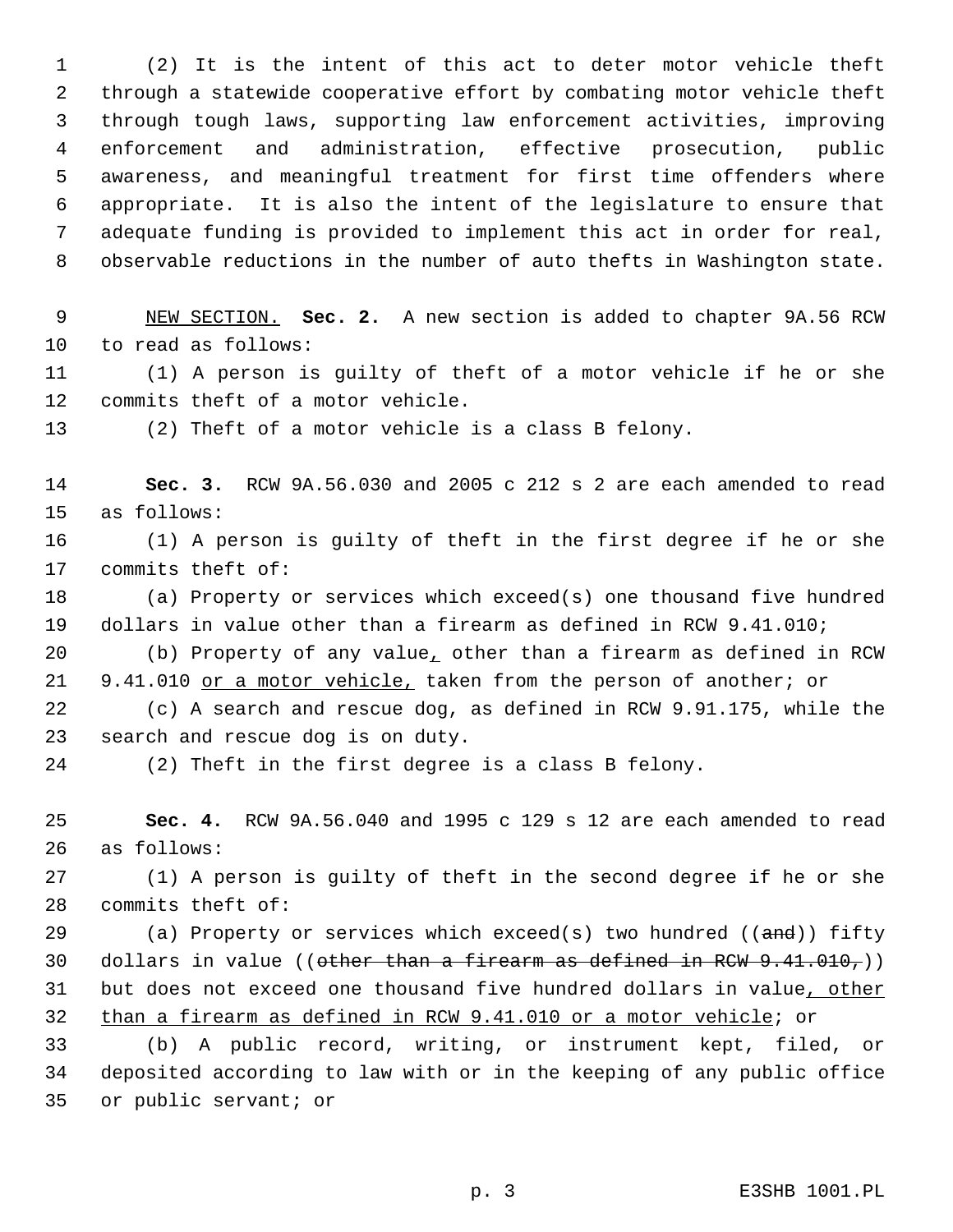(2) It is the intent of this act to deter motor vehicle theft through a statewide cooperative effort by combating motor vehicle theft through tough laws, supporting law enforcement activities, improving enforcement and administration, effective prosecution, public awareness, and meaningful treatment for first time offenders where appropriate. It is also the intent of the legislature to ensure that adequate funding is provided to implement this act in order for real, observable reductions in the number of auto thefts in Washington state.

NEW SECTION. **Sec. 2.** A new section is added to chapter 9A.56 RCW to read as follows:

(1) A person is guilty of theft of a motor vehicle if he or she commits theft of a motor vehicle.

(2) Theft of a motor vehicle is a class B felony.

**Sec. 3.** RCW 9A.56.030 and 2005 c 212 s 2 are each amended to read as follows:

(1) A person is guilty of theft in the first degree if he or she commits theft of:

(a) Property or services which exceed(s) one thousand five hundred dollars in value other than a firearm as defined in RCW 9.41.010;

(b) Property of any value, other than a firearm as defined in RCW 9.41.010 or a motor vehicle, taken from the person of another; or

(c) A search and rescue dog, as defined in RCW 9.91.175, while the search and rescue dog is on duty.

(2) Theft in the first degree is a class B felony.

**Sec. 4.** RCW 9A.56.040 and 1995 c 129 s 12 are each amended to read as follows:

(1) A person is guilty of theft in the second degree if he or she commits theft of:

(a) Property or services which exceed(s) two hundred ((~~and~~)) fifty dollars in value ((~~other than a firearm as defined in RCW 9.41.010,~~)) but does not exceed one thousand five hundred dollars in value, other than a firearm as defined in RCW 9.41.010 or a motor vehicle; or

(b) A public record, writing, or instrument kept, filed, or deposited according to law with or in the keeping of any public office or public servant; or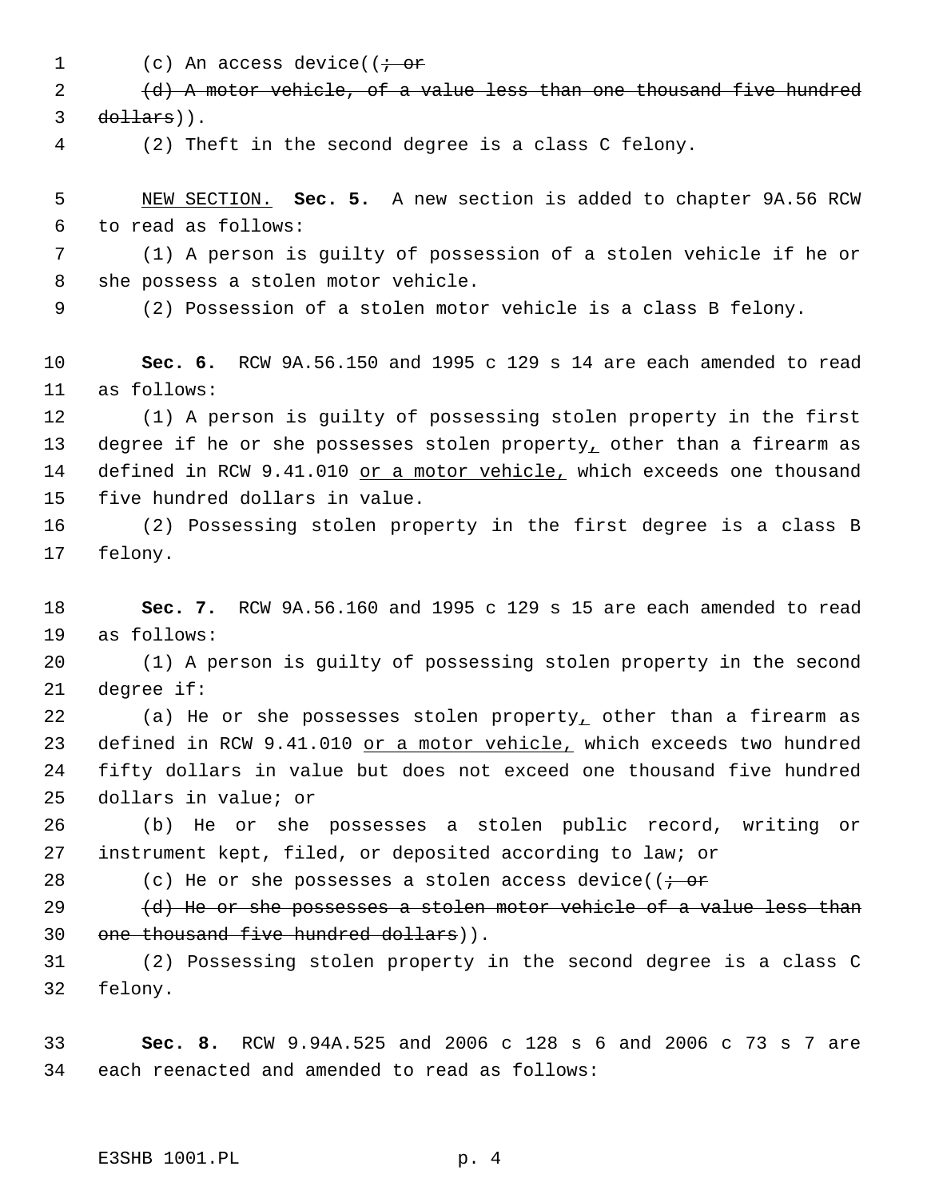(c) An access device((~~; or~~

~~(d) A motor vehicle, of a value less than one thousand five hundred dollars~~)).

(2) Theft in the second degree is a class C felony.

NEW SECTION. **Sec. 5.** A new section is added to chapter 9A.56 RCW to read as follows:

(1) A person is guilty of possession of a stolen vehicle if he or she possess a stolen motor vehicle.

(2) Possession of a stolen motor vehicle is a class B felony.

**Sec. 6.** RCW 9A.56.150 and 1995 c 129 s 14 are each amended to read as follows:

(1) A person is guilty of possessing stolen property in the first degree if he or she possesses stolen property, other than a firearm as defined in RCW 9.41.010 or a motor vehicle, which exceeds one thousand five hundred dollars in value.

(2) Possessing stolen property in the first degree is a class B felony.

**Sec. 7.** RCW 9A.56.160 and 1995 c 129 s 15 are each amended to read as follows:

(1) A person is guilty of possessing stolen property in the second degree if:

(a) He or she possesses stolen property, other than a firearm as defined in RCW 9.41.010 or a motor vehicle, which exceeds two hundred fifty dollars in value but does not exceed one thousand five hundred dollars in value; or

(b) He or she possesses a stolen public record, writing or instrument kept, filed, or deposited according to law; or

(c) He or she possesses a stolen access device((~~; or~~

~~(d) He or she possesses a stolen motor vehicle of a value less than one thousand five hundred dollars~~)).

(2) Possessing stolen property in the second degree is a class C felony.

**Sec. 8.** RCW 9.94A.525 and 2006 c 128 s 6 and 2006 c 73 s 7 are each reenacted and amended to read as follows: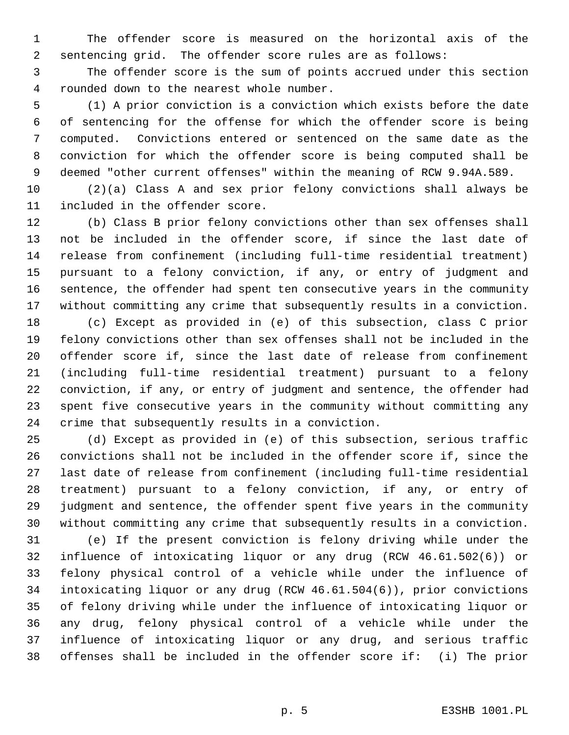The offender score is measured on the horizontal axis of the sentencing grid. The offender score rules are as follows:

The offender score is the sum of points accrued under this section rounded down to the nearest whole number.

(1) A prior conviction is a conviction which exists before the date of sentencing for the offense for which the offender score is being computed. Convictions entered or sentenced on the same date as the conviction for which the offender score is being computed shall be deemed "other current offenses" within the meaning of RCW 9.94A.589.

(2)(a) Class A and sex prior felony convictions shall always be included in the offender score.

(b) Class B prior felony convictions other than sex offenses shall not be included in the offender score, if since the last date of release from confinement (including full-time residential treatment) pursuant to a felony conviction, if any, or entry of judgment and sentence, the offender had spent ten consecutive years in the community without committing any crime that subsequently results in a conviction.

(c) Except as provided in (e) of this subsection, class C prior felony convictions other than sex offenses shall not be included in the offender score if, since the last date of release from confinement (including full-time residential treatment) pursuant to a felony conviction, if any, or entry of judgment and sentence, the offender had spent five consecutive years in the community without committing any crime that subsequently results in a conviction.

(d) Except as provided in (e) of this subsection, serious traffic convictions shall not be included in the offender score if, since the last date of release from confinement (including full-time residential treatment) pursuant to a felony conviction, if any, or entry of judgment and sentence, the offender spent five years in the community without committing any crime that subsequently results in a conviction.

(e) If the present conviction is felony driving while under the influence of intoxicating liquor or any drug (RCW 46.61.502(6)) or felony physical control of a vehicle while under the influence of intoxicating liquor or any drug (RCW 46.61.504(6)), prior convictions of felony driving while under the influence of intoxicating liquor or any drug, felony physical control of a vehicle while under the influence of intoxicating liquor or any drug, and serious traffic offenses shall be included in the offender score if: (i) The prior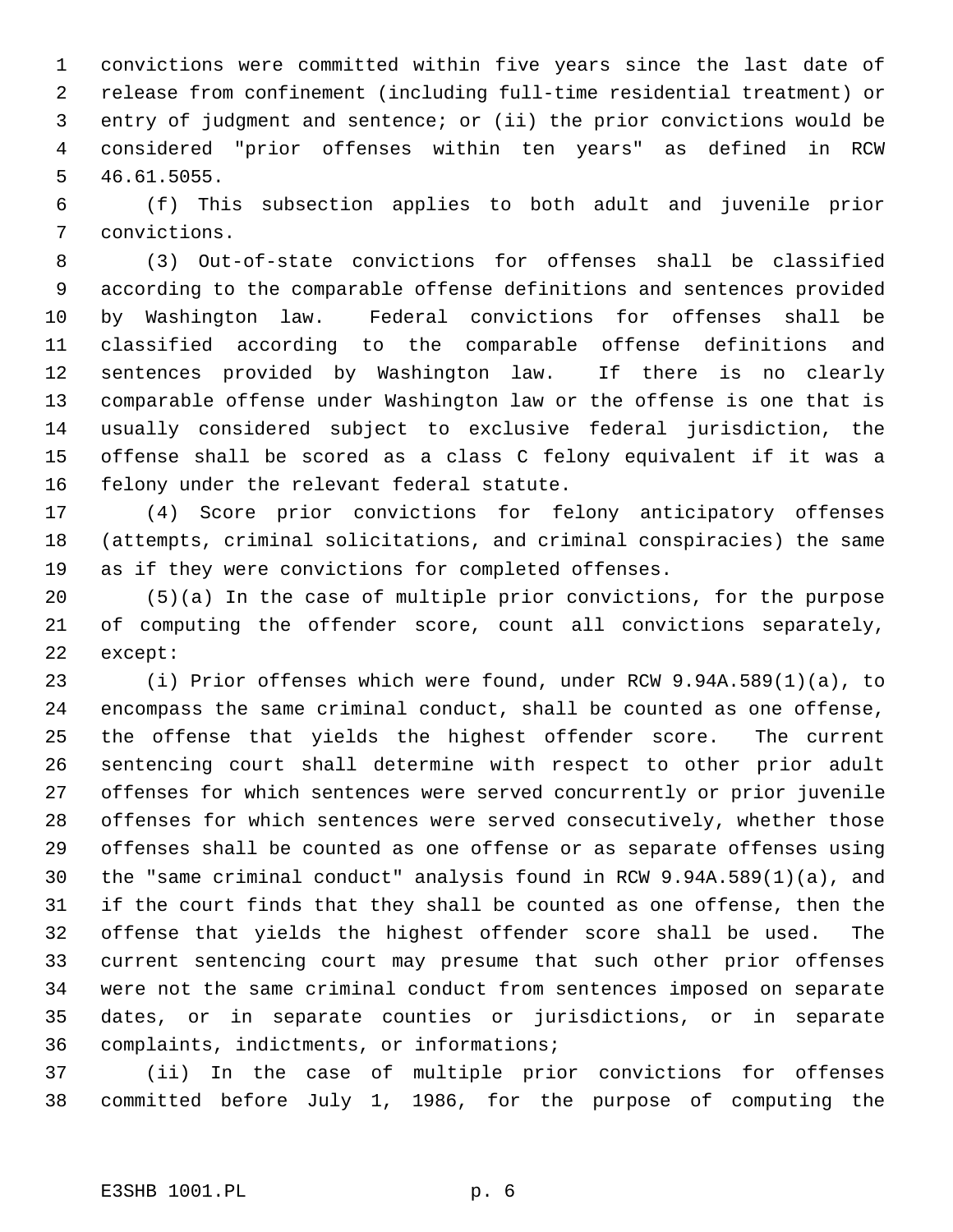convictions were committed within five years since the last date of release from confinement (including full-time residential treatment) or entry of judgment and sentence; or (ii) the prior convictions would be considered "prior offenses within ten years" as defined in RCW 46.61.5055.

(f) This subsection applies to both adult and juvenile prior convictions.

(3) Out-of-state convictions for offenses shall be classified according to the comparable offense definitions and sentences provided by Washington law. Federal convictions for offenses shall be classified according to the comparable offense definitions and sentences provided by Washington law. If there is no clearly comparable offense under Washington law or the offense is one that is usually considered subject to exclusive federal jurisdiction, the offense shall be scored as a class C felony equivalent if it was a felony under the relevant federal statute.

(4) Score prior convictions for felony anticipatory offenses (attempts, criminal solicitations, and criminal conspiracies) the same as if they were convictions for completed offenses.

(5)(a) In the case of multiple prior convictions, for the purpose of computing the offender score, count all convictions separately, except:

(i) Prior offenses which were found, under RCW 9.94A.589(1)(a), to encompass the same criminal conduct, shall be counted as one offense, the offense that yields the highest offender score. The current sentencing court shall determine with respect to other prior adult offenses for which sentences were served concurrently or prior juvenile offenses for which sentences were served consecutively, whether those offenses shall be counted as one offense or as separate offenses using the "same criminal conduct" analysis found in RCW 9.94A.589(1)(a), and if the court finds that they shall be counted as one offense, then the offense that yields the highest offender score shall be used. The current sentencing court may presume that such other prior offenses were not the same criminal conduct from sentences imposed on separate dates, or in separate counties or jurisdictions, or in separate complaints, indictments, or informations;

(ii) In the case of multiple prior convictions for offenses committed before July 1, 1986, for the purpose of computing the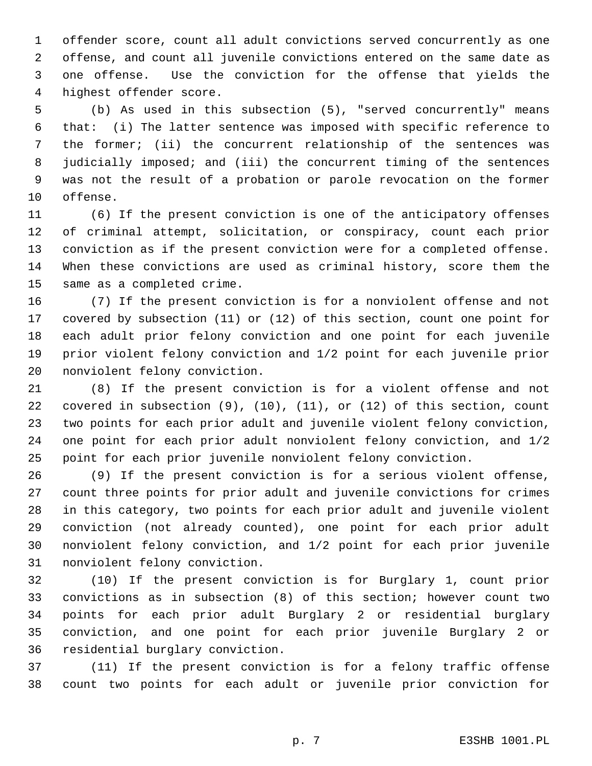offender score, count all adult convictions served concurrently as one offense, and count all juvenile convictions entered on the same date as one offense. Use the conviction for the offense that yields the highest offender score.

(b) As used in this subsection (5), "served concurrently" means that: (i) The latter sentence was imposed with specific reference to the former; (ii) the concurrent relationship of the sentences was judicially imposed; and (iii) the concurrent timing of the sentences was not the result of a probation or parole revocation on the former offense.

(6) If the present conviction is one of the anticipatory offenses of criminal attempt, solicitation, or conspiracy, count each prior conviction as if the present conviction were for a completed offense. When these convictions are used as criminal history, score them the same as a completed crime.

(7) If the present conviction is for a nonviolent offense and not covered by subsection (11) or (12) of this section, count one point for each adult prior felony conviction and one point for each juvenile prior violent felony conviction and 1/2 point for each juvenile prior nonviolent felony conviction.

(8) If the present conviction is for a violent offense and not covered in subsection (9), (10), (11), or (12) of this section, count two points for each prior adult and juvenile violent felony conviction, one point for each prior adult nonviolent felony conviction, and 1/2 point for each prior juvenile nonviolent felony conviction.

(9) If the present conviction is for a serious violent offense, count three points for prior adult and juvenile convictions for crimes in this category, two points for each prior adult and juvenile violent conviction (not already counted), one point for each prior adult nonviolent felony conviction, and 1/2 point for each prior juvenile nonviolent felony conviction.

(10) If the present conviction is for Burglary 1, count prior convictions as in subsection (8) of this section; however count two points for each prior adult Burglary 2 or residential burglary conviction, and one point for each prior juvenile Burglary 2 or residential burglary conviction.

(11) If the present conviction is for a felony traffic offense count two points for each adult or juvenile prior conviction for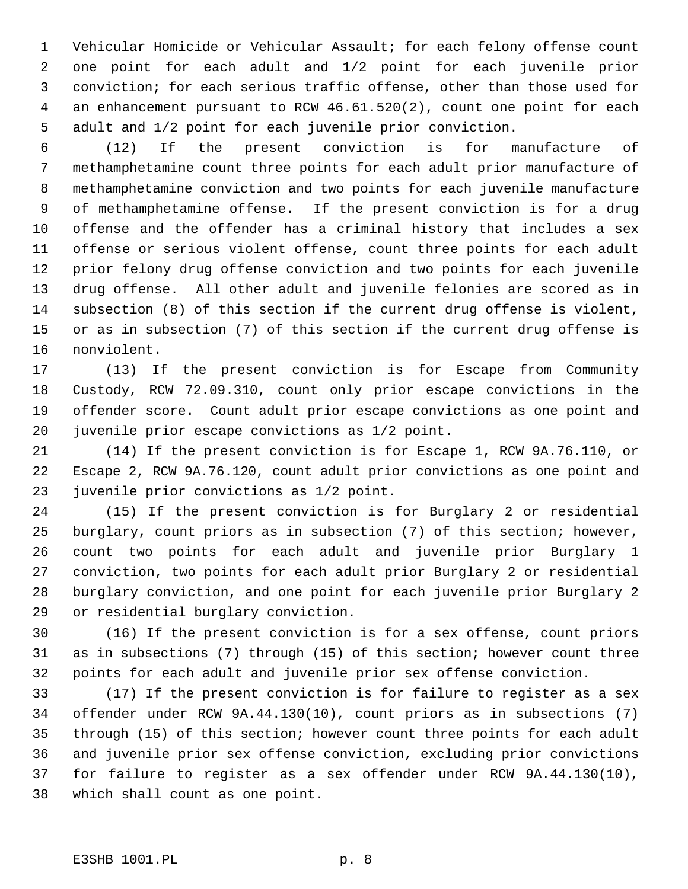Vehicular Homicide or Vehicular Assault; for each felony offense count one point for each adult and 1/2 point for each juvenile prior conviction; for each serious traffic offense, other than those used for an enhancement pursuant to RCW 46.61.520(2), count one point for each adult and 1/2 point for each juvenile prior conviction.

(12) If the present conviction is for manufacture of methamphetamine count three points for each adult prior manufacture of methamphetamine conviction and two points for each juvenile manufacture of methamphetamine offense. If the present conviction is for a drug offense and the offender has a criminal history that includes a sex offense or serious violent offense, count three points for each adult prior felony drug offense conviction and two points for each juvenile drug offense. All other adult and juvenile felonies are scored as in subsection (8) of this section if the current drug offense is violent, or as in subsection (7) of this section if the current drug offense is nonviolent.

(13) If the present conviction is for Escape from Community Custody, RCW 72.09.310, count only prior escape convictions in the offender score. Count adult prior escape convictions as one point and juvenile prior escape convictions as 1/2 point.

(14) If the present conviction is for Escape 1, RCW 9A.76.110, or Escape 2, RCW 9A.76.120, count adult prior convictions as one point and juvenile prior convictions as 1/2 point.

(15) If the present conviction is for Burglary 2 or residential burglary, count priors as in subsection (7) of this section; however, count two points for each adult and juvenile prior Burglary 1 conviction, two points for each adult prior Burglary 2 or residential burglary conviction, and one point for each juvenile prior Burglary 2 or residential burglary conviction.

(16) If the present conviction is for a sex offense, count priors as in subsections (7) through (15) of this section; however count three points for each adult and juvenile prior sex offense conviction.

(17) If the present conviction is for failure to register as a sex offender under RCW 9A.44.130(10), count priors as in subsections (7) through (15) of this section; however count three points for each adult and juvenile prior sex offense conviction, excluding prior convictions for failure to register as a sex offender under RCW 9A.44.130(10), which shall count as one point.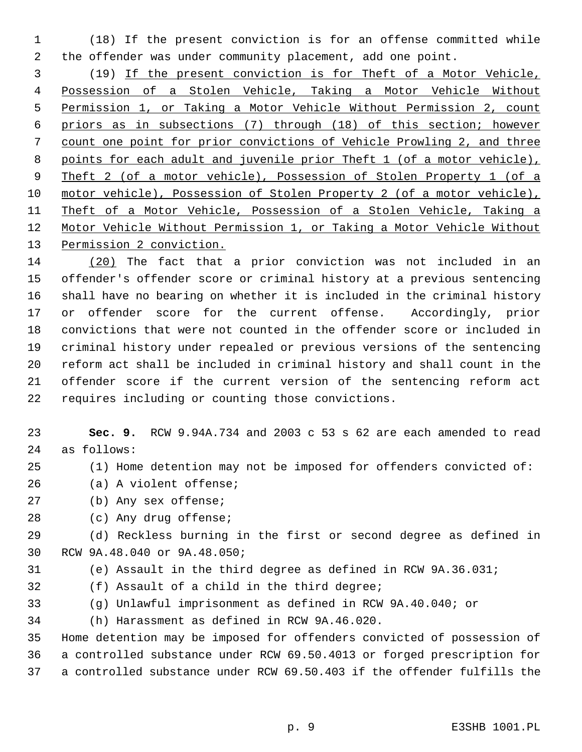(18) If the present conviction is for an offense committed while the offender was under community placement, add one point.

(19) <u>If the present conviction is for Theft of a Motor Vehicle, Possession of a Stolen Vehicle, Taking a Motor Vehicle Without Permission 1, or Taking a Motor Vehicle Without Permission 2, count priors as in subsections (7) through (18) of this section; however count one point for prior convictions of Vehicle Prowling 2, and three points for each adult and juvenile prior Theft 1 (of a motor vehicle), Theft 2 (of a motor vehicle), Possession of Stolen Property 1 (of a motor vehicle), Possession of Stolen Property 2 (of a motor vehicle), Theft of a Motor Vehicle, Possession of a Stolen Vehicle, Taking a Motor Vehicle Without Permission 1, or Taking a Motor Vehicle Without Permission 2 conviction.</u>

<u>(20)</u> The fact that a prior conviction was not included in an offender's offender score or criminal history at a previous sentencing shall have no bearing on whether it is included in the criminal history or offender score for the current offense. Accordingly, prior convictions that were not counted in the offender score or included in criminal history under repealed or previous versions of the sentencing reform act shall be included in criminal history and shall count in the offender score if the current version of the sentencing reform act requires including or counting those convictions.

**Sec. 9.** RCW 9.94A.734 and 2003 c 53 s 62 are each amended to read as follows:

(1) Home detention may not be imposed for offenders convicted of:

(a) A violent offense;

(b) Any sex offense;

(c) Any drug offense;

(d) Reckless burning in the first or second degree as defined in RCW 9A.48.040 or 9A.48.050;

(e) Assault in the third degree as defined in RCW 9A.36.031;

(f) Assault of a child in the third degree;

(g) Unlawful imprisonment as defined in RCW 9A.40.040; or

(h) Harassment as defined in RCW 9A.46.020.

Home detention may be imposed for offenders convicted of possession of a controlled substance under RCW 69.50.4013 or forged prescription for a controlled substance under RCW 69.50.403 if the offender fulfills the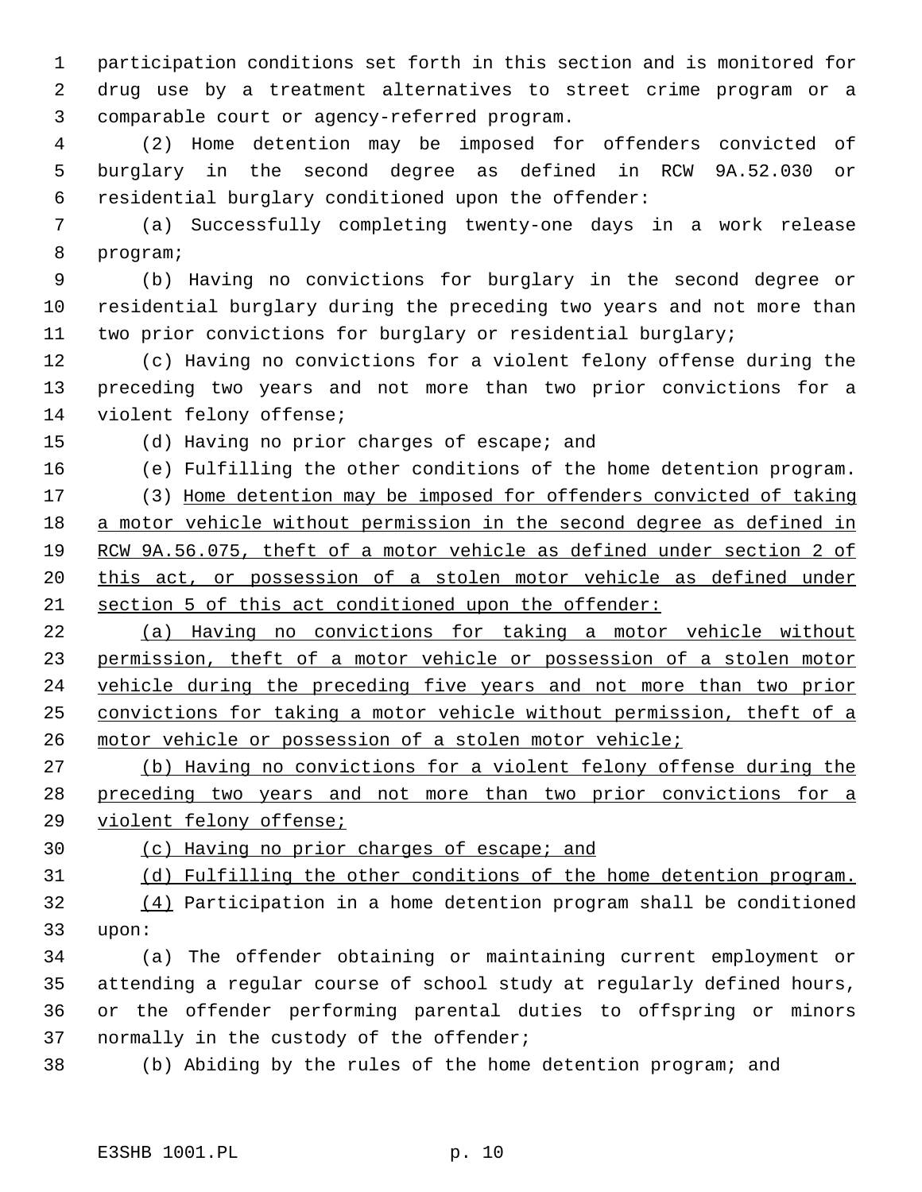participation conditions set forth in this section and is monitored for drug use by a treatment alternatives to street crime program or a comparable court or agency-referred program.

(2) Home detention may be imposed for offenders convicted of burglary in the second degree as defined in RCW 9A.52.030 or residential burglary conditioned upon the offender:

(a) Successfully completing twenty-one days in a work release program;

(b) Having no convictions for burglary in the second degree or residential burglary during the preceding two years and not more than two prior convictions for burglary or residential burglary;

(c) Having no convictions for a violent felony offense during the preceding two years and not more than two prior convictions for a violent felony offense;

(d) Having no prior charges of escape; and

(e) Fulfilling the other conditions of the home detention program.

(3) <u>Home detention may be imposed for offenders convicted of taking a motor vehicle without permission in the second degree as defined in RCW 9A.56.075, theft of a motor vehicle as defined under section 2 of this act, or possession of a stolen motor vehicle as defined under section 5 of this act conditioned upon the offender:</u>

<u>(a) Having no convictions for taking a motor vehicle without permission, theft of a motor vehicle or possession of a stolen motor vehicle during the preceding five years and not more than two prior convictions for taking a motor vehicle without permission, theft of a motor vehicle or possession of a stolen motor vehicle;</u>

<u>(b) Having no convictions for a violent felony offense during the preceding two years and not more than two prior convictions for a violent felony offense;</u>

<u>(c) Having no prior charges of escape; and</u>

<u>(d) Fulfilling the other conditions of the home detention program.</u>

<u>(4)</u> Participation in a home detention program shall be conditioned upon:

(a) The offender obtaining or maintaining current employment or attending a regular course of school study at regularly defined hours, or the offender performing parental duties to offspring or minors normally in the custody of the offender;

(b) Abiding by the rules of the home detention program; and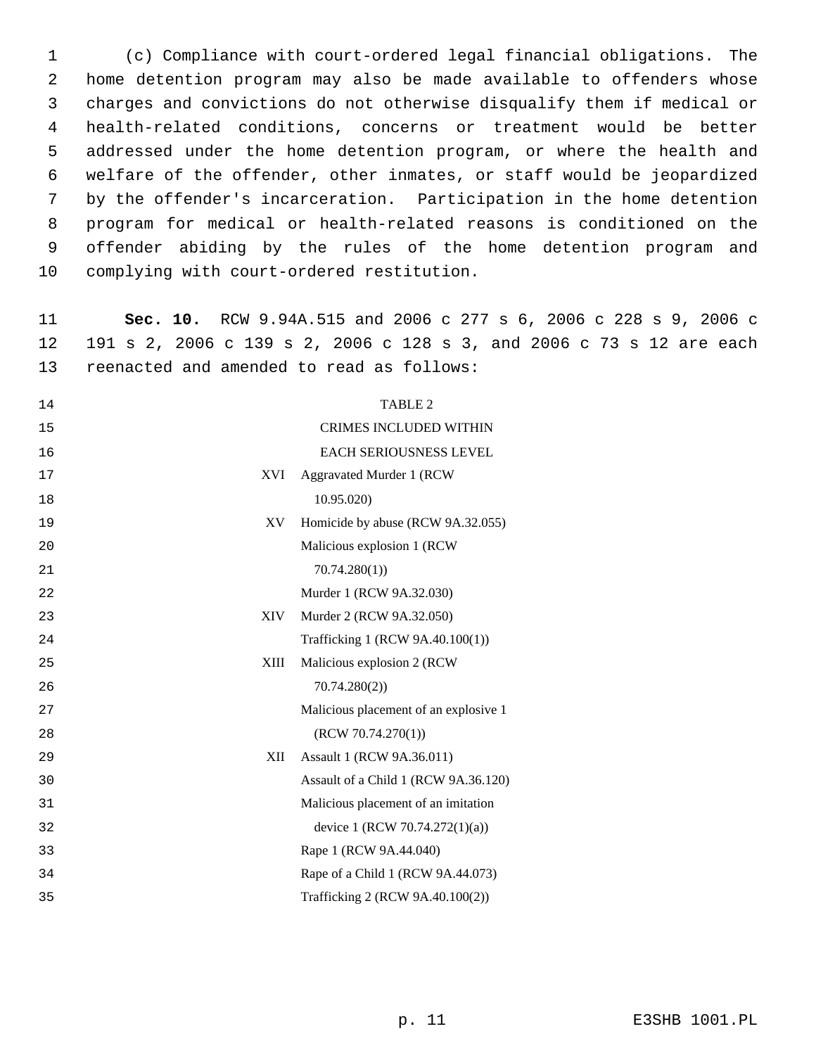(c) Compliance with court-ordered legal financial obligations. The home detention program may also be made available to offenders whose charges and convictions do not otherwise disqualify them if medical or health-related conditions, concerns or treatment would be better addressed under the home detention program, or where the health and welfare of the offender, other inmates, or staff would be jeopardized by the offender's incarceration. Participation in the home detention program for medical or health-related reasons is conditioned on the offender abiding by the rules of the home detention program and complying with court-ordered restitution.

**Sec. 10.** RCW 9.94A.515 and 2006 c 277 s 6, 2006 c 228 s 9, 2006 c 191 s 2, 2006 c 139 s 2, 2006 c 128 s 3, and 2006 c 73 s 12 are each reenacted and amended to read as follows:

TABLE 2

CRIMES INCLUDED WITHIN EACH SERIOUSNESS LEVEL

| | |
|---|---|
| XVI | Aggravated Murder 1 (RCW 10.95.020) |
| XV | Homicide by abuse (RCW 9A.32.055) |
| | Malicious explosion 1 (RCW 70.74.280(1)) |
| | Murder 1 (RCW 9A.32.030) |
| XIV | Murder 2 (RCW 9A.32.050) |
| | Trafficking 1 (RCW 9A.40.100(1)) |
| XIII | Malicious explosion 2 (RCW 70.74.280(2)) |
| | Malicious placement of an explosive 1 (RCW 70.74.270(1)) |
| XII | Assault 1 (RCW 9A.36.011) |
| | Assault of a Child 1 (RCW 9A.36.120) |
| | Malicious placement of an imitation device 1 (RCW 70.74.272(1)(a)) |
| | Rape 1 (RCW 9A.44.040) |
| | Rape of a Child 1 (RCW 9A.44.073) |
| | Trafficking 2 (RCW 9A.40.100(2)) |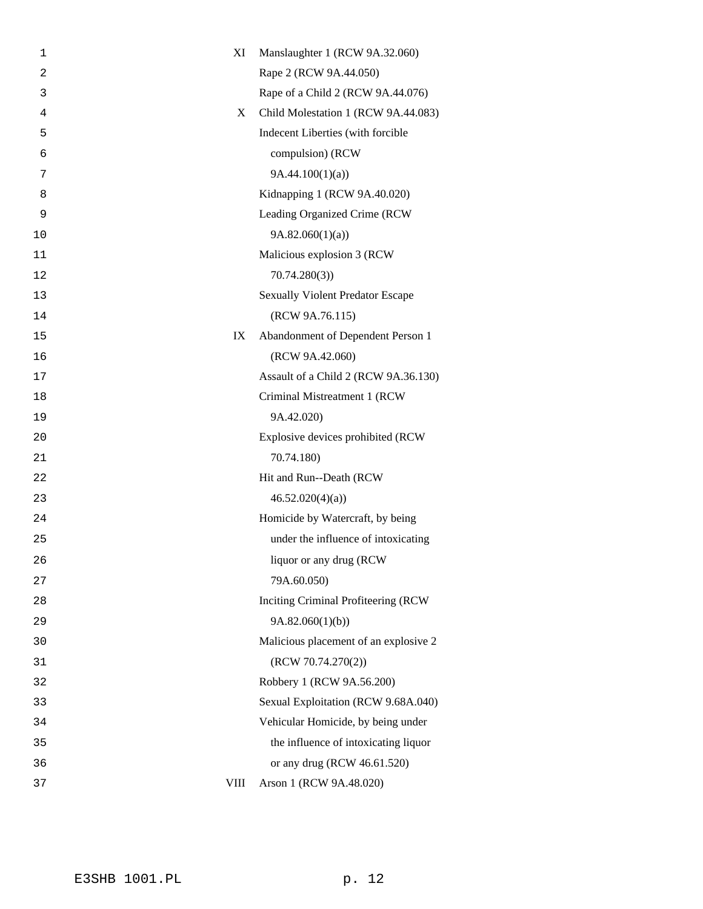| | |
|---|---|
| XI | Manslaughter 1 (RCW 9A.32.060) |
| | Rape 2 (RCW 9A.44.050) |
| | Rape of a Child 2 (RCW 9A.44.076) |
| X | Child Molestation 1 (RCW 9A.44.083) |
| | Indecent Liberties (with forcible compulsion) (RCW 9A.44.100(1)(a)) |
| | Kidnapping 1 (RCW 9A.40.020) |
| | Leading Organized Crime (RCW 9A.82.060(1)(a)) |
| | Malicious explosion 3 (RCW 70.74.280(3)) |
| | Sexually Violent Predator Escape (RCW 9A.76.115) |
| IX | Abandonment of Dependent Person 1 (RCW 9A.42.060) |
| | Assault of a Child 2 (RCW 9A.36.130) |
| | Criminal Mistreatment 1 (RCW 9A.42.020) |
| | Explosive devices prohibited (RCW 70.74.180) |
| | Hit and Run--Death (RCW 46.52.020(4)(a)) |
| | Homicide by Watercraft, by being under the influence of intoxicating liquor or any drug (RCW 79A.60.050) |
| | Inciting Criminal Profiteering (RCW 9A.82.060(1)(b)) |
| | Malicious placement of an explosive 2 (RCW 70.74.270(2)) |
| | Robbery 1 (RCW 9A.56.200) |
| | Sexual Exploitation (RCW 9.68A.040) |
| | Vehicular Homicide, by being under the influence of intoxicating liquor or any drug (RCW 46.61.520) |
| VIII | Arson 1 (RCW 9A.48.020) |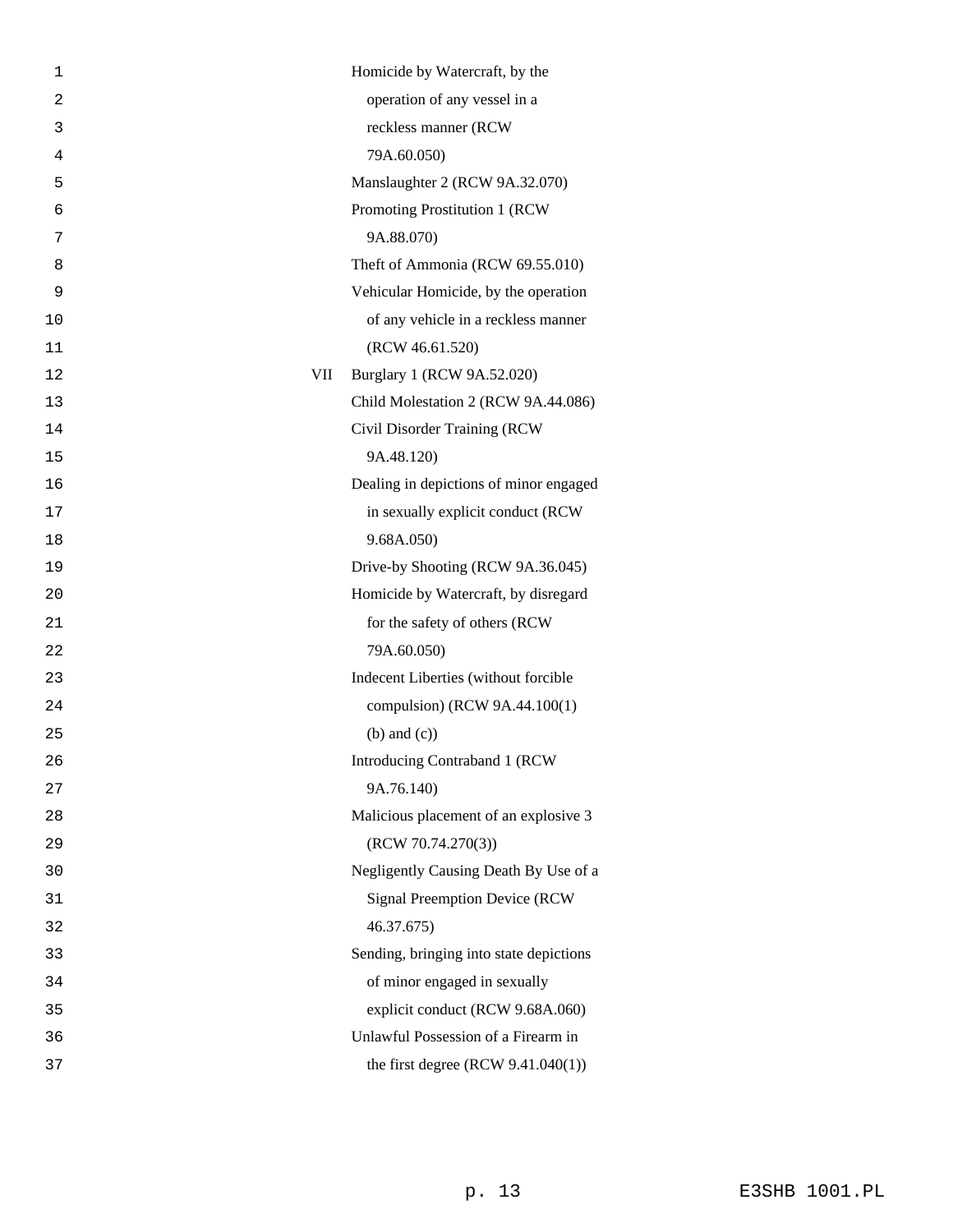| | |
|---|---|
| | Homicide by Watercraft, by the operation of any vessel in a reckless manner (RCW 79A.60.050) |
| | Manslaughter 2 (RCW 9A.32.070) |
| | Promoting Prostitution 1 (RCW 9A.88.070) |
| | Theft of Ammonia (RCW 69.55.010) |
| | Vehicular Homicide, by the operation of any vehicle in a reckless manner (RCW 46.61.520) |
| VII | Burglary 1 (RCW 9A.52.020) |
| | Child Molestation 2 (RCW 9A.44.086) |
| | Civil Disorder Training (RCW 9A.48.120) |
| | Dealing in depictions of minor engaged in sexually explicit conduct (RCW 9.68A.050) |
| | Drive-by Shooting (RCW 9A.36.045) |
| | Homicide by Watercraft, by disregard for the safety of others (RCW 79A.60.050) |
| | Indecent Liberties (without forcible compulsion) (RCW 9A.44.100(1) (b) and (c)) |
| | Introducing Contraband 1 (RCW 9A.76.140) |
| | Malicious placement of an explosive 3 (RCW 70.74.270(3)) |
| | Negligently Causing Death By Use of a Signal Preemption Device (RCW 46.37.675) |
| | Sending, bringing into state depictions of minor engaged in sexually explicit conduct (RCW 9.68A.060) |
| | Unlawful Possession of a Firearm in the first degree (RCW 9.41.040(1)) |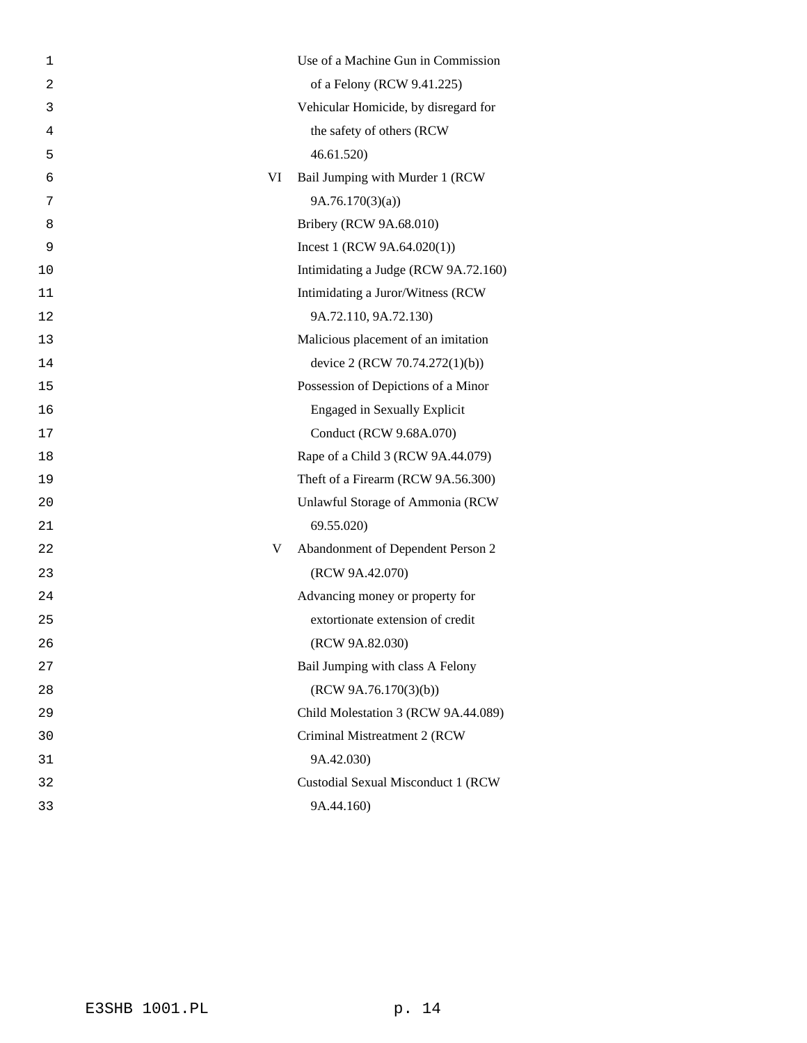| | |
|---|---|
| | Use of a Machine Gun in Commission of a Felony (RCW 9.41.225) |
| | Vehicular Homicide, by disregard for the safety of others (RCW 46.61.520) |
| VI | Bail Jumping with Murder 1 (RCW 9A.76.170(3)(a)) |
| | Bribery (RCW 9A.68.010) |
| | Incest 1 (RCW 9A.64.020(1)) |
| | Intimidating a Judge (RCW 9A.72.160) |
| | Intimidating a Juror/Witness (RCW 9A.72.110, 9A.72.130) |
| | Malicious placement of an imitation device 2 (RCW 70.74.272(1)(b)) |
| | Possession of Depictions of a Minor Engaged in Sexually Explicit Conduct (RCW 9.68A.070) |
| | Rape of a Child 3 (RCW 9A.44.079) |
| | Theft of a Firearm (RCW 9A.56.300) |
| | Unlawful Storage of Ammonia (RCW 69.55.020) |
| V | Abandonment of Dependent Person 2 (RCW 9A.42.070) |
| | Advancing money or property for extortionate extension of credit (RCW 9A.82.030) |
| | Bail Jumping with class A Felony (RCW 9A.76.170(3)(b)) |
| | Child Molestation 3 (RCW 9A.44.089) |
| | Criminal Mistreatment 2 (RCW 9A.42.030) |
| | Custodial Sexual Misconduct 1 (RCW 9A.44.160) |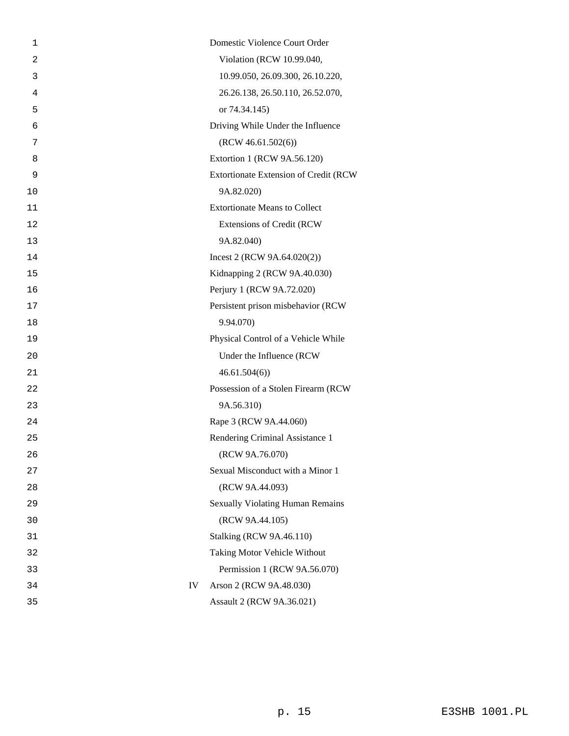Domestic Violence Court Order Violation (RCW 10.99.040, 10.99.050, 26.09.300, 26.10.220, 26.26.138, 26.50.110, 26.52.070, or 74.34.145)

Driving While Under the Influence (RCW 46.61.502(6))

Extortion 1 (RCW 9A.56.120)

Extortionate Extension of Credit (RCW 9A.82.020)

Extortionate Means to Collect Extensions of Credit (RCW 9A.82.040)

Incest 2 (RCW 9A.64.020(2))

Kidnapping 2 (RCW 9A.40.030)

Perjury 1 (RCW 9A.72.020)

Persistent prison misbehavior (RCW 9.94.070)

Physical Control of a Vehicle While Under the Influence (RCW 46.61.504(6))

Possession of a Stolen Firearm (RCW 9A.56.310)

Rape 3 (RCW 9A.44.060)

Rendering Criminal Assistance 1 (RCW 9A.76.070)

Sexual Misconduct with a Minor 1 (RCW 9A.44.093)

Sexually Violating Human Remains (RCW 9A.44.105)

Stalking (RCW 9A.46.110)

Taking Motor Vehicle Without Permission 1 (RCW 9A.56.070)

IV Arson 2 (RCW 9A.48.030)

Assault 2 (RCW 9A.36.021)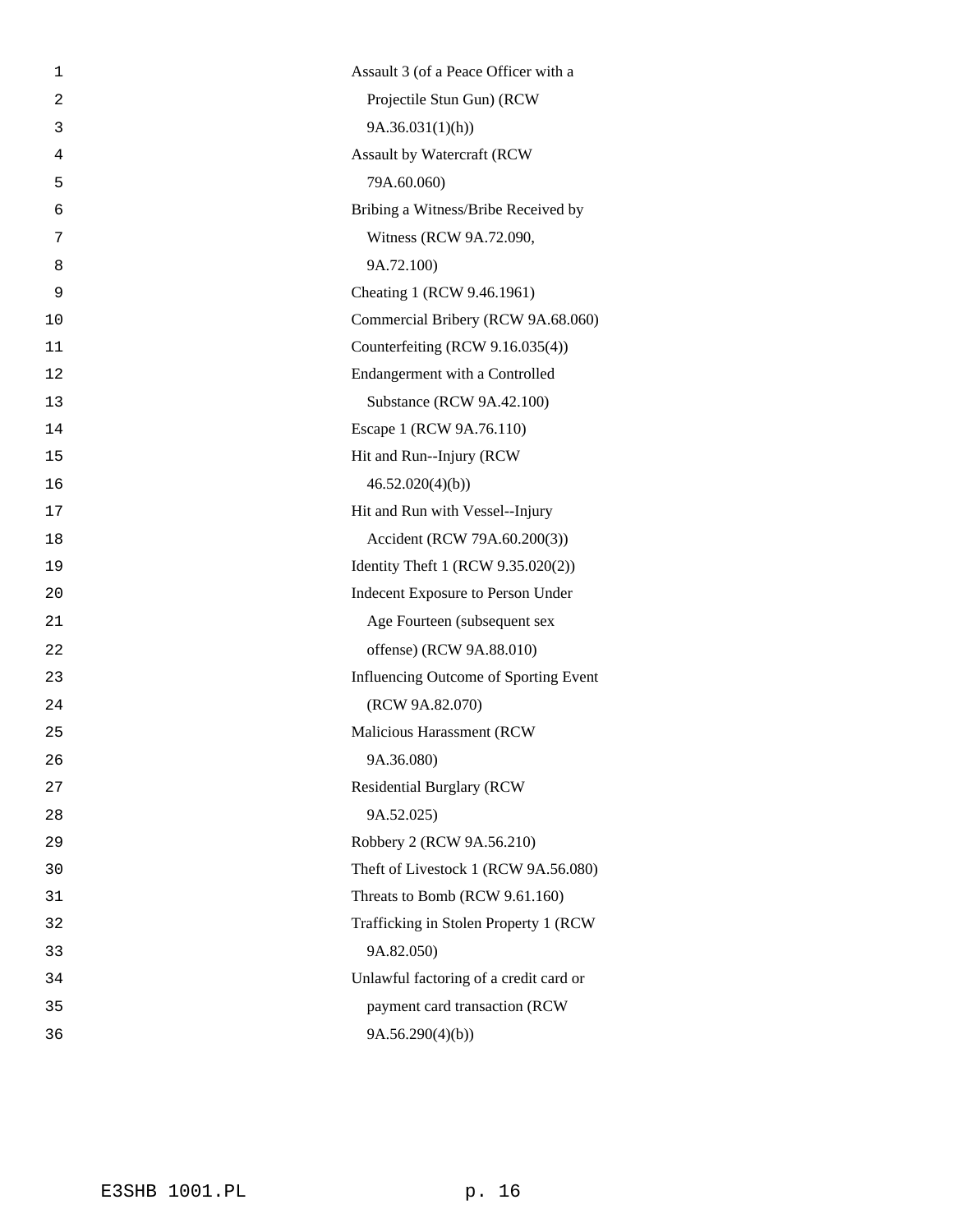Assault 3 (of a Peace Officer with a Projectile Stun Gun) (RCW 9A.36.031(1)(h))

Assault by Watercraft (RCW 79A.60.060)

Bribing a Witness/Bribe Received by Witness (RCW 9A.72.090, 9A.72.100)

Cheating 1 (RCW 9.46.1961)

Commercial Bribery (RCW 9A.68.060)

Counterfeiting (RCW 9.16.035(4))

Endangerment with a Controlled Substance (RCW 9A.42.100)

Escape 1 (RCW 9A.76.110)

Hit and Run--Injury (RCW 46.52.020(4)(b))

Hit and Run with Vessel--Injury Accident (RCW 79A.60.200(3))

Identity Theft 1 (RCW 9.35.020(2))

Indecent Exposure to Person Under Age Fourteen (subsequent sex offense) (RCW 9A.88.010)

Influencing Outcome of Sporting Event (RCW 9A.82.070)

Malicious Harassment (RCW 9A.36.080)

Residential Burglary (RCW 9A.52.025)

Robbery 2 (RCW 9A.56.210)

Theft of Livestock 1 (RCW 9A.56.080)

Threats to Bomb (RCW 9.61.160)

Trafficking in Stolen Property 1 (RCW 9A.82.050)

Unlawful factoring of a credit card or payment card transaction (RCW 9A.56.290(4)(b))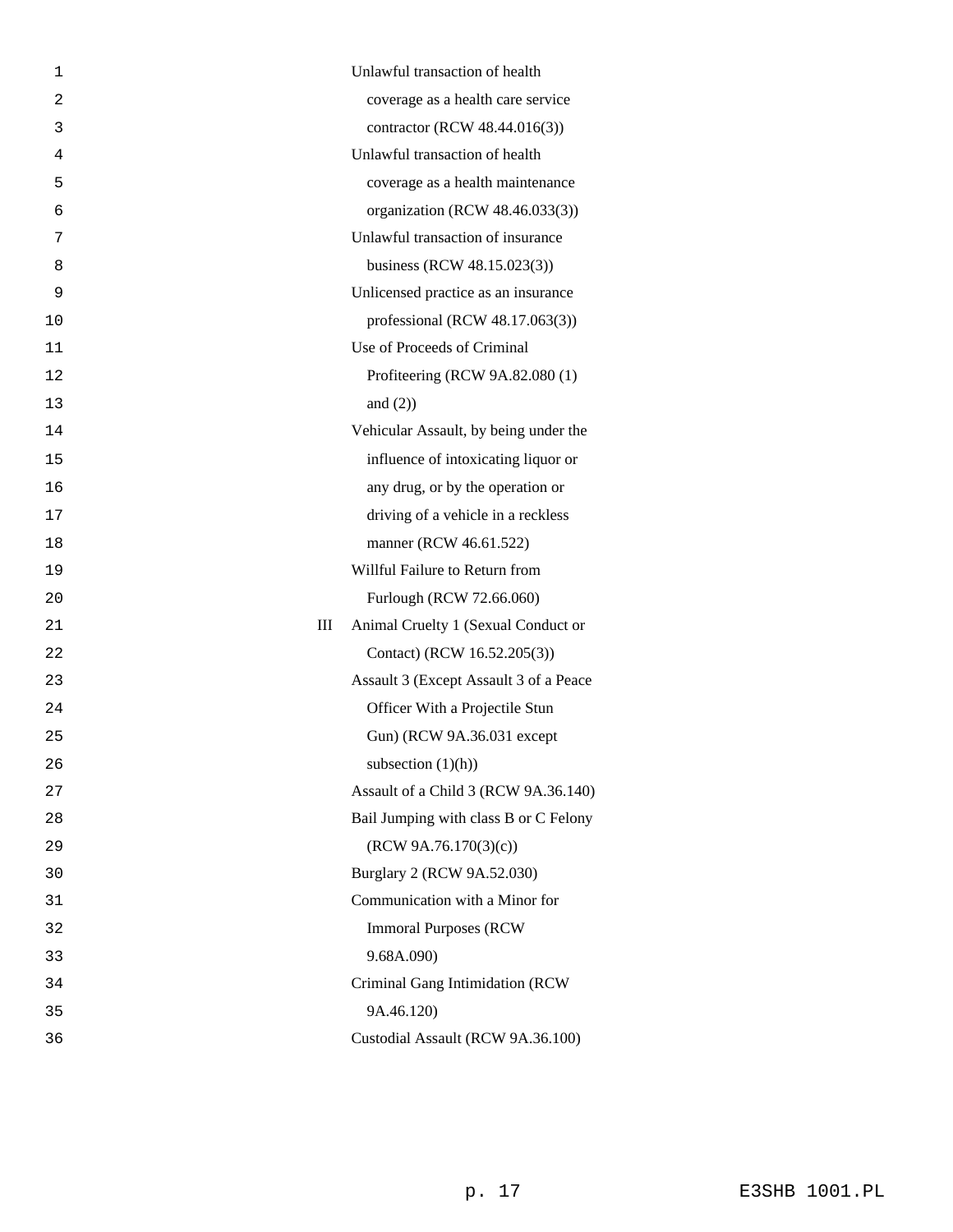| | |
|---|---|
| | Unlawful transaction of health coverage as a health care service contractor (RCW 48.44.016(3)) |
| | Unlawful transaction of health coverage as a health maintenance organization (RCW 48.46.033(3)) |
| | Unlawful transaction of insurance business (RCW 48.15.023(3)) |
| | Unlicensed practice as an insurance professional (RCW 48.17.063(3)) |
| | Use of Proceeds of Criminal Profiteering (RCW 9A.82.080 (1) and (2)) |
| | Vehicular Assault, by being under the influence of intoxicating liquor or any drug, or by the operation or driving of a vehicle in a reckless manner (RCW 46.61.522) |
| | Willful Failure to Return from Furlough (RCW 72.66.060) |
| III | Animal Cruelty 1 (Sexual Conduct or Contact) (RCW 16.52.205(3)) |
| | Assault 3 (Except Assault 3 of a Peace Officer With a Projectile Stun Gun) (RCW 9A.36.031 except subsection (1)(h)) |
| | Assault of a Child 3 (RCW 9A.36.140) |
| | Bail Jumping with class B or C Felony (RCW 9A.76.170(3)(c)) |
| | Burglary 2 (RCW 9A.52.030) |
| | Communication with a Minor for Immoral Purposes (RCW 9.68A.090) |
| | Criminal Gang Intimidation (RCW 9A.46.120) |
| | Custodial Assault (RCW 9A.36.100) |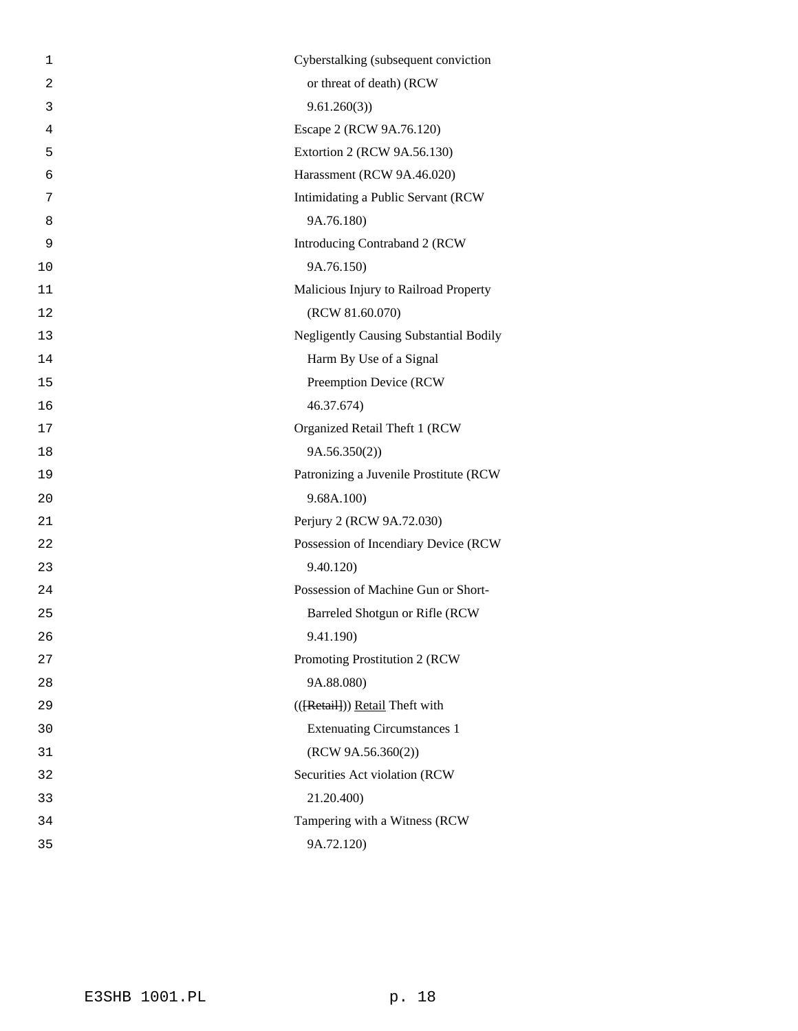Cyberstalking (subsequent conviction or threat of death) (RCW 9.61.260(3))

Escape 2 (RCW 9A.76.120)

Extortion 2 (RCW 9A.56.130)

Harassment (RCW 9A.46.020)

Intimidating a Public Servant (RCW 9A.76.180)

Introducing Contraband 2 (RCW 9A.76.150)

Malicious Injury to Railroad Property (RCW 81.60.070)

Negligently Causing Substantial Bodily Harm By Use of a Signal Preemption Device (RCW 46.37.674)

Organized Retail Theft 1 (RCW 9A.56.350(2))

Patronizing a Juvenile Prostitute (RCW 9.68A.100)

Perjury 2 (RCW 9A.72.030)

Possession of Incendiary Device (RCW 9.40.120)

Possession of Machine Gun or Short-Barreled Shotgun or Rifle (RCW 9.41.190)

Promoting Prostitution 2 (RCW 9A.88.080)

(([Retail])) Retail Theft with Extenuating Circumstances 1 (RCW 9A.56.360(2))

Securities Act violation (RCW 21.20.400)

Tampering with a Witness (RCW 9A.72.120)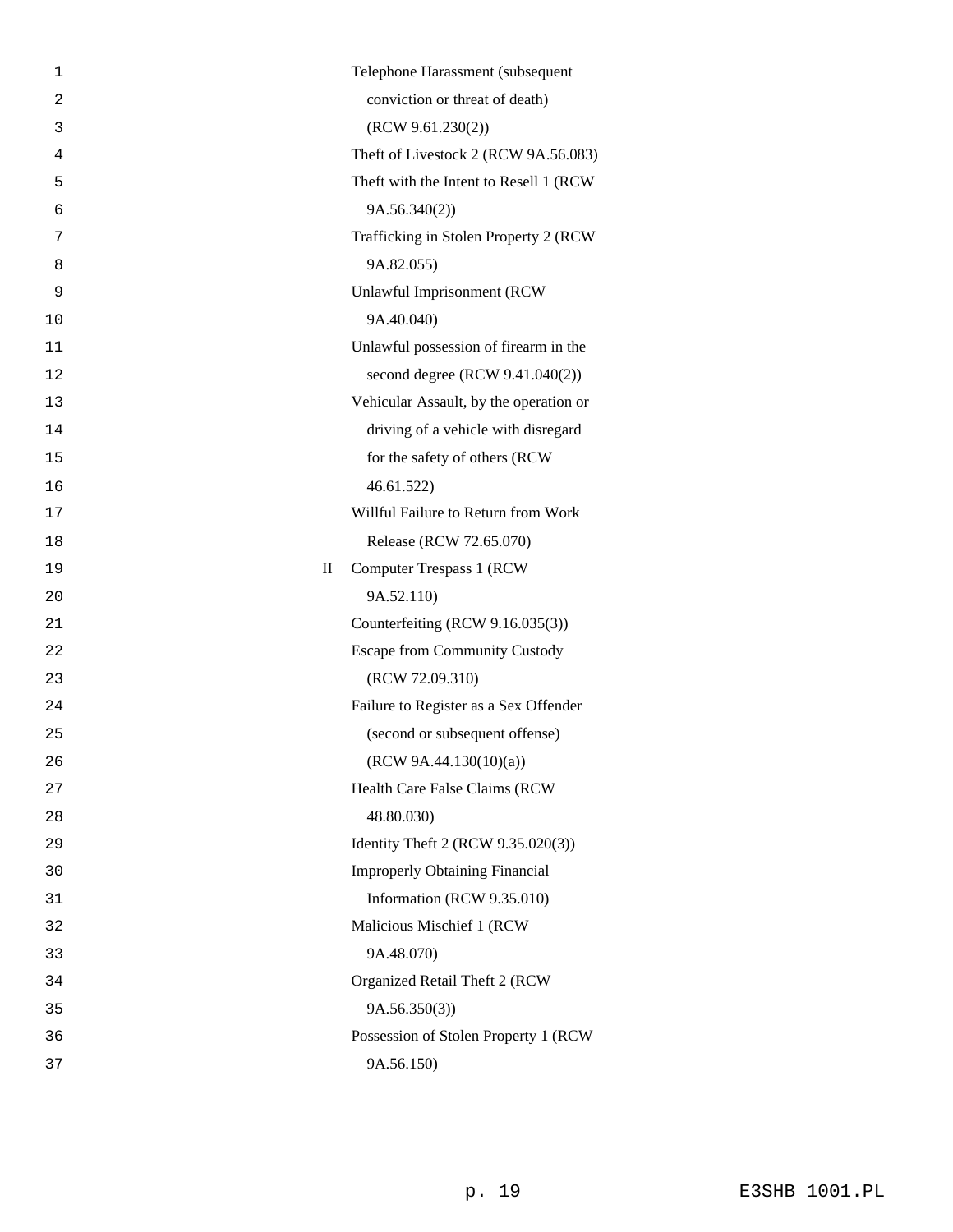| | |
|---|---|
| | Telephone Harassment (subsequent conviction or threat of death) (RCW 9.61.230(2)) |
| | Theft of Livestock 2 (RCW 9A.56.083) |
| | Theft with the Intent to Resell 1 (RCW 9A.56.340(2)) |
| | Trafficking in Stolen Property 2 (RCW 9A.82.055) |
| | Unlawful Imprisonment (RCW 9A.40.040) |
| | Unlawful possession of firearm in the second degree (RCW 9.41.040(2)) |
| | Vehicular Assault, by the operation or driving of a vehicle with disregard for the safety of others (RCW 46.61.522) |
| | Willful Failure to Return from Work Release (RCW 72.65.070) |
| II | Computer Trespass 1 (RCW 9A.52.110) |
| | Counterfeiting (RCW 9.16.035(3)) |
| | Escape from Community Custody (RCW 72.09.310) |
| | Failure to Register as a Sex Offender (second or subsequent offense) (RCW 9A.44.130(10)(a)) |
| | Health Care False Claims (RCW 48.80.030) |
| | Identity Theft 2 (RCW 9.35.020(3)) |
| | Improperly Obtaining Financial Information (RCW 9.35.010) |
| | Malicious Mischief 1 (RCW 9A.48.070) |
| | Organized Retail Theft 2 (RCW 9A.56.350(3)) |
| | Possession of Stolen Property 1 (RCW 9A.56.150) |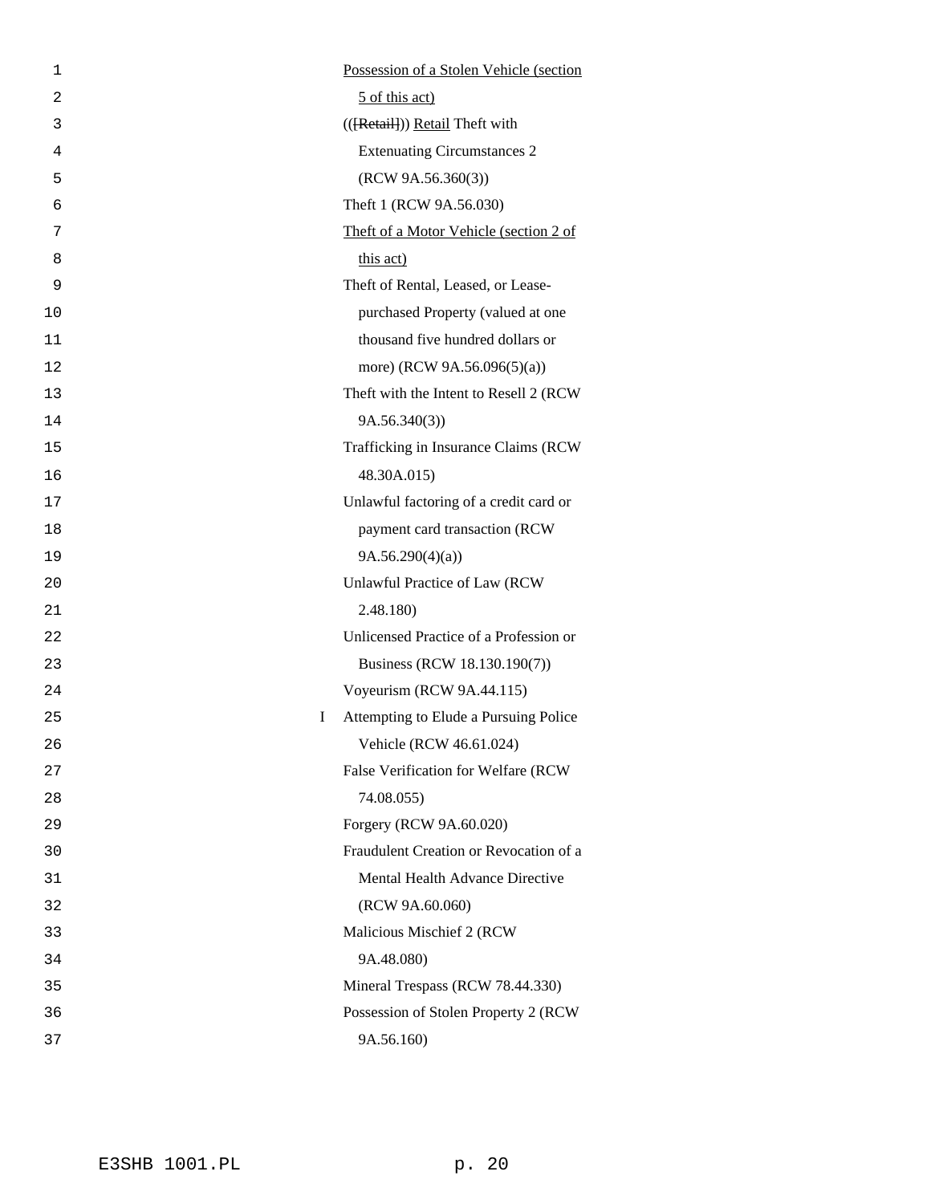Possession of a Stolen Vehicle (section 5 of this act)

(([Retail])) Retail Theft with Extenuating Circumstances 2 (RCW 9A.56.360(3))

Theft 1 (RCW 9A.56.030)

Theft of a Motor Vehicle (section 2 of this act)

Theft of Rental, Leased, or Lease-purchased Property (valued at one thousand five hundred dollars or more) (RCW 9A.56.096(5)(a))

Theft with the Intent to Resell 2 (RCW 9A.56.340(3))

Trafficking in Insurance Claims (RCW 48.30A.015)

Unlawful factoring of a credit card or payment card transaction (RCW 9A.56.290(4)(a))

Unlawful Practice of Law (RCW 2.48.180)

Unlicensed Practice of a Profession or Business (RCW 18.130.190(7))

Voyeurism (RCW 9A.44.115)

I Attempting to Elude a Pursuing Police Vehicle (RCW 46.61.024)

False Verification for Welfare (RCW 74.08.055)

Forgery (RCW 9A.60.020)

Fraudulent Creation or Revocation of a Mental Health Advance Directive (RCW 9A.60.060)

Malicious Mischief 2 (RCW 9A.48.080)

Mineral Trespass (RCW 78.44.330)

Possession of Stolen Property 2 (RCW 9A.56.160)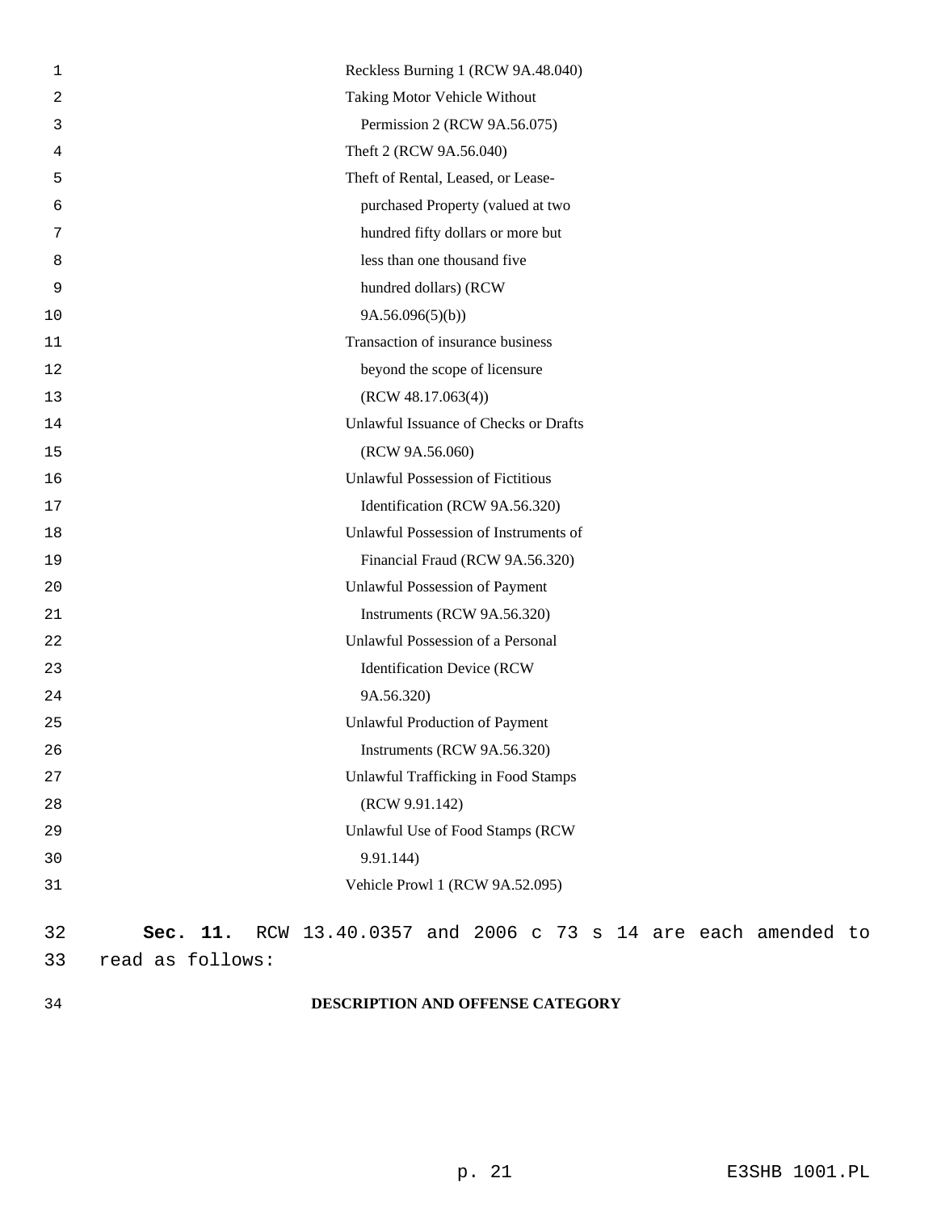Reckless Burning 1 (RCW 9A.48.040)

Taking Motor Vehicle Without Permission 2 (RCW 9A.56.075)

Theft 2 (RCW 9A.56.040)

Theft of Rental, Leased, or Lease-purchased Property (valued at two hundred fifty dollars or more but less than one thousand five hundred dollars) (RCW 9A.56.096(5)(b))

Transaction of insurance business beyond the scope of licensure (RCW 48.17.063(4))

Unlawful Issuance of Checks or Drafts (RCW 9A.56.060)

Unlawful Possession of Fictitious Identification (RCW 9A.56.320)

Unlawful Possession of Instruments of Financial Fraud (RCW 9A.56.320)

Unlawful Possession of Payment Instruments (RCW 9A.56.320)

Unlawful Possession of a Personal Identification Device (RCW 9A.56.320)

Unlawful Production of Payment Instruments (RCW 9A.56.320)

Unlawful Trafficking in Food Stamps (RCW 9.91.142)

Unlawful Use of Food Stamps (RCW 9.91.144)

Vehicle Prowl 1 (RCW 9A.52.095)

**Sec. 11.** RCW 13.40.0357 and 2006 c 73 s 14 are each amended to read as follows:

**DESCRIPTION AND OFFENSE CATEGORY**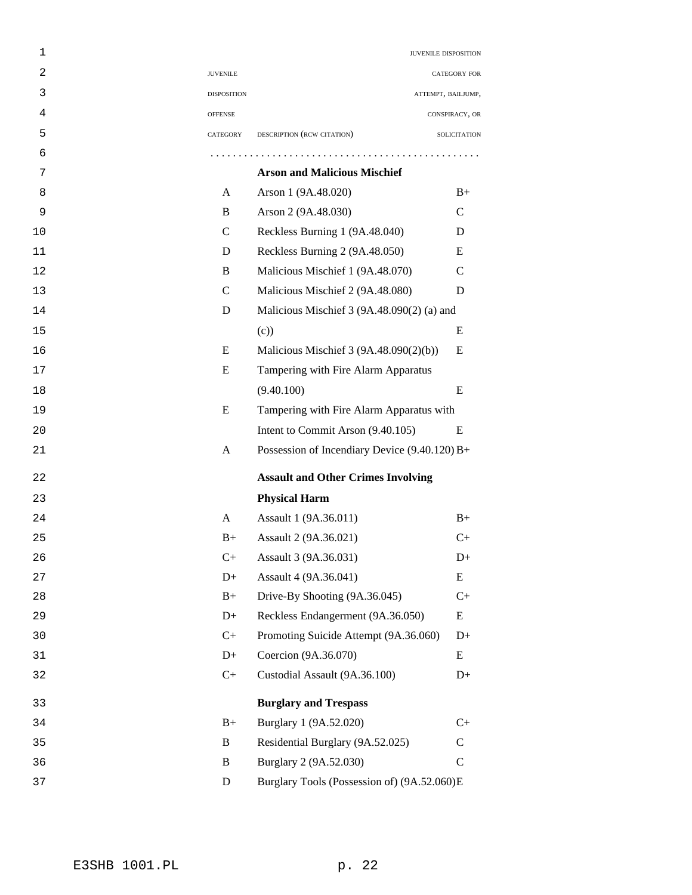| JUVENILE DISPOSITION OFFENSE CATEGORY | DESCRIPTION (RCW CITATION) | JUVENILE DISPOSITION CATEGORY FOR ATTEMPT, BAILJUMP, CONSPIRACY, OR SOLICITATION |
|---|---|---|
| | **Arson and Malicious Mischief** | |
| A | Arson 1 (9A.48.020) | B+ |
| B | Arson 2 (9A.48.030) | C |
| C | Reckless Burning 1 (9A.48.040) | D |
| D | Reckless Burning 2 (9A.48.050) | E |
| B | Malicious Mischief 1 (9A.48.070) | C |
| C | Malicious Mischief 2 (9A.48.080) | D |
| D | Malicious Mischief 3 (9A.48.090(2) (a) and (c)) | E |
| E | Malicious Mischief 3 (9A.48.090(2)(b)) | E |
| E | Tampering with Fire Alarm Apparatus (9.40.100) | E |
| E | Tampering with Fire Alarm Apparatus with Intent to Commit Arson (9.40.105) | E |
| A | Possession of Incendiary Device (9.40.120) | B+ |
| | **Assault and Other Crimes Involving Physical Harm** | |
| A | Assault 1 (9A.36.011) | B+ |
| B+ | Assault 2 (9A.36.021) | C+ |
| C+ | Assault 3 (9A.36.031) | D+ |
| D+ | Assault 4 (9A.36.041) | E |
| B+ | Drive-By Shooting (9A.36.045) | C+ |
| D+ | Reckless Endangerment (9A.36.050) | E |
| C+ | Promoting Suicide Attempt (9A.36.060) | D+ |
| D+ | Coercion (9A.36.070) | E |
| C+ | Custodial Assault (9A.36.100) | D+ |
| | **Burglary and Trespass** | |
| B+ | Burglary 1 (9A.52.020) | C+ |
| B | Residential Burglary (9A.52.025) | C |
| B | Burglary 2 (9A.52.030) | C |
| D | Burglary Tools (Possession of) (9A.52.060) | E |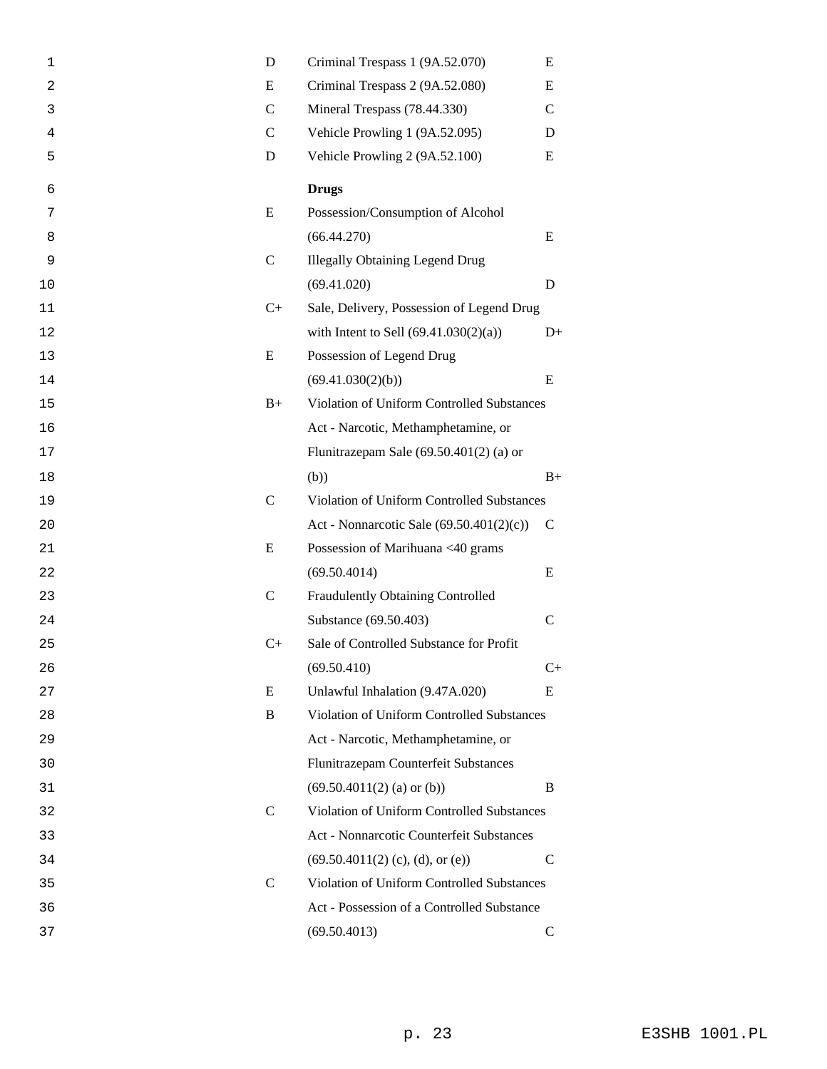| | | |
|---|---|---|
| D | Criminal Trespass 1 (9A.52.070) | E |
| E | Criminal Trespass 2 (9A.52.080) | E |
| C | Mineral Trespass (78.44.330) | C |
| C | Vehicle Prowling 1 (9A.52.095) | D |
| D | Vehicle Prowling 2 (9A.52.100) | E |
| | **Drugs** | |
| E | Possession/Consumption of Alcohol (66.44.270) | E |
| C | Illegally Obtaining Legend Drug (69.41.020) | D |
| C+ | Sale, Delivery, Possession of Legend Drug with Intent to Sell (69.41.030(2)(a)) | D+ |
| E | Possession of Legend Drug (69.41.030(2)(b)) | E |
| B+ | Violation of Uniform Controlled Substances Act - Narcotic, Methamphetamine, or Flunitrazepam Sale (69.50.401(2) (a) or (b)) | B+ |
| C | Violation of Uniform Controlled Substances Act - Nonnarcotic Sale (69.50.401(2)(c)) | C |
| E | Possession of Marihuana <40 grams (69.50.4014) | E |
| C | Fraudulently Obtaining Controlled Substance (69.50.403) | C |
| C+ | Sale of Controlled Substance for Profit (69.50.410) | C+ |
| E | Unlawful Inhalation (9.47A.020) | E |
| B | Violation of Uniform Controlled Substances Act - Narcotic, Methamphetamine, or Flunitrazepam Counterfeit Substances (69.50.4011(2) (a) or (b)) | B |
| C | Violation of Uniform Controlled Substances Act - Nonnarcotic Counterfeit Substances (69.50.4011(2) (c), (d), or (e)) | C |
| C | Violation of Uniform Controlled Substances Act - Possession of a Controlled Substance (69.50.4013) | C |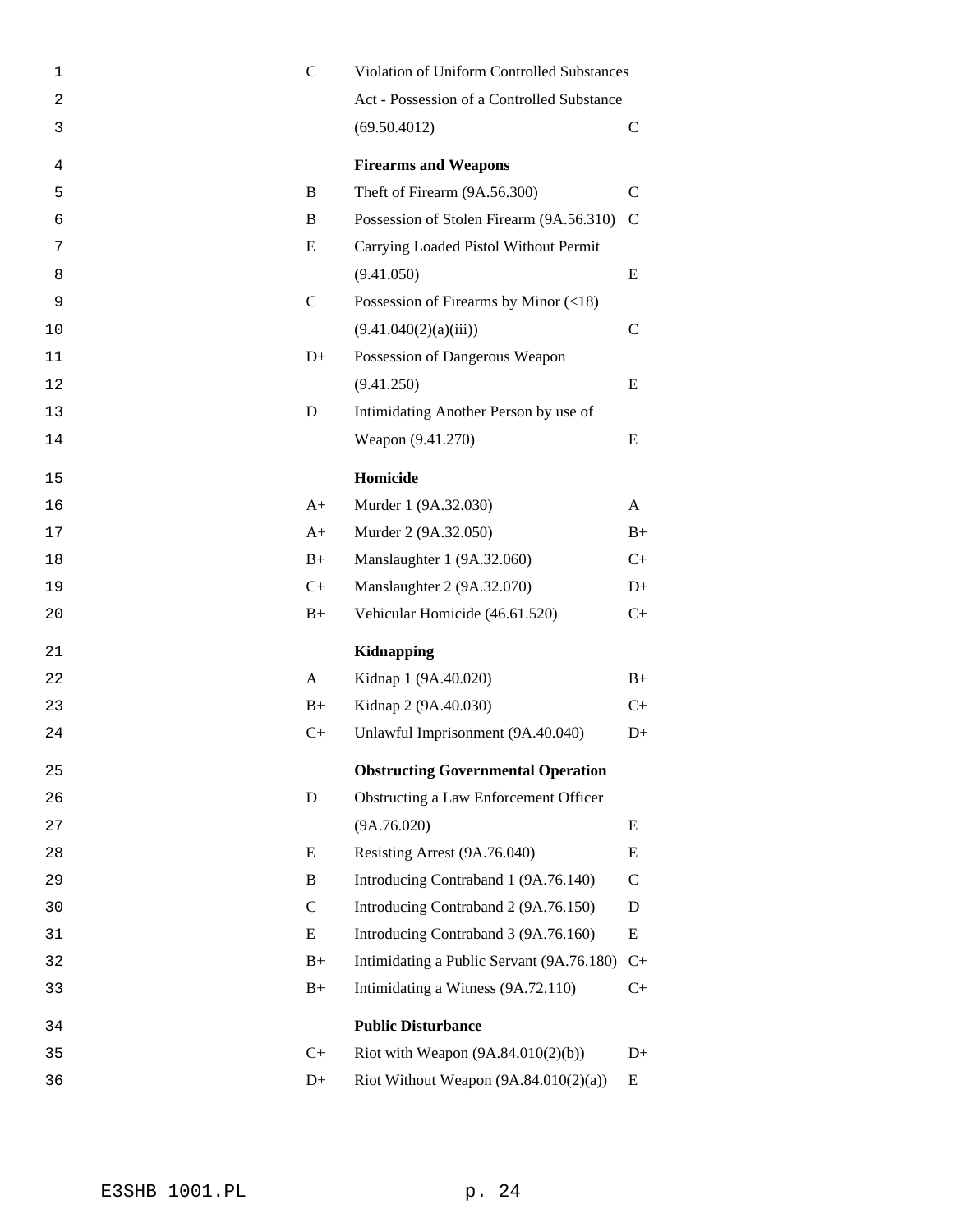| | | |
|---|---|---|
| C | Violation of Uniform Controlled Substances Act - Possession of a Controlled Substance (69.50.4012) | C |
| | **Firearms and Weapons** | |
| B | Theft of Firearm (9A.56.300) | C |
| B | Possession of Stolen Firearm (9A.56.310) | C |
| E | Carrying Loaded Pistol Without Permit (9.41.050) | E |
| C | Possession of Firearms by Minor (<18) (9.41.040(2)(a)(iii)) | C |
| D+ | Possession of Dangerous Weapon (9.41.250) | E |
| D | Intimidating Another Person by use of Weapon (9.41.270) | E |
| | **Homicide** | |
| A+ | Murder 1 (9A.32.030) | A |
| A+ | Murder 2 (9A.32.050) | B+ |
| B+ | Manslaughter 1 (9A.32.060) | C+ |
| C+ | Manslaughter 2 (9A.32.070) | D+ |
| B+ | Vehicular Homicide (46.61.520) | C+ |
| | **Kidnapping** | |
| A | Kidnap 1 (9A.40.020) | B+ |
| B+ | Kidnap 2 (9A.40.030) | C+ |
| C+ | Unlawful Imprisonment (9A.40.040) | D+ |
| | **Obstructing Governmental Operation** | |
| D | Obstructing a Law Enforcement Officer (9A.76.020) | E |
| E | Resisting Arrest (9A.76.040) | E |
| B | Introducing Contraband 1 (9A.76.140) | C |
| C | Introducing Contraband 2 (9A.76.150) | D |
| E | Introducing Contraband 3 (9A.76.160) | E |
| B+ | Intimidating a Public Servant (9A.76.180) | C+ |
| B+ | Intimidating a Witness (9A.72.110) | C+ |
| | **Public Disturbance** | |
| C+ | Riot with Weapon (9A.84.010(2)(b)) | D+ |
| D+ | Riot Without Weapon (9A.84.010(2)(a)) | E |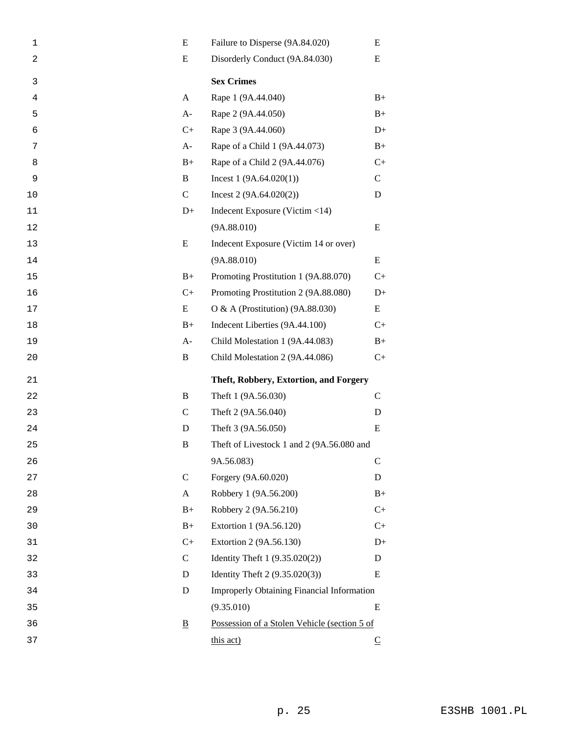| | | |
|---|---|---|
| E | Failure to Disperse (9A.84.020) | E |
| E | Disorderly Conduct (9A.84.030) | E |
| | **Sex Crimes** | |
| A | Rape 1 (9A.44.040) | B+ |
| A- | Rape 2 (9A.44.050) | B+ |
| C+ | Rape 3 (9A.44.060) | D+ |
| A- | Rape of a Child 1 (9A.44.073) | B+ |
| B+ | Rape of a Child 2 (9A.44.076) | C+ |
| B | Incest 1 (9A.64.020(1)) | C |
| C | Incest 2 (9A.64.020(2)) | D |
| D+ | Indecent Exposure (Victim <14) (9A.88.010) | E |
| E | Indecent Exposure (Victim 14 or over) (9A.88.010) | E |
| B+ | Promoting Prostitution 1 (9A.88.070) | C+ |
| C+ | Promoting Prostitution 2 (9A.88.080) | D+ |
| E | O & A (Prostitution) (9A.88.030) | E |
| B+ | Indecent Liberties (9A.44.100) | C+ |
| A- | Child Molestation 1 (9A.44.083) | B+ |
| B | Child Molestation 2 (9A.44.086) | C+ |
| | **Theft, Robbery, Extortion, and Forgery** | |
| B | Theft 1 (9A.56.030) | C |
| C | Theft 2 (9A.56.040) | D |
| D | Theft 3 (9A.56.050) | E |
| B | Theft of Livestock 1 and 2 (9A.56.080 and 9A.56.083) | C |
| C | Forgery (9A.60.020) | D |
| A | Robbery 1 (9A.56.200) | B+ |
| B+ | Robbery 2 (9A.56.210) | C+ |
| B+ | Extortion 1 (9A.56.120) | C+ |
| C+ | Extortion 2 (9A.56.130) | D+ |
| C | Identity Theft 1 (9.35.020(2)) | D |
| D | Identity Theft 2 (9.35.020(3)) | E |
| D | Improperly Obtaining Financial Information (9.35.010) | E |
| <u>B</u> | <u>Possession of a Stolen Vehicle (section 5 of this act)</u> | <u>C</u> |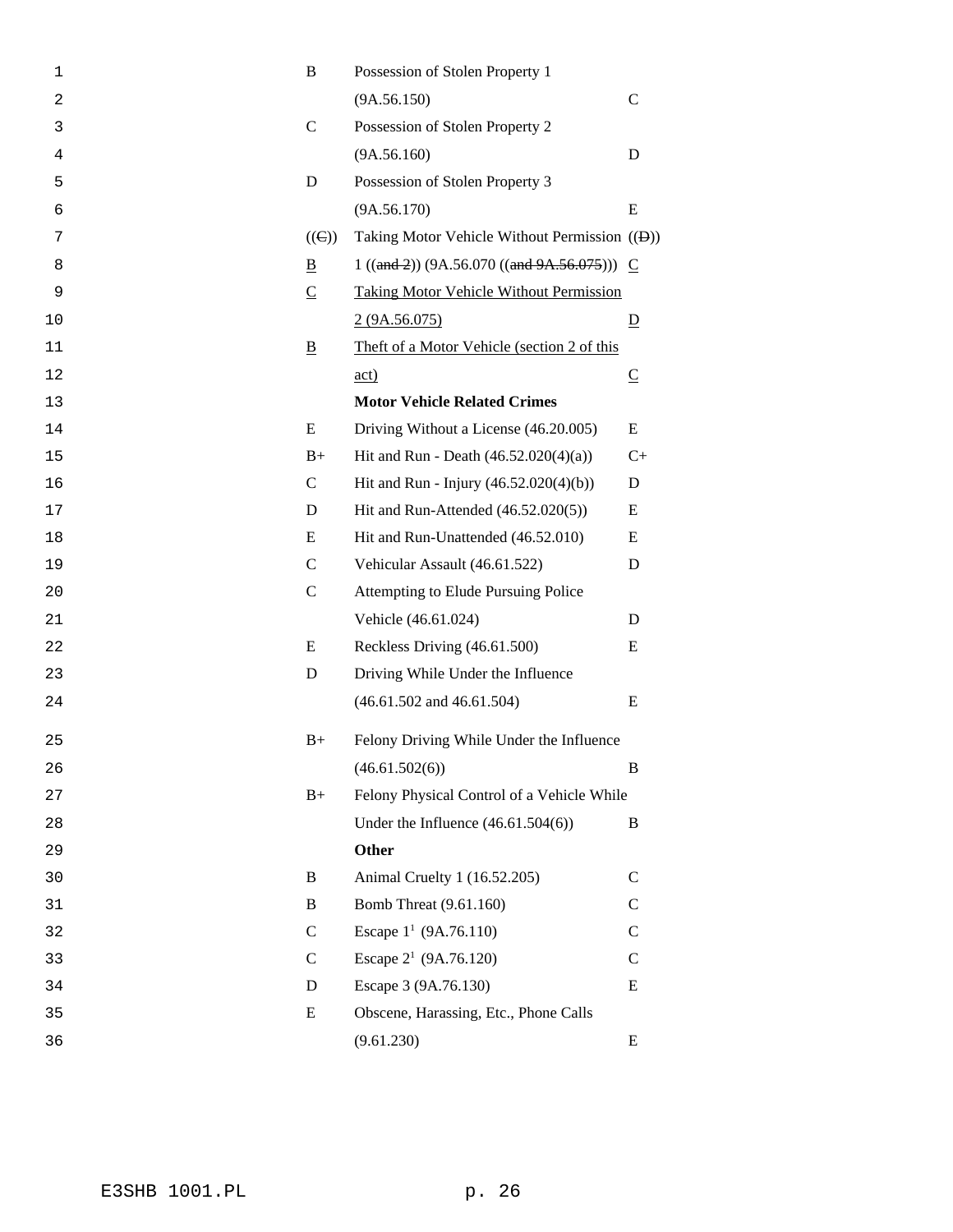| | | |
|---|---|---|
| B | Possession of Stolen Property 1 (9A.56.150) | C |
| C | Possession of Stolen Property 2 (9A.56.160) | D |
| D | Possession of Stolen Property 3 (9A.56.170) | E |
| ((~~C~~)) B | Taking Motor Vehicle Without Permission 1 ((~~and 2~~)) (9A.56.070 ((~~and 9A.56.075~~))) | ((~~D~~)) C |
| C | Taking Motor Vehicle Without Permission 2 (9A.56.075) | D |
| B | Theft of a Motor Vehicle (section 2 of this act) | C |
| | **Motor Vehicle Related Crimes** | |
| E | Driving Without a License (46.20.005) | E |
| B+ | Hit and Run - Death (46.52.020(4)(a)) | C+ |
| C | Hit and Run - Injury (46.52.020(4)(b)) | D |
| D | Hit and Run-Attended (46.52.020(5)) | E |
| E | Hit and Run-Unattended (46.52.010) | E |
| C | Vehicular Assault (46.61.522) | D |
| C | Attempting to Elude Pursuing Police Vehicle (46.61.024) | D |
| E | Reckless Driving (46.61.500) | E |
| D | Driving While Under the Influence (46.61.502 and 46.61.504) | E |
| B+ | Felony Driving While Under the Influence (46.61.502(6)) | B |
| B+ | Felony Physical Control of a Vehicle While Under the Influence (46.61.504(6)) | B |
| | **Other** | |
| B | Animal Cruelty 1 (16.52.205) | C |
| B | Bomb Threat (9.61.160) | C |
| C | Escape 1[1] (9A.76.110) | C |
| C | Escape 2[1] (9A.76.120) | C |
| D | Escape 3 (9A.76.130) | E |
| E | Obscene, Harassing, Etc., Phone Calls (9.61.230) | E |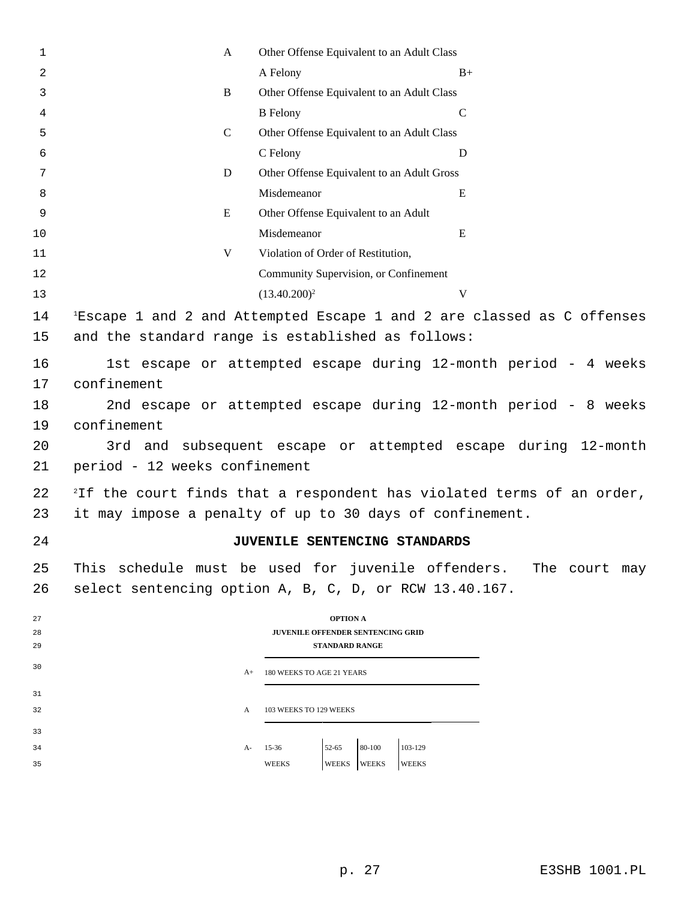| | | |
|---|---|---|
| A | Other Offense Equivalent to an Adult Class A Felony | B+ |
| B | Other Offense Equivalent to an Adult Class B Felony | C |
| C | Other Offense Equivalent to an Adult Class C Felony | D |
| D | Other Offense Equivalent to an Adult Gross Misdemeanor | E |
| E | Other Offense Equivalent to an Adult Misdemeanor | E |
| V | Violation of Order of Restitution, Community Supervision, or Confinement (13.40.200)[2] | V |

[1]Escape 1 and 2 and Attempted Escape 1 and 2 are classed as C offenses and the standard range is established as follows:

1st escape or attempted escape during 12-month period - 4 weeks confinement

2nd escape or attempted escape during 12-month period - 8 weeks confinement

3rd and subsequent escape or attempted escape during 12-month period - 12 weeks confinement

[2]If the court finds that a respondent has violated terms of an order, it may impose a penalty of up to 30 days of confinement.

## JUVENILE SENTENCING STANDARDS

This schedule must be used for juvenile offenders. The court may select sentencing option A, B, C, D, or RCW 13.40.167.

**OPTION A**
**JUVENILE OFFENDER SENTENCING GRID**
**STANDARD RANGE**

| | | | | |
|---|---|---|---|---|
| A+ | 180 WEEKS TO AGE 21 YEARS | | | |
| A | 103 WEEKS TO 129 WEEKS | | | |
| A- | 15-36 WEEKS | 52-65 WEEKS | 80-100 WEEKS | 103-129 WEEKS |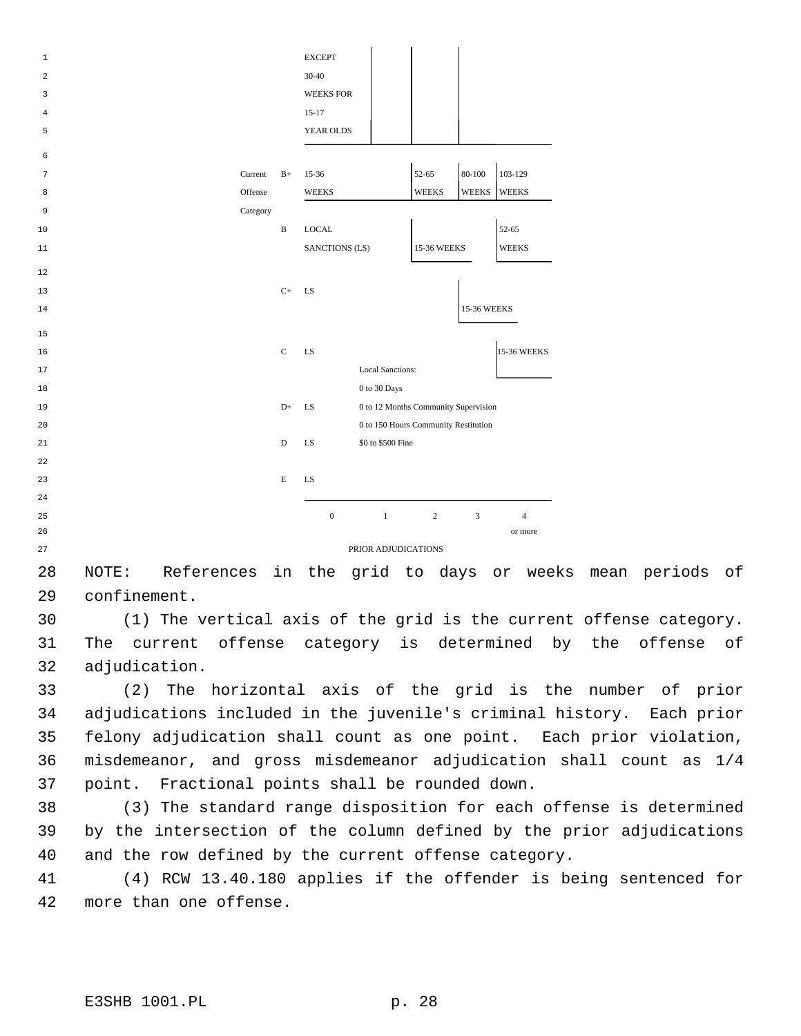| Current Offense Category | | 0 | 1 | 2 | 3 | 4 or more |
|---|---|---|---|---|---|---|
| | (continued) | EXCEPT 30-40 WEEKS FOR 15-17 YEAR OLDS | | | | |
| | B+ | 15-36 WEEKS | | 52-65 WEEKS | 80-100 WEEKS | 103-129 WEEKS |
| | B | LOCAL SANCTIONS (LS) | | 15-36 WEEKS | | 52-65 WEEKS |
| | C+ | LS | | | 15-36 WEEKS | |
| | C | LS | | | | 15-36 WEEKS |
| | D+ | LS | | | | |
| | D | LS | | | | |
| | E | LS | | | | |
| | | PRIOR ADJUDICATIONS | | | | |

Local Sanctions:
0 to 30 Days
0 to 12 Months Community Supervision
0 to 150 Hours Community Restitution
$0 to $500 Fine

NOTE: References in the grid to days or weeks mean periods of confinement.

(1) The vertical axis of the grid is the current offense category. The current offense category is determined by the offense of adjudication.

(2) The horizontal axis of the grid is the number of prior adjudications included in the juvenile's criminal history. Each prior felony adjudication shall count as one point. Each prior violation, misdemeanor, and gross misdemeanor adjudication shall count as 1/4 point. Fractional points shall be rounded down.

(3) The standard range disposition for each offense is determined by the intersection of the column defined by the prior adjudications and the row defined by the current offense category.

(4) RCW 13.40.180 applies if the offender is being sentenced for more than one offense.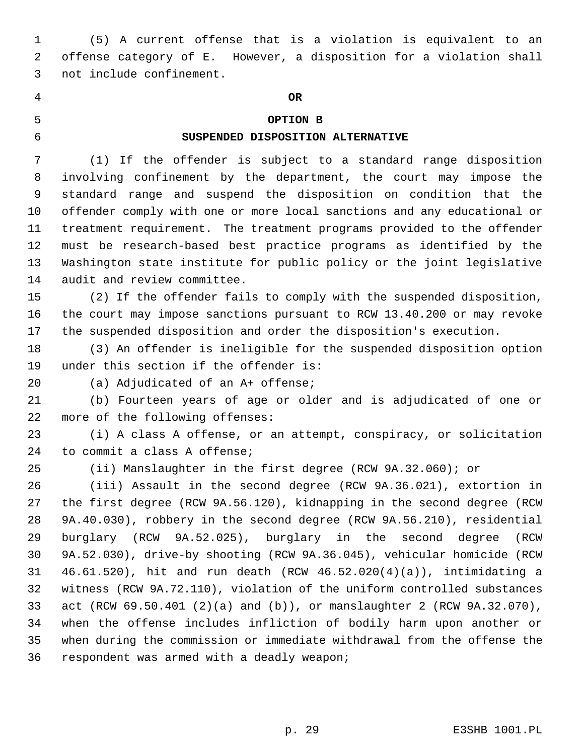(5) A current offense that is a violation is equivalent to an offense category of E. However, a disposition for a violation shall not include confinement.

**OR**

**OPTION B**

**SUSPENDED DISPOSITION ALTERNATIVE**

(1) If the offender is subject to a standard range disposition involving confinement by the department, the court may impose the standard range and suspend the disposition on condition that the offender comply with one or more local sanctions and any educational or treatment requirement. The treatment programs provided to the offender must be research-based best practice programs as identified by the Washington state institute for public policy or the joint legislative audit and review committee.

(2) If the offender fails to comply with the suspended disposition, the court may impose sanctions pursuant to RCW 13.40.200 or may revoke the suspended disposition and order the disposition's execution.

(3) An offender is ineligible for the suspended disposition option under this section if the offender is:

(a) Adjudicated of an A+ offense;

(b) Fourteen years of age or older and is adjudicated of one or more of the following offenses:

(i) A class A offense, or an attempt, conspiracy, or solicitation to commit a class A offense;

(ii) Manslaughter in the first degree (RCW 9A.32.060); or

(iii) Assault in the second degree (RCW 9A.36.021), extortion in the first degree (RCW 9A.56.120), kidnapping in the second degree (RCW 9A.40.030), robbery in the second degree (RCW 9A.56.210), residential burglary (RCW 9A.52.025), burglary in the second degree (RCW 9A.52.030), drive-by shooting (RCW 9A.36.045), vehicular homicide (RCW 46.61.520), hit and run death (RCW 46.52.020(4)(a)), intimidating a witness (RCW 9A.72.110), violation of the uniform controlled substances act (RCW 69.50.401 (2)(a) and (b)), or manslaughter 2 (RCW 9A.32.070), when the offense includes infliction of bodily harm upon another or when during the commission or immediate withdrawal from the offense the respondent was armed with a deadly weapon;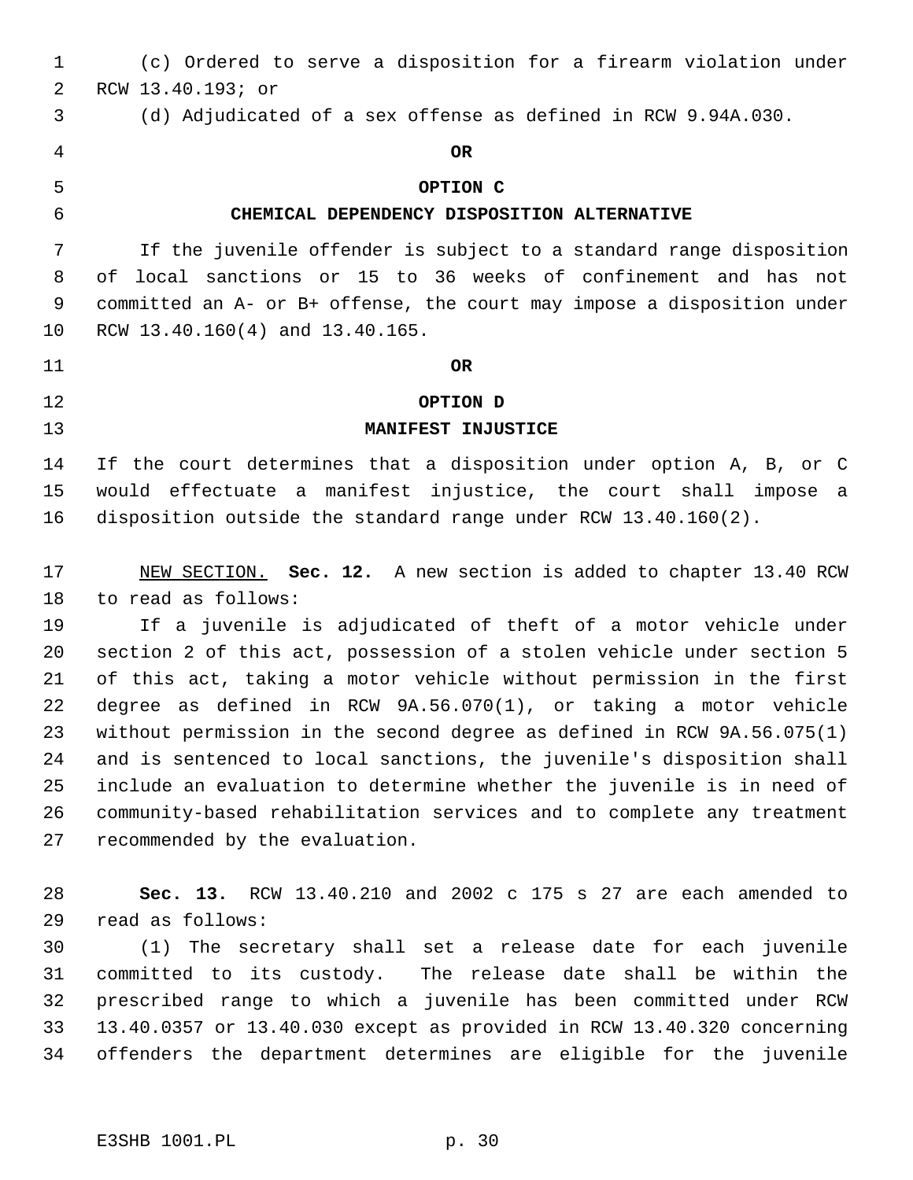(c) Ordered to serve a disposition for a firearm violation under RCW 13.40.193; or

(d) Adjudicated of a sex offense as defined in RCW 9.94A.030.

**OR**

**OPTION C**

**CHEMICAL DEPENDENCY DISPOSITION ALTERNATIVE**

If the juvenile offender is subject to a standard range disposition of local sanctions or 15 to 36 weeks of confinement and has not committed an A- or B+ offense, the court may impose a disposition under RCW 13.40.160(4) and 13.40.165.

**OR**

**OPTION D**

**MANIFEST INJUSTICE**

If the court determines that a disposition under option A, B, or C would effectuate a manifest injustice, the court shall impose a disposition outside the standard range under RCW 13.40.160(2).

NEW SECTION. **Sec. 12.** A new section is added to chapter 13.40 RCW to read as follows:

If a juvenile is adjudicated of theft of a motor vehicle under section 2 of this act, possession of a stolen vehicle under section 5 of this act, taking a motor vehicle without permission in the first degree as defined in RCW 9A.56.070(1), or taking a motor vehicle without permission in the second degree as defined in RCW 9A.56.075(1) and is sentenced to local sanctions, the juvenile's disposition shall include an evaluation to determine whether the juvenile is in need of community-based rehabilitation services and to complete any treatment recommended by the evaluation.

**Sec. 13.** RCW 13.40.210 and 2002 c 175 s 27 are each amended to read as follows:

(1) The secretary shall set a release date for each juvenile committed to its custody. The release date shall be within the prescribed range to which a juvenile has been committed under RCW 13.40.0357 or 13.40.030 except as provided in RCW 13.40.320 concerning offenders the department determines are eligible for the juvenile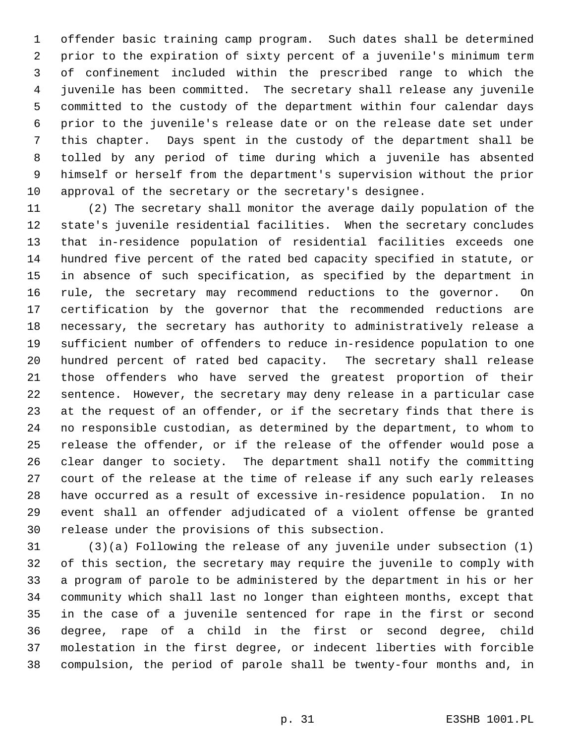offender basic training camp program. Such dates shall be determined prior to the expiration of sixty percent of a juvenile's minimum term of confinement included within the prescribed range to which the juvenile has been committed. The secretary shall release any juvenile committed to the custody of the department within four calendar days prior to the juvenile's release date or on the release date set under this chapter. Days spent in the custody of the department shall be tolled by any period of time during which a juvenile has absented himself or herself from the department's supervision without the prior approval of the secretary or the secretary's designee.

(2) The secretary shall monitor the average daily population of the state's juvenile residential facilities. When the secretary concludes that in-residence population of residential facilities exceeds one hundred five percent of the rated bed capacity specified in statute, or in absence of such specification, as specified by the department in rule, the secretary may recommend reductions to the governor. On certification by the governor that the recommended reductions are necessary, the secretary has authority to administratively release a sufficient number of offenders to reduce in-residence population to one hundred percent of rated bed capacity. The secretary shall release those offenders who have served the greatest proportion of their sentence. However, the secretary may deny release in a particular case at the request of an offender, or if the secretary finds that there is no responsible custodian, as determined by the department, to whom to release the offender, or if the release of the offender would pose a clear danger to society. The department shall notify the committing court of the release at the time of release if any such early releases have occurred as a result of excessive in-residence population. In no event shall an offender adjudicated of a violent offense be granted release under the provisions of this subsection.

(3)(a) Following the release of any juvenile under subsection (1) of this section, the secretary may require the juvenile to comply with a program of parole to be administered by the department in his or her community which shall last no longer than eighteen months, except that in the case of a juvenile sentenced for rape in the first or second degree, rape of a child in the first or second degree, child molestation in the first degree, or indecent liberties with forcible compulsion, the period of parole shall be twenty-four months and, in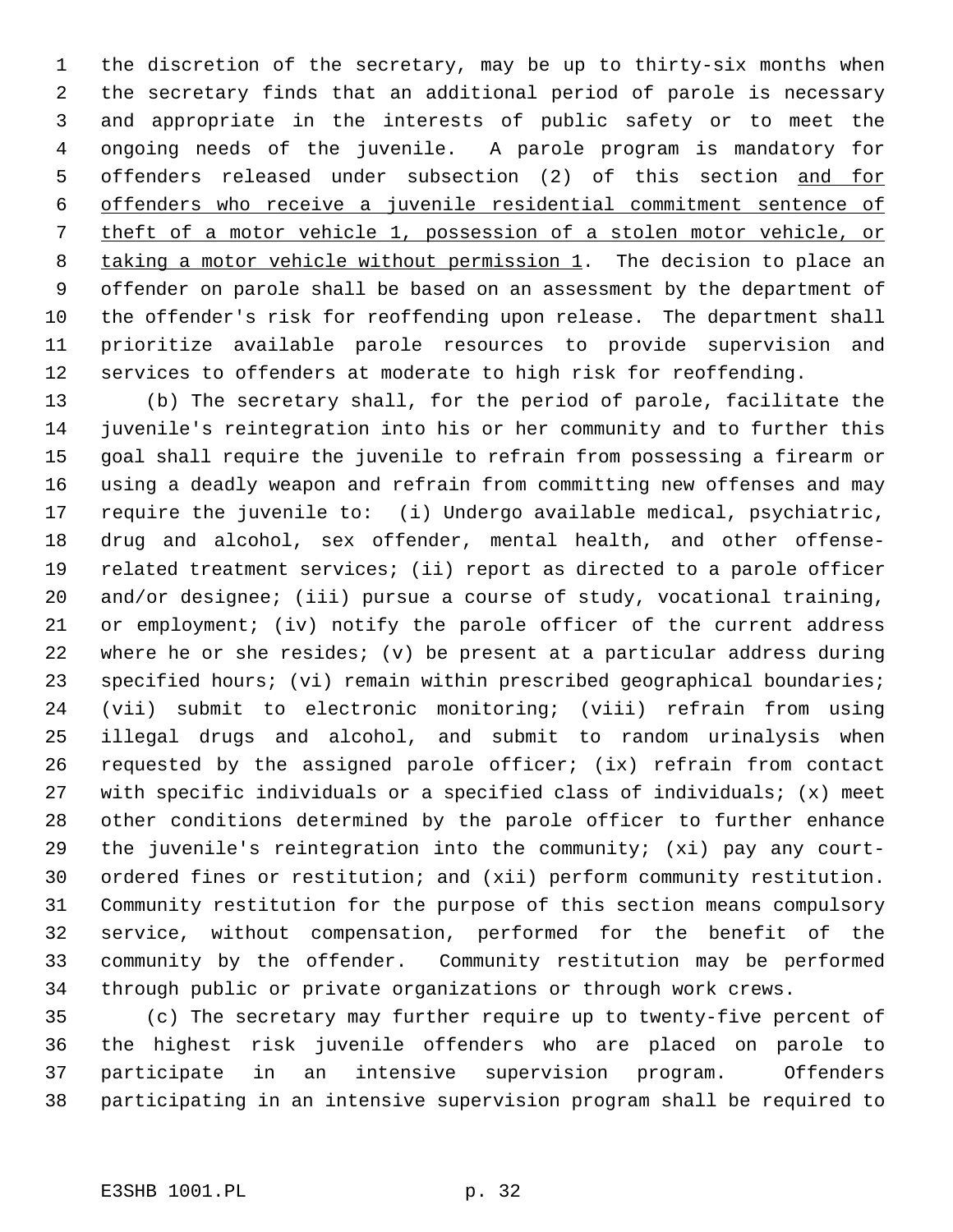the discretion of the secretary, may be up to thirty-six months when the secretary finds that an additional period of parole is necessary and appropriate in the interests of public safety or to meet the ongoing needs of the juvenile. A parole program is mandatory for offenders released under subsection (2) of this section <u>and for offenders who receive a juvenile residential commitment sentence of theft of a motor vehicle 1, possession of a stolen motor vehicle, or taking a motor vehicle without permission 1</u>. The decision to place an offender on parole shall be based on an assessment by the department of the offender's risk for reoffending upon release. The department shall prioritize available parole resources to provide supervision and services to offenders at moderate to high risk for reoffending.

(b) The secretary shall, for the period of parole, facilitate the juvenile's reintegration into his or her community and to further this goal shall require the juvenile to refrain from possessing a firearm or using a deadly weapon and refrain from committing new offenses and may require the juvenile to: (i) Undergo available medical, psychiatric, drug and alcohol, sex offender, mental health, and other offense-related treatment services; (ii) report as directed to a parole officer and/or designee; (iii) pursue a course of study, vocational training, or employment; (iv) notify the parole officer of the current address where he or she resides; (v) be present at a particular address during specified hours; (vi) remain within prescribed geographical boundaries; (vii) submit to electronic monitoring; (viii) refrain from using illegal drugs and alcohol, and submit to random urinalysis when requested by the assigned parole officer; (ix) refrain from contact with specific individuals or a specified class of individuals; (x) meet other conditions determined by the parole officer to further enhance the juvenile's reintegration into the community; (xi) pay any court-ordered fines or restitution; and (xii) perform community restitution. Community restitution for the purpose of this section means compulsory service, without compensation, performed for the benefit of the community by the offender. Community restitution may be performed through public or private organizations or through work crews.

(c) The secretary may further require up to twenty-five percent of the highest risk juvenile offenders who are placed on parole to participate in an intensive supervision program. Offenders participating in an intensive supervision program shall be required to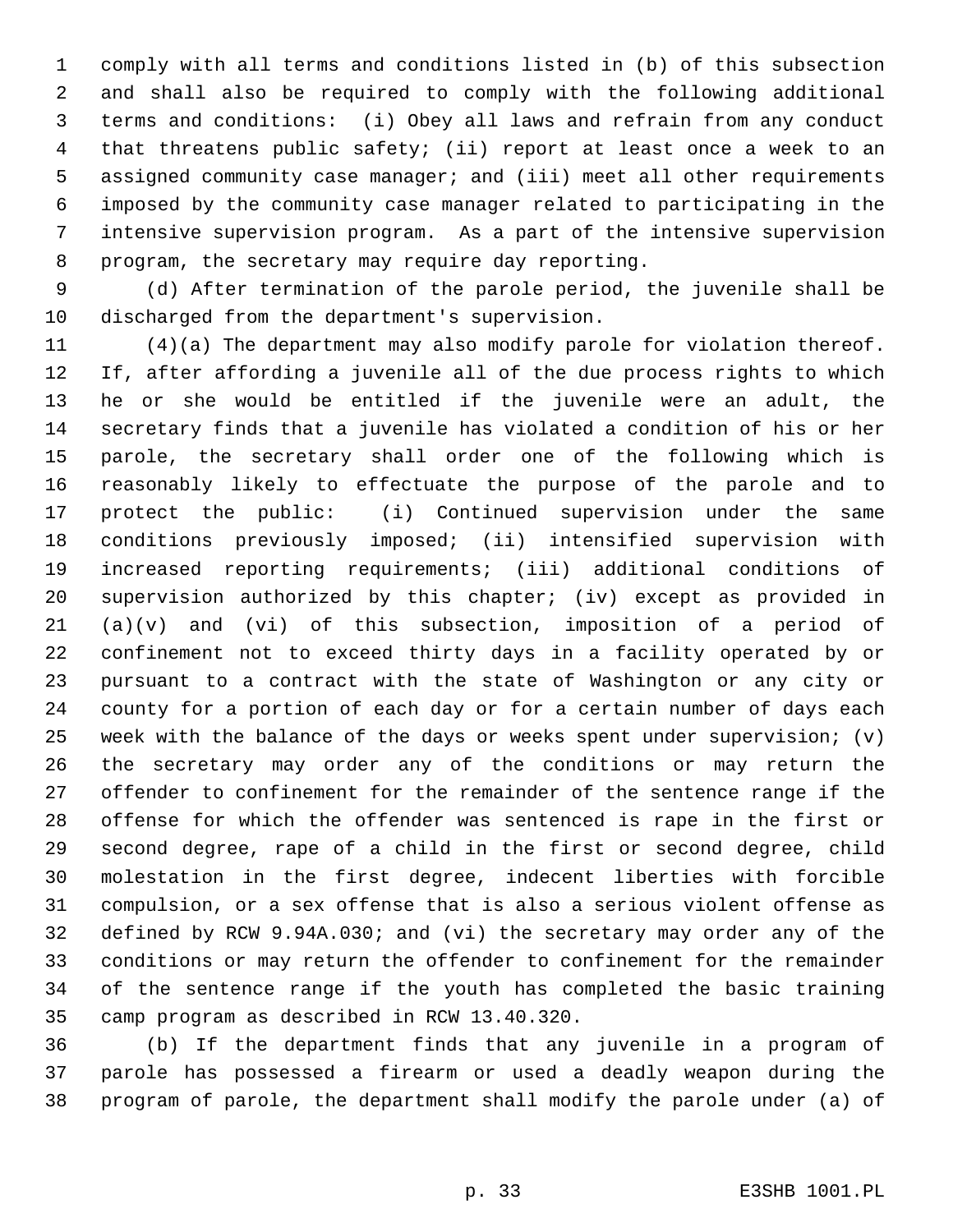comply with all terms and conditions listed in (b) of this subsection and shall also be required to comply with the following additional terms and conditions: (i) Obey all laws and refrain from any conduct that threatens public safety; (ii) report at least once a week to an assigned community case manager; and (iii) meet all other requirements imposed by the community case manager related to participating in the intensive supervision program. As a part of the intensive supervision program, the secretary may require day reporting.

(d) After termination of the parole period, the juvenile shall be discharged from the department's supervision.

(4)(a) The department may also modify parole for violation thereof. If, after affording a juvenile all of the due process rights to which he or she would be entitled if the juvenile were an adult, the secretary finds that a juvenile has violated a condition of his or her parole, the secretary shall order one of the following which is reasonably likely to effectuate the purpose of the parole and to protect the public: (i) Continued supervision under the same conditions previously imposed; (ii) intensified supervision with increased reporting requirements; (iii) additional conditions of supervision authorized by this chapter; (iv) except as provided in (a)(v) and (vi) of this subsection, imposition of a period of confinement not to exceed thirty days in a facility operated by or pursuant to a contract with the state of Washington or any city or county for a portion of each day or for a certain number of days each week with the balance of the days or weeks spent under supervision; (v) the secretary may order any of the conditions or may return the offender to confinement for the remainder of the sentence range if the offense for which the offender was sentenced is rape in the first or second degree, rape of a child in the first or second degree, child molestation in the first degree, indecent liberties with forcible compulsion, or a sex offense that is also a serious violent offense as defined by RCW 9.94A.030; and (vi) the secretary may order any of the conditions or may return the offender to confinement for the remainder of the sentence range if the youth has completed the basic training camp program as described in RCW 13.40.320.

(b) If the department finds that any juvenile in a program of parole has possessed a firearm or used a deadly weapon during the program of parole, the department shall modify the parole under (a) of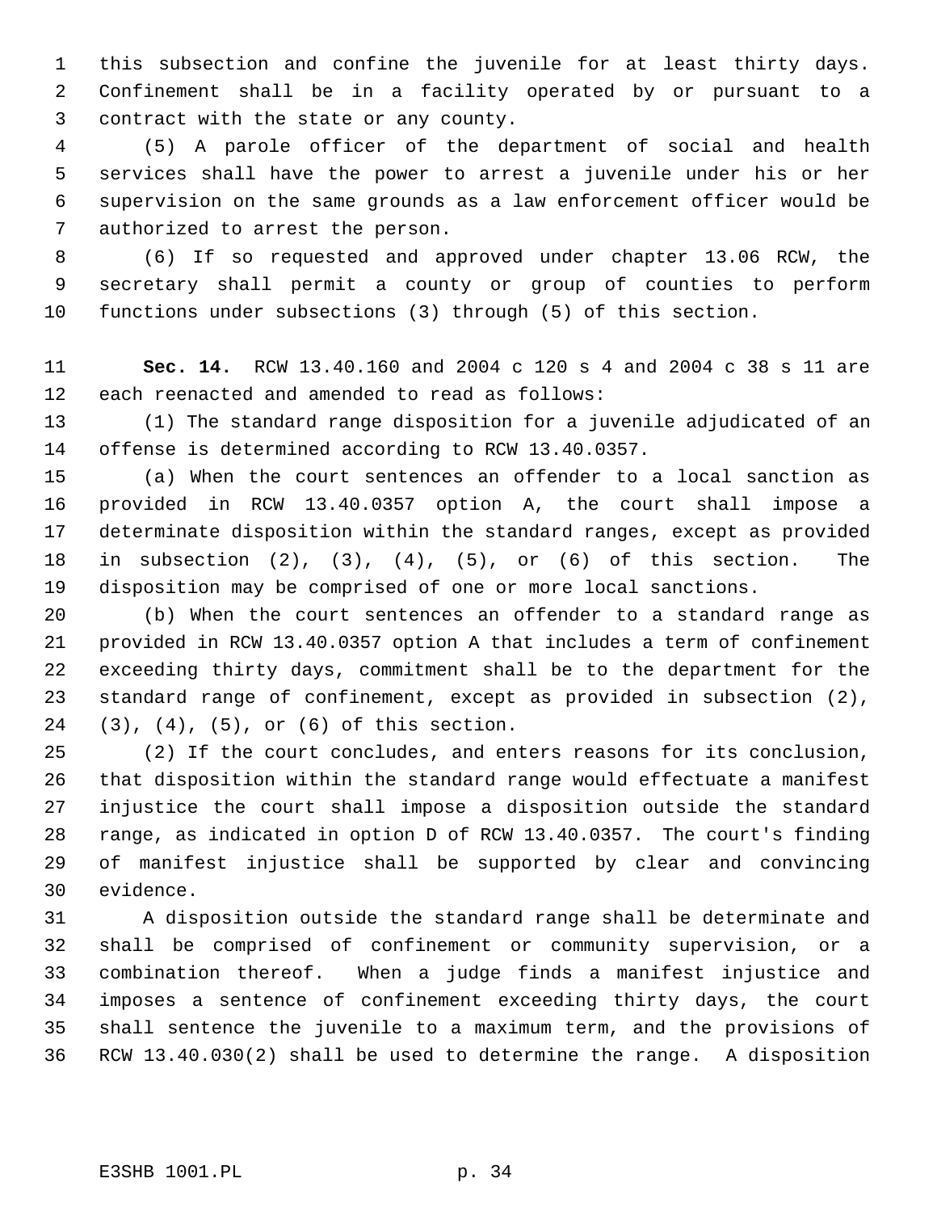this subsection and confine the juvenile for at least thirty days. Confinement shall be in a facility operated by or pursuant to a contract with the state or any county.

(5) A parole officer of the department of social and health services shall have the power to arrest a juvenile under his or her supervision on the same grounds as a law enforcement officer would be authorized to arrest the person.

(6) If so requested and approved under chapter 13.06 RCW, the secretary shall permit a county or group of counties to perform functions under subsections (3) through (5) of this section.

**Sec. 14.** RCW 13.40.160 and 2004 c 120 s 4 and 2004 c 38 s 11 are each reenacted and amended to read as follows:

(1) The standard range disposition for a juvenile adjudicated of an offense is determined according to RCW 13.40.0357.

(a) When the court sentences an offender to a local sanction as provided in RCW 13.40.0357 option A, the court shall impose a determinate disposition within the standard ranges, except as provided in subsection (2), (3), (4), (5), or (6) of this section. The disposition may be comprised of one or more local sanctions.

(b) When the court sentences an offender to a standard range as provided in RCW 13.40.0357 option A that includes a term of confinement exceeding thirty days, commitment shall be to the department for the standard range of confinement, except as provided in subsection (2), (3), (4), (5), or (6) of this section.

(2) If the court concludes, and enters reasons for its conclusion, that disposition within the standard range would effectuate a manifest injustice the court shall impose a disposition outside the standard range, as indicated in option D of RCW 13.40.0357. The court's finding of manifest injustice shall be supported by clear and convincing evidence.

A disposition outside the standard range shall be determinate and shall be comprised of confinement or community supervision, or a combination thereof. When a judge finds a manifest injustice and imposes a sentence of confinement exceeding thirty days, the court shall sentence the juvenile to a maximum term, and the provisions of RCW 13.40.030(2) shall be used to determine the range. A disposition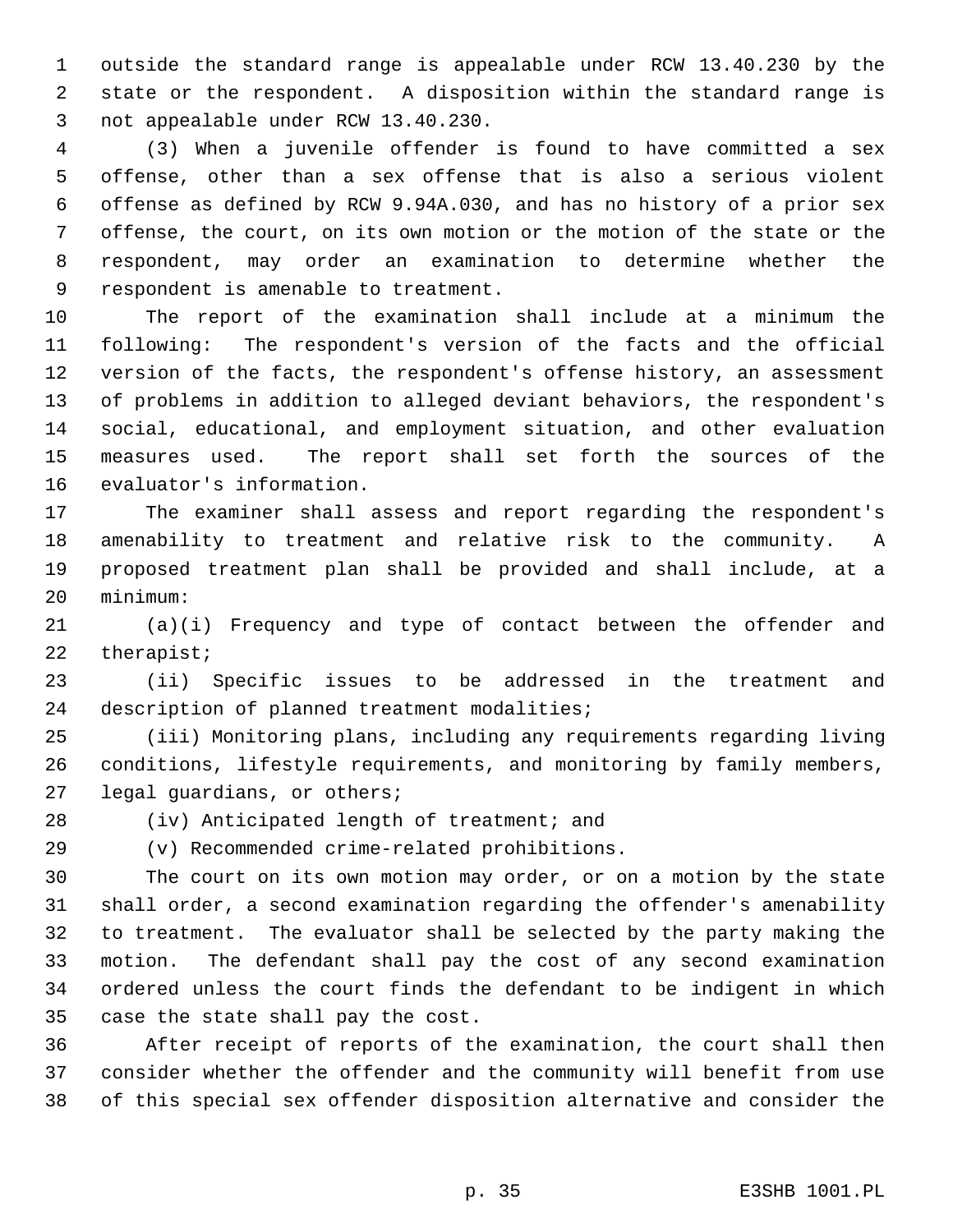outside the standard range is appealable under RCW 13.40.230 by the state or the respondent. A disposition within the standard range is not appealable under RCW 13.40.230.

(3) When a juvenile offender is found to have committed a sex offense, other than a sex offense that is also a serious violent offense as defined by RCW 9.94A.030, and has no history of a prior sex offense, the court, on its own motion or the motion of the state or the respondent, may order an examination to determine whether the respondent is amenable to treatment.

The report of the examination shall include at a minimum the following: The respondent's version of the facts and the official version of the facts, the respondent's offense history, an assessment of problems in addition to alleged deviant behaviors, the respondent's social, educational, and employment situation, and other evaluation measures used. The report shall set forth the sources of the evaluator's information.

The examiner shall assess and report regarding the respondent's amenability to treatment and relative risk to the community. A proposed treatment plan shall be provided and shall include, at a minimum:

(a)(i) Frequency and type of contact between the offender and therapist;

(ii) Specific issues to be addressed in the treatment and description of planned treatment modalities;

(iii) Monitoring plans, including any requirements regarding living conditions, lifestyle requirements, and monitoring by family members, legal guardians, or others;

(iv) Anticipated length of treatment; and

(v) Recommended crime-related prohibitions.

The court on its own motion may order, or on a motion by the state shall order, a second examination regarding the offender's amenability to treatment. The evaluator shall be selected by the party making the motion. The defendant shall pay the cost of any second examination ordered unless the court finds the defendant to be indigent in which case the state shall pay the cost.

After receipt of reports of the examination, the court shall then consider whether the offender and the community will benefit from use of this special sex offender disposition alternative and consider the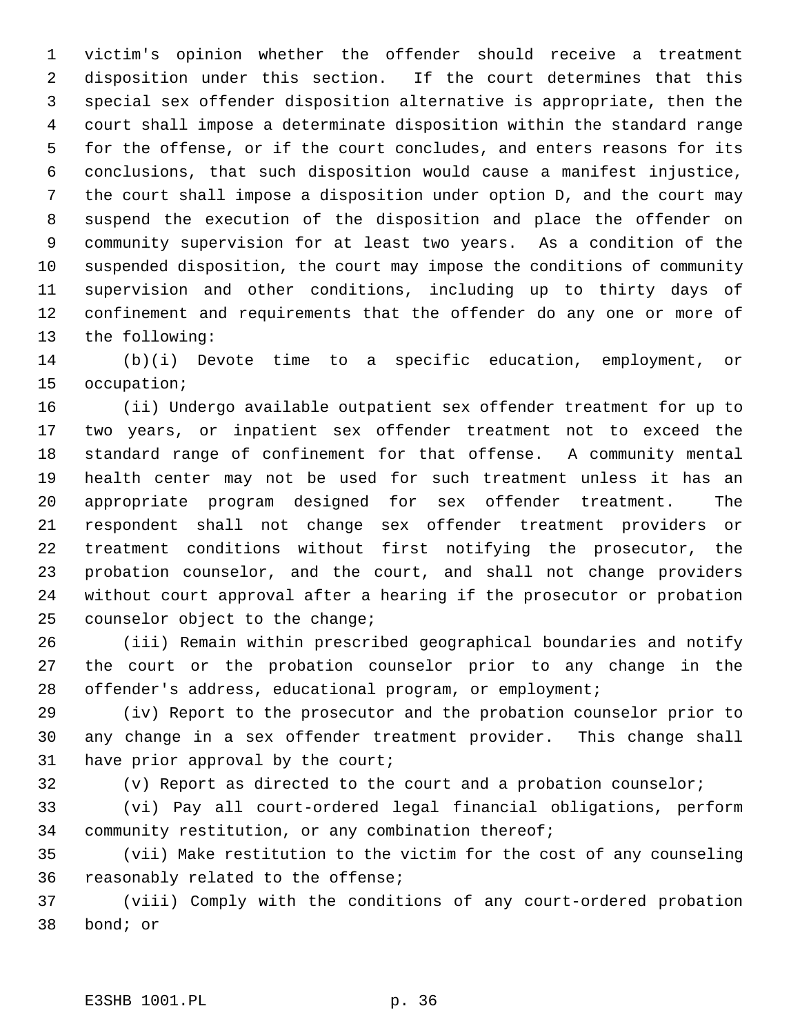victim's opinion whether the offender should receive a treatment disposition under this section. If the court determines that this special sex offender disposition alternative is appropriate, then the court shall impose a determinate disposition within the standard range for the offense, or if the court concludes, and enters reasons for its conclusions, that such disposition would cause a manifest injustice, the court shall impose a disposition under option D, and the court may suspend the execution of the disposition and place the offender on community supervision for at least two years. As a condition of the suspended disposition, the court may impose the conditions of community supervision and other conditions, including up to thirty days of confinement and requirements that the offender do any one or more of the following:

(b)(i) Devote time to a specific education, employment, or occupation;

(ii) Undergo available outpatient sex offender treatment for up to two years, or inpatient sex offender treatment not to exceed the standard range of confinement for that offense. A community mental health center may not be used for such treatment unless it has an appropriate program designed for sex offender treatment. The respondent shall not change sex offender treatment providers or treatment conditions without first notifying the prosecutor, the probation counselor, and the court, and shall not change providers without court approval after a hearing if the prosecutor or probation counselor object to the change;

(iii) Remain within prescribed geographical boundaries and notify the court or the probation counselor prior to any change in the offender's address, educational program, or employment;

(iv) Report to the prosecutor and the probation counselor prior to any change in a sex offender treatment provider. This change shall have prior approval by the court;

(v) Report as directed to the court and a probation counselor;

(vi) Pay all court-ordered legal financial obligations, perform community restitution, or any combination thereof;

(vii) Make restitution to the victim for the cost of any counseling reasonably related to the offense;

(viii) Comply with the conditions of any court-ordered probation bond; or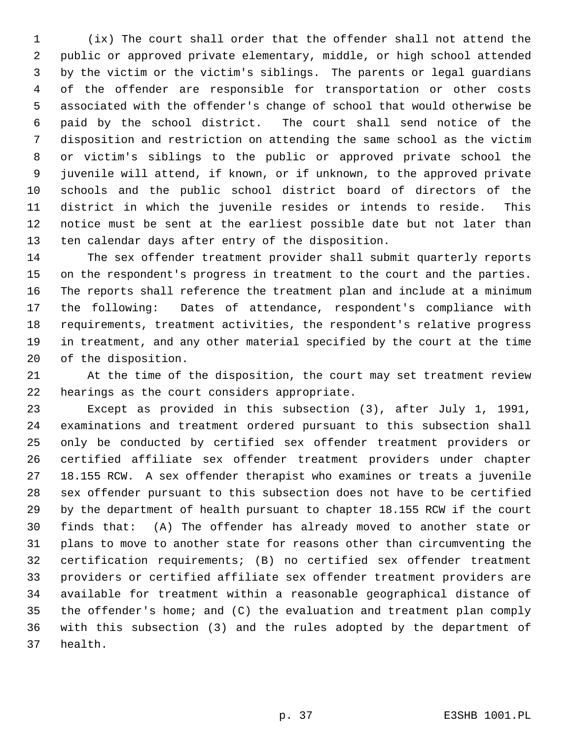(ix) The court shall order that the offender shall not attend the public or approved private elementary, middle, or high school attended by the victim or the victim's siblings. The parents or legal guardians of the offender are responsible for transportation or other costs associated with the offender's change of school that would otherwise be paid by the school district. The court shall send notice of the disposition and restriction on attending the same school as the victim or victim's siblings to the public or approved private school the juvenile will attend, if known, or if unknown, to the approved private schools and the public school district board of directors of the district in which the juvenile resides or intends to reside. This notice must be sent at the earliest possible date but not later than ten calendar days after entry of the disposition.

The sex offender treatment provider shall submit quarterly reports on the respondent's progress in treatment to the court and the parties. The reports shall reference the treatment plan and include at a minimum the following: Dates of attendance, respondent's compliance with requirements, treatment activities, the respondent's relative progress in treatment, and any other material specified by the court at the time of the disposition.

At the time of the disposition, the court may set treatment review hearings as the court considers appropriate.

Except as provided in this subsection (3), after July 1, 1991, examinations and treatment ordered pursuant to this subsection shall only be conducted by certified sex offender treatment providers or certified affiliate sex offender treatment providers under chapter 18.155 RCW. A sex offender therapist who examines or treats a juvenile sex offender pursuant to this subsection does not have to be certified by the department of health pursuant to chapter 18.155 RCW if the court finds that: (A) The offender has already moved to another state or plans to move to another state for reasons other than circumventing the certification requirements; (B) no certified sex offender treatment providers or certified affiliate sex offender treatment providers are available for treatment within a reasonable geographical distance of the offender's home; and (C) the evaluation and treatment plan comply with this subsection (3) and the rules adopted by the department of health.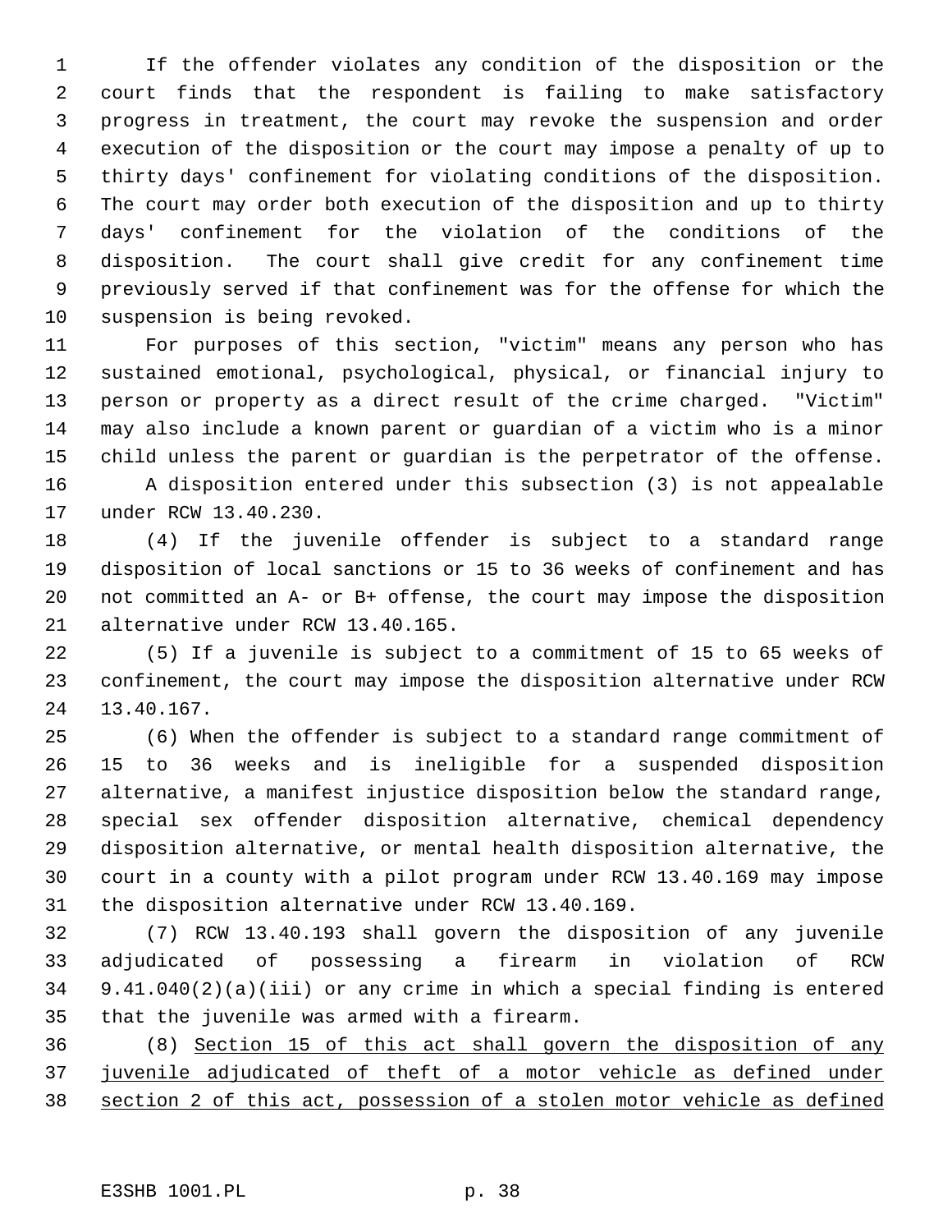If the offender violates any condition of the disposition or the court finds that the respondent is failing to make satisfactory progress in treatment, the court may revoke the suspension and order execution of the disposition or the court may impose a penalty of up to thirty days' confinement for violating conditions of the disposition. The court may order both execution of the disposition and up to thirty days' confinement for the violation of the conditions of the disposition. The court shall give credit for any confinement time previously served if that confinement was for the offense for which the suspension is being revoked.

For purposes of this section, "victim" means any person who has sustained emotional, psychological, physical, or financial injury to person or property as a direct result of the crime charged. "Victim" may also include a known parent or guardian of a victim who is a minor child unless the parent or guardian is the perpetrator of the offense.

A disposition entered under this subsection (3) is not appealable under RCW 13.40.230.

(4) If the juvenile offender is subject to a standard range disposition of local sanctions or 15 to 36 weeks of confinement and has not committed an A- or B+ offense, the court may impose the disposition alternative under RCW 13.40.165.

(5) If a juvenile is subject to a commitment of 15 to 65 weeks of confinement, the court may impose the disposition alternative under RCW 13.40.167.

(6) When the offender is subject to a standard range commitment of 15 to 36 weeks and is ineligible for a suspended disposition alternative, a manifest injustice disposition below the standard range, special sex offender disposition alternative, chemical dependency disposition alternative, or mental health disposition alternative, the court in a county with a pilot program under RCW 13.40.169 may impose the disposition alternative under RCW 13.40.169.

(7) RCW 13.40.193 shall govern the disposition of any juvenile adjudicated of possessing a firearm in violation of RCW 9.41.040(2)(a)(iii) or any crime in which a special finding is entered that the juvenile was armed with a firearm.

(8) Section 15 of this act shall govern the disposition of any juvenile adjudicated of theft of a motor vehicle as defined under section 2 of this act, possession of a stolen motor vehicle as defined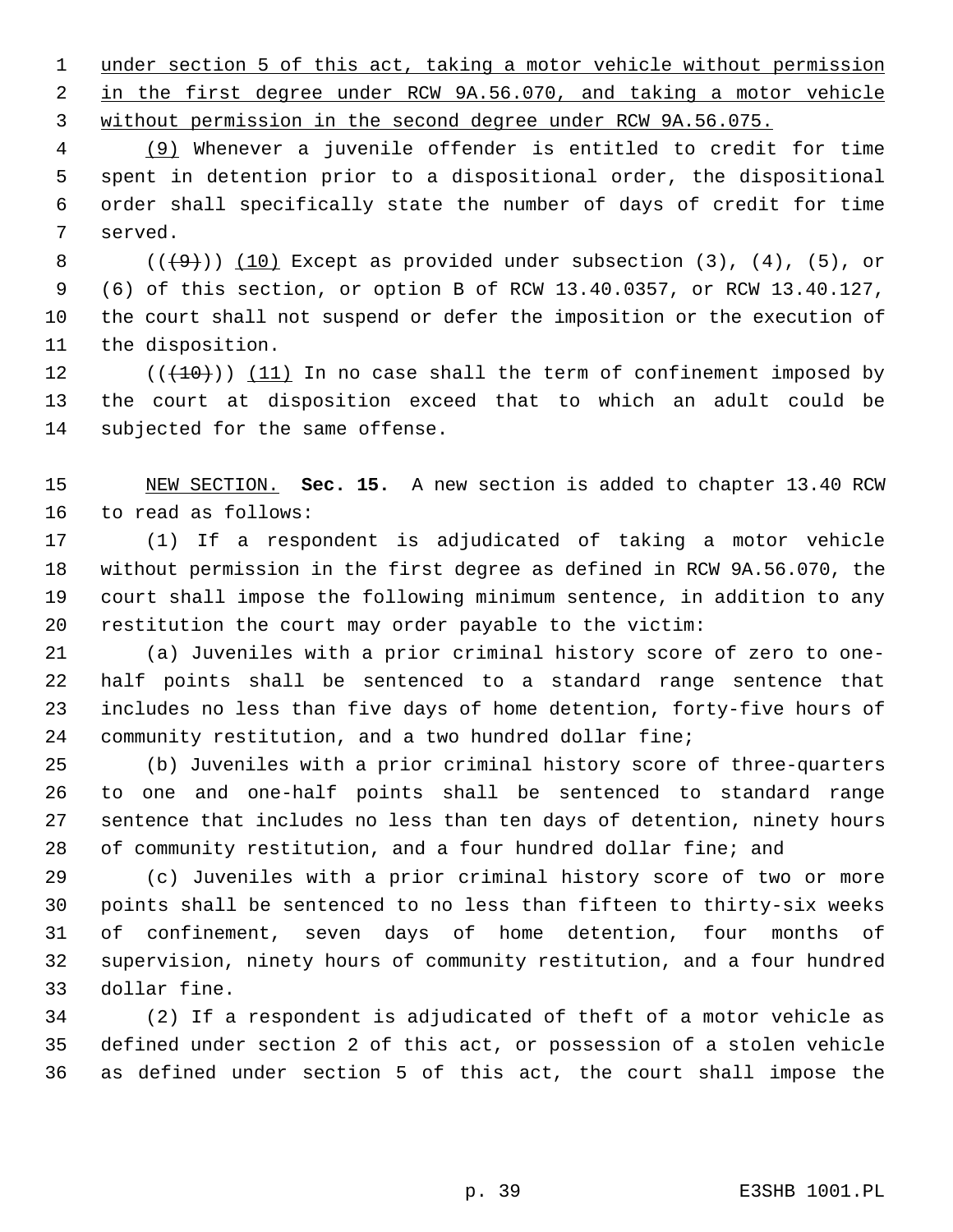under section 5 of this act, taking a motor vehicle without permission in the first degree under RCW 9A.56.070, and taking a motor vehicle without permission in the second degree under RCW 9A.56.075.

(9) Whenever a juvenile offender is entitled to credit for time spent in detention prior to a dispositional order, the dispositional order shall specifically state the number of days of credit for time served.

(((9))) (10) Except as provided under subsection (3), (4), (5), or (6) of this section, or option B of RCW 13.40.0357, or RCW 13.40.127, the court shall not suspend or defer the imposition or the execution of the disposition.

(((10))) (11) In no case shall the term of confinement imposed by the court at disposition exceed that to which an adult could be subjected for the same offense.

NEW SECTION. **Sec. 15.** A new section is added to chapter 13.40 RCW to read as follows:

(1) If a respondent is adjudicated of taking a motor vehicle without permission in the first degree as defined in RCW 9A.56.070, the court shall impose the following minimum sentence, in addition to any restitution the court may order payable to the victim:

(a) Juveniles with a prior criminal history score of zero to one-half points shall be sentenced to a standard range sentence that includes no less than five days of home detention, forty-five hours of community restitution, and a two hundred dollar fine;

(b) Juveniles with a prior criminal history score of three-quarters to one and one-half points shall be sentenced to standard range sentence that includes no less than ten days of detention, ninety hours of community restitution, and a four hundred dollar fine; and

(c) Juveniles with a prior criminal history score of two or more points shall be sentenced to no less than fifteen to thirty-six weeks of confinement, seven days of home detention, four months of supervision, ninety hours of community restitution, and a four hundred dollar fine.

(2) If a respondent is adjudicated of theft of a motor vehicle as defined under section 2 of this act, or possession of a stolen vehicle as defined under section 5 of this act, the court shall impose the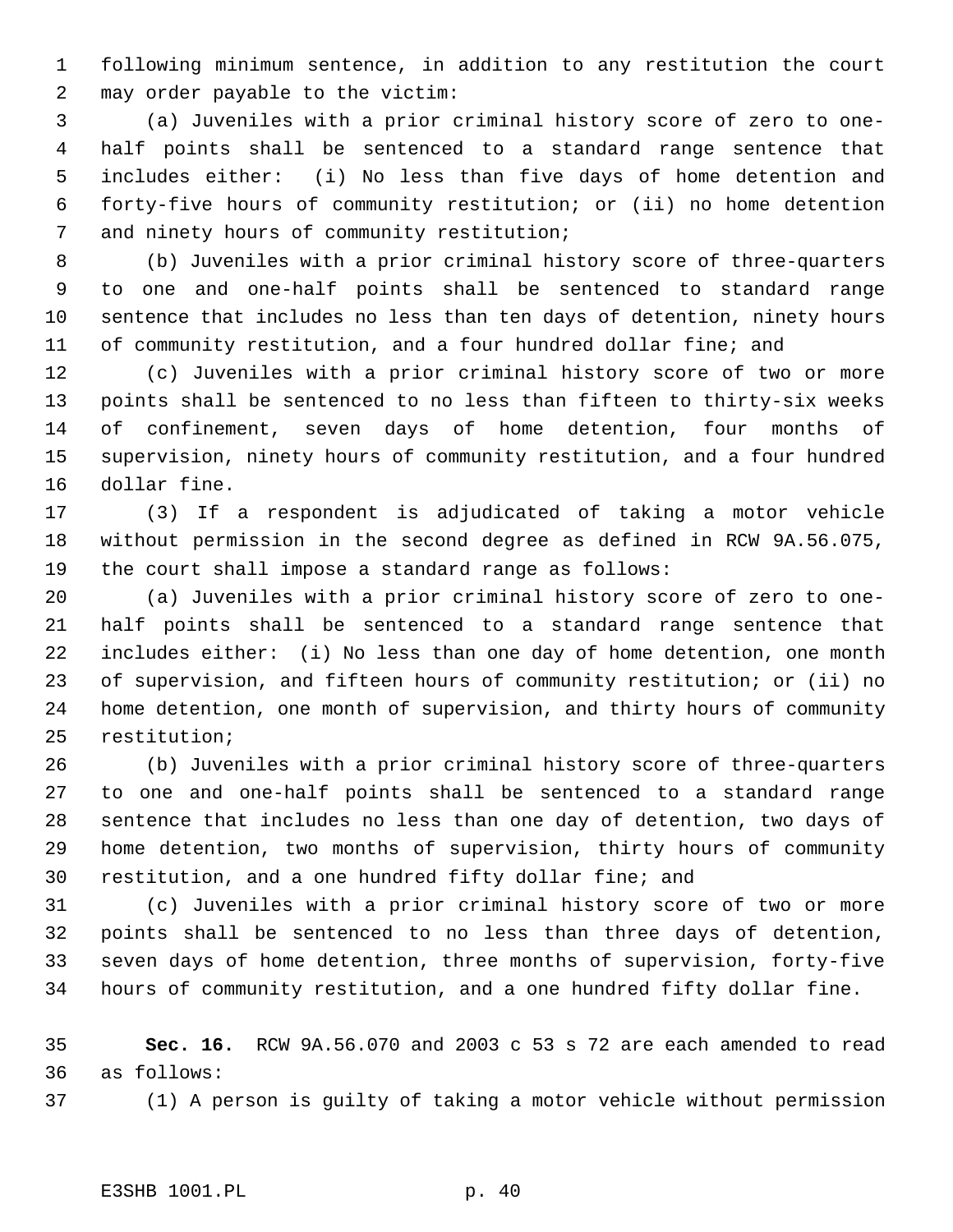following minimum sentence, in addition to any restitution the court may order payable to the victim:

(a) Juveniles with a prior criminal history score of zero to one-half points shall be sentenced to a standard range sentence that includes either: (i) No less than five days of home detention and forty-five hours of community restitution; or (ii) no home detention and ninety hours of community restitution;

(b) Juveniles with a prior criminal history score of three-quarters to one and one-half points shall be sentenced to standard range sentence that includes no less than ten days of detention, ninety hours of community restitution, and a four hundred dollar fine; and

(c) Juveniles with a prior criminal history score of two or more points shall be sentenced to no less than fifteen to thirty-six weeks of confinement, seven days of home detention, four months of supervision, ninety hours of community restitution, and a four hundred dollar fine.

(3) If a respondent is adjudicated of taking a motor vehicle without permission in the second degree as defined in RCW 9A.56.075, the court shall impose a standard range as follows:

(a) Juveniles with a prior criminal history score of zero to one-half points shall be sentenced to a standard range sentence that includes either: (i) No less than one day of home detention, one month of supervision, and fifteen hours of community restitution; or (ii) no home detention, one month of supervision, and thirty hours of community restitution;

(b) Juveniles with a prior criminal history score of three-quarters to one and one-half points shall be sentenced to a standard range sentence that includes no less than one day of detention, two days of home detention, two months of supervision, thirty hours of community restitution, and a one hundred fifty dollar fine; and

(c) Juveniles with a prior criminal history score of two or more points shall be sentenced to no less than three days of detention, seven days of home detention, three months of supervision, forty-five hours of community restitution, and a one hundred fifty dollar fine.

**Sec. 16.** RCW 9A.56.070 and 2003 c 53 s 72 are each amended to read as follows:

(1) A person is guilty of taking a motor vehicle without permission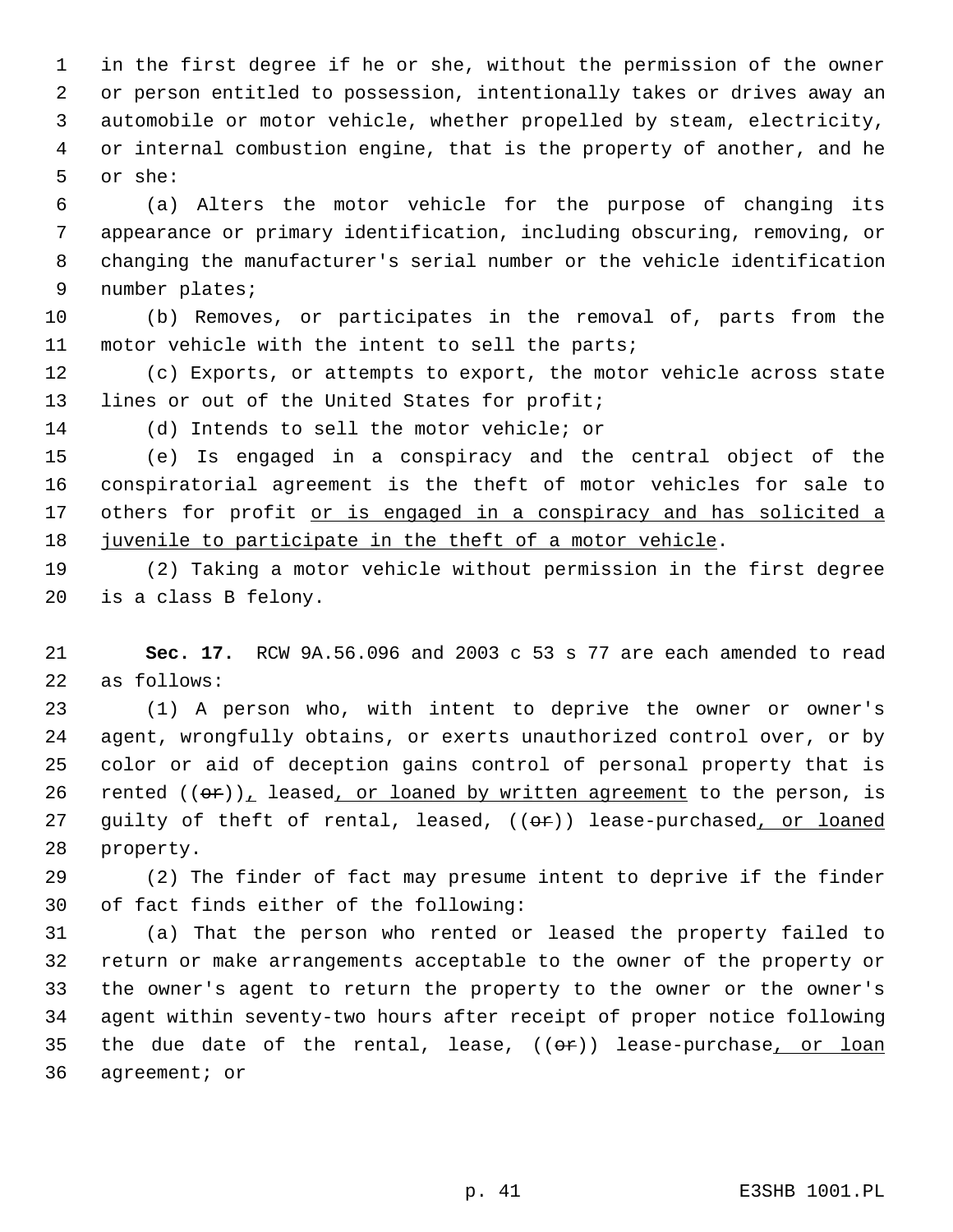in the first degree if he or she, without the permission of the owner or person entitled to possession, intentionally takes or drives away an automobile or motor vehicle, whether propelled by steam, electricity, or internal combustion engine, that is the property of another, and he or she:

(a) Alters the motor vehicle for the purpose of changing its appearance or primary identification, including obscuring, removing, or changing the manufacturer's serial number or the vehicle identification number plates;

(b) Removes, or participates in the removal of, parts from the motor vehicle with the intent to sell the parts;

(c) Exports, or attempts to export, the motor vehicle across state lines or out of the United States for profit;

(d) Intends to sell the motor vehicle; or

(e) Is engaged in a conspiracy and the central object of the conspiratorial agreement is the theft of motor vehicles for sale to others for profit or is engaged in a conspiracy and has solicited a juvenile to participate in the theft of a motor vehicle.

(2) Taking a motor vehicle without permission in the first degree is a class B felony.

**Sec. 17.** RCW 9A.56.096 and 2003 c 53 s 77 are each amended to read as follows:

(1) A person who, with intent to deprive the owner or owner's agent, wrongfully obtains, or exerts unauthorized control over, or by color or aid of deception gains control of personal property that is rented ((~~or~~)), leased, or loaned by written agreement to the person, is guilty of theft of rental, leased, ((~~or~~)) lease-purchased, or loaned property.

(2) The finder of fact may presume intent to deprive if the finder of fact finds either of the following:

(a) That the person who rented or leased the property failed to return or make arrangements acceptable to the owner of the property or the owner's agent to return the property to the owner or the owner's agent within seventy-two hours after receipt of proper notice following the due date of the rental, lease, ((~~or~~)) lease-purchase, or loan agreement; or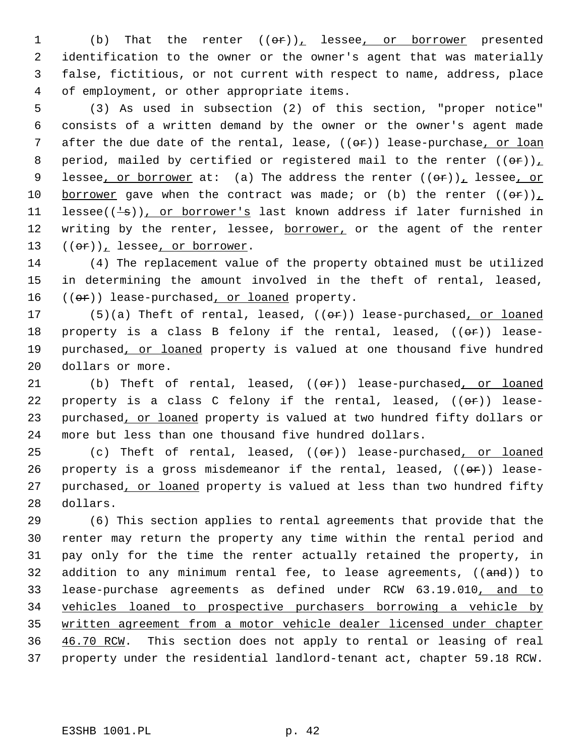(b) That the renter ((~~or~~)), lessee, or borrower presented identification to the owner or the owner's agent that was materially false, fictitious, or not current with respect to name, address, place of employment, or other appropriate items.

(3) As used in subsection (2) of this section, "proper notice" consists of a written demand by the owner or the owner's agent made after the due date of the rental, lease, ((~~or~~)) lease-purchase, or loan period, mailed by certified or registered mail to the renter ((~~or~~)), lessee, or borrower at: (a) The address the renter ((~~or~~)), lessee, or borrower gave when the contract was made; or (b) the renter ((~~or~~)), lessee((~~'s~~)), or borrower's last known address if later furnished in writing by the renter, lessee, borrower, or the agent of the renter ((~~or~~)), lessee, or borrower.

(4) The replacement value of the property obtained must be utilized in determining the amount involved in the theft of rental, leased, ((~~or~~)) lease-purchased, or loaned property.

(5)(a) Theft of rental, leased, ((~~or~~)) lease-purchased, or loaned property is a class B felony if the rental, leased, ((~~or~~)) lease-purchased, or loaned property is valued at one thousand five hundred dollars or more.

(b) Theft of rental, leased, ((~~or~~)) lease-purchased, or loaned property is a class C felony if the rental, leased, ((~~or~~)) lease-purchased, or loaned property is valued at two hundred fifty dollars or more but less than one thousand five hundred dollars.

(c) Theft of rental, leased, ((~~or~~)) lease-purchased, or loaned property is a gross misdemeanor if the rental, leased, ((~~or~~)) lease-purchased, or loaned property is valued at less than two hundred fifty dollars.

(6) This section applies to rental agreements that provide that the renter may return the property any time within the rental period and pay only for the time the renter actually retained the property, in addition to any minimum rental fee, to lease agreements, ((~~and~~)) to lease-purchase agreements as defined under RCW 63.19.010, and to vehicles loaned to prospective purchasers borrowing a vehicle by written agreement from a motor vehicle dealer licensed under chapter 46.70 RCW. This section does not apply to rental or leasing of real property under the residential landlord-tenant act, chapter 59.18 RCW.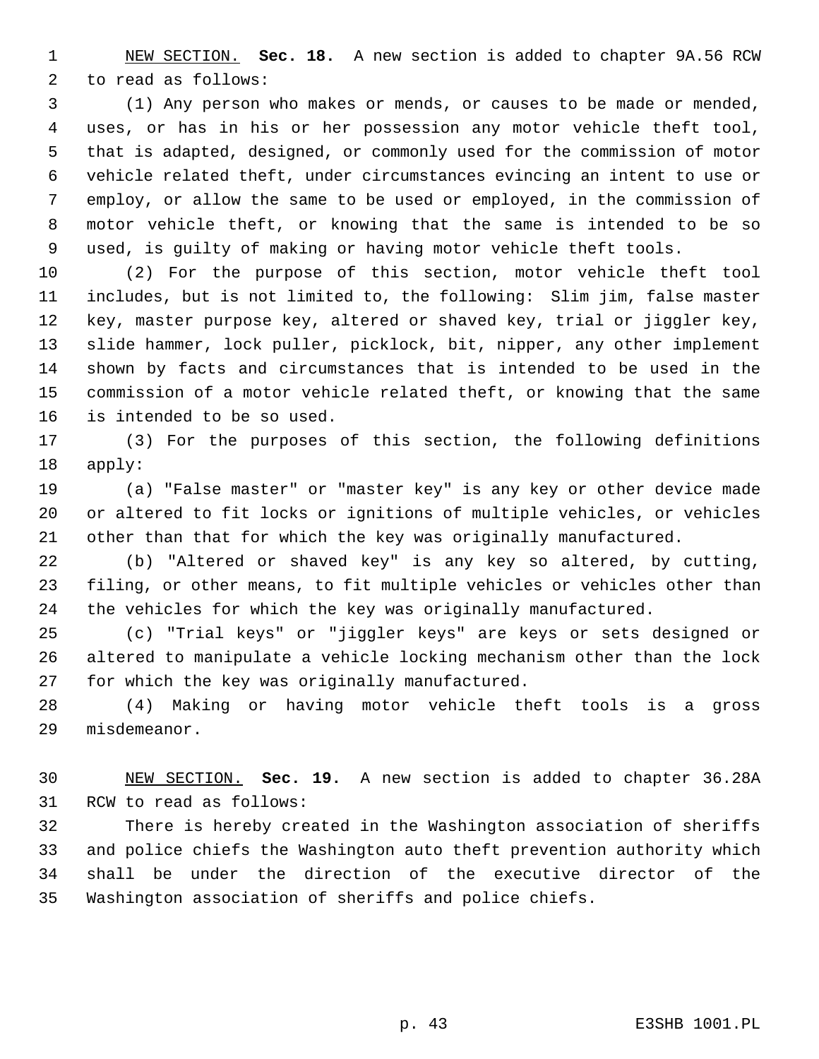NEW SECTION. **Sec. 18.** A new section is added to chapter 9A.56 RCW to read as follows:

(1) Any person who makes or mends, or causes to be made or mended, uses, or has in his or her possession any motor vehicle theft tool, that is adapted, designed, or commonly used for the commission of motor vehicle related theft, under circumstances evincing an intent to use or employ, or allow the same to be used or employed, in the commission of motor vehicle theft, or knowing that the same is intended to be so used, is guilty of making or having motor vehicle theft tools.

(2) For the purpose of this section, motor vehicle theft tool includes, but is not limited to, the following: Slim jim, false master key, master purpose key, altered or shaved key, trial or jiggler key, slide hammer, lock puller, picklock, bit, nipper, any other implement shown by facts and circumstances that is intended to be used in the commission of a motor vehicle related theft, or knowing that the same is intended to be so used.

(3) For the purposes of this section, the following definitions apply:

(a) "False master" or "master key" is any key or other device made or altered to fit locks or ignitions of multiple vehicles, or vehicles other than that for which the key was originally manufactured.

(b) "Altered or shaved key" is any key so altered, by cutting, filing, or other means, to fit multiple vehicles or vehicles other than the vehicles for which the key was originally manufactured.

(c) "Trial keys" or "jiggler keys" are keys or sets designed or altered to manipulate a vehicle locking mechanism other than the lock for which the key was originally manufactured.

(4) Making or having motor vehicle theft tools is a gross misdemeanor.

NEW SECTION. **Sec. 19.** A new section is added to chapter 36.28A RCW to read as follows:

There is hereby created in the Washington association of sheriffs and police chiefs the Washington auto theft prevention authority which shall be under the direction of the executive director of the Washington association of sheriffs and police chiefs.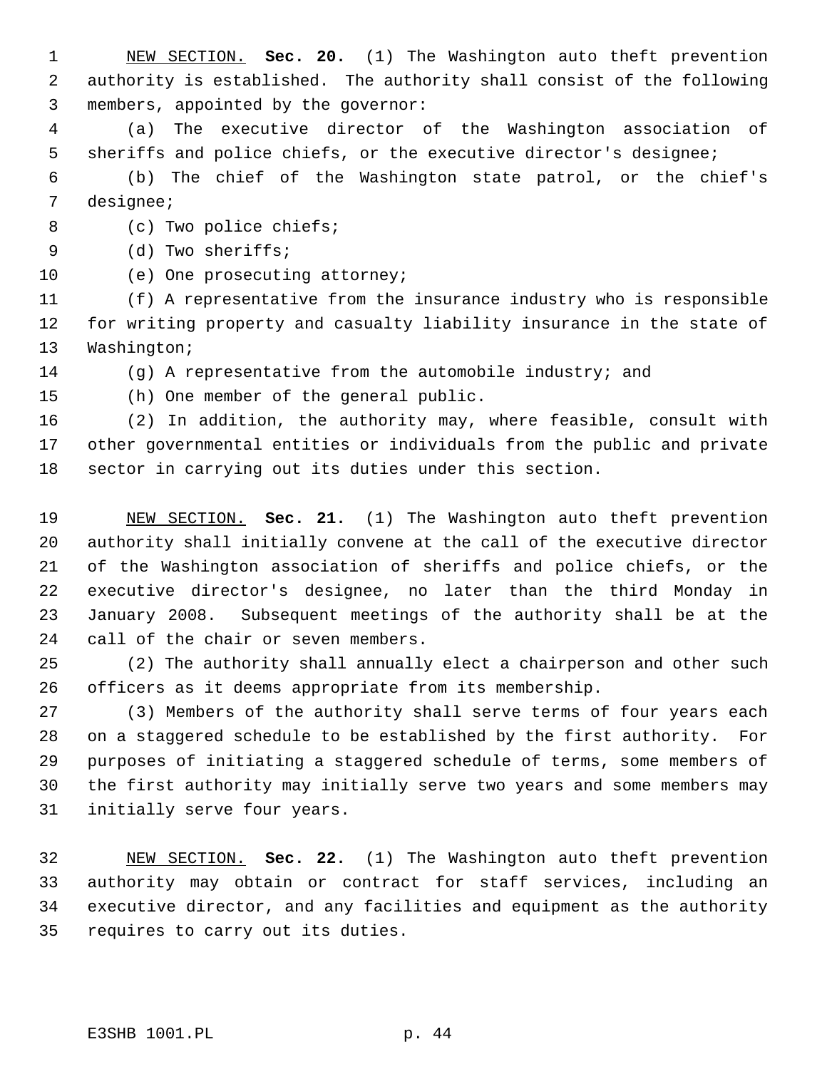NEW SECTION. **Sec. 20.** (1) The Washington auto theft prevention authority is established. The authority shall consist of the following members, appointed by the governor:

(a) The executive director of the Washington association of sheriffs and police chiefs, or the executive director's designee;

(b) The chief of the Washington state patrol, or the chief's designee;

(c) Two police chiefs;

(d) Two sheriffs;

(e) One prosecuting attorney;

(f) A representative from the insurance industry who is responsible for writing property and casualty liability insurance in the state of Washington;

(g) A representative from the automobile industry; and

(h) One member of the general public.

(2) In addition, the authority may, where feasible, consult with other governmental entities or individuals from the public and private sector in carrying out its duties under this section.

NEW SECTION. **Sec. 21.** (1) The Washington auto theft prevention authority shall initially convene at the call of the executive director of the Washington association of sheriffs and police chiefs, or the executive director's designee, no later than the third Monday in January 2008. Subsequent meetings of the authority shall be at the call of the chair or seven members.

(2) The authority shall annually elect a chairperson and other such officers as it deems appropriate from its membership.

(3) Members of the authority shall serve terms of four years each on a staggered schedule to be established by the first authority. For purposes of initiating a staggered schedule of terms, some members of the first authority may initially serve two years and some members may initially serve four years.

NEW SECTION. **Sec. 22.** (1) The Washington auto theft prevention authority may obtain or contract for staff services, including an executive director, and any facilities and equipment as the authority requires to carry out its duties.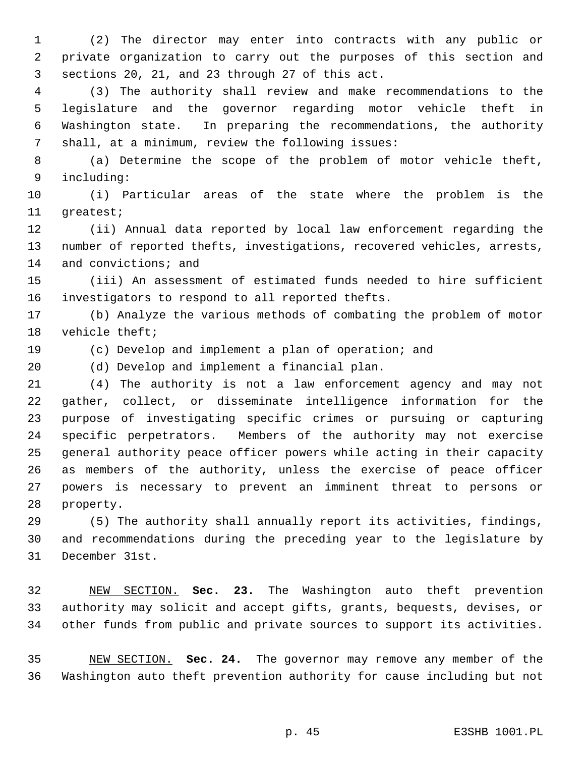(2) The director may enter into contracts with any public or private organization to carry out the purposes of this section and sections 20, 21, and 23 through 27 of this act.

(3) The authority shall review and make recommendations to the legislature and the governor regarding motor vehicle theft in Washington state. In preparing the recommendations, the authority shall, at a minimum, review the following issues:

(a) Determine the scope of the problem of motor vehicle theft, including:

(i) Particular areas of the state where the problem is the greatest;

(ii) Annual data reported by local law enforcement regarding the number of reported thefts, investigations, recovered vehicles, arrests, and convictions; and

(iii) An assessment of estimated funds needed to hire sufficient investigators to respond to all reported thefts.

(b) Analyze the various methods of combating the problem of motor vehicle theft;

(c) Develop and implement a plan of operation; and

(d) Develop and implement a financial plan.

(4) The authority is not a law enforcement agency and may not gather, collect, or disseminate intelligence information for the purpose of investigating specific crimes or pursuing or capturing specific perpetrators. Members of the authority may not exercise general authority peace officer powers while acting in their capacity as members of the authority, unless the exercise of peace officer powers is necessary to prevent an imminent threat to persons or property.

(5) The authority shall annually report its activities, findings, and recommendations during the preceding year to the legislature by December 31st.

NEW SECTION. **Sec. 23.** The Washington auto theft prevention authority may solicit and accept gifts, grants, bequests, devises, or other funds from public and private sources to support its activities.

NEW SECTION. **Sec. 24.** The governor may remove any member of the Washington auto theft prevention authority for cause including but not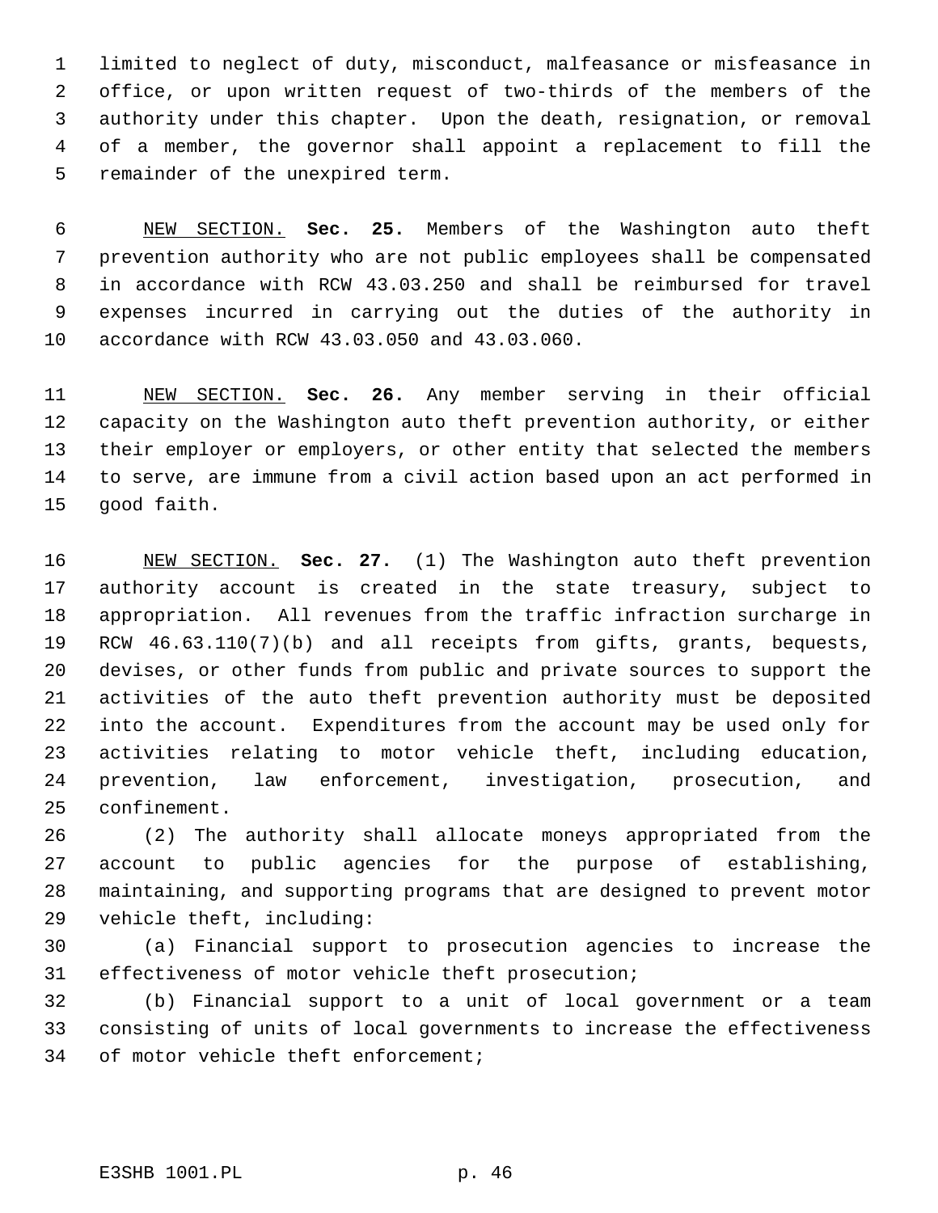limited to neglect of duty, misconduct, malfeasance or misfeasance in office, or upon written request of two-thirds of the members of the authority under this chapter. Upon the death, resignation, or removal of a member, the governor shall appoint a replacement to fill the remainder of the unexpired term.

NEW SECTION. **Sec. 25.** Members of the Washington auto theft prevention authority who are not public employees shall be compensated in accordance with RCW 43.03.250 and shall be reimbursed for travel expenses incurred in carrying out the duties of the authority in accordance with RCW 43.03.050 and 43.03.060.

NEW SECTION. **Sec. 26.** Any member serving in their official capacity on the Washington auto theft prevention authority, or either their employer or employers, or other entity that selected the members to serve, are immune from a civil action based upon an act performed in good faith.

NEW SECTION. **Sec. 27.** (1) The Washington auto theft prevention authority account is created in the state treasury, subject to appropriation. All revenues from the traffic infraction surcharge in RCW 46.63.110(7)(b) and all receipts from gifts, grants, bequests, devises, or other funds from public and private sources to support the activities of the auto theft prevention authority must be deposited into the account. Expenditures from the account may be used only for activities relating to motor vehicle theft, including education, prevention, law enforcement, investigation, prosecution, and confinement.

(2) The authority shall allocate moneys appropriated from the account to public agencies for the purpose of establishing, maintaining, and supporting programs that are designed to prevent motor vehicle theft, including:

(a) Financial support to prosecution agencies to increase the effectiveness of motor vehicle theft prosecution;

(b) Financial support to a unit of local government or a team consisting of units of local governments to increase the effectiveness of motor vehicle theft enforcement;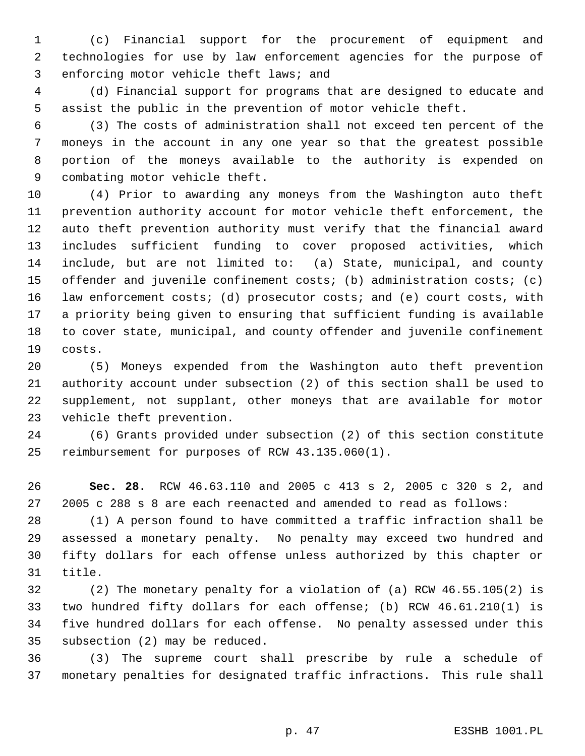(c) Financial support for the procurement of equipment and technologies for use by law enforcement agencies for the purpose of enforcing motor vehicle theft laws; and

(d) Financial support for programs that are designed to educate and assist the public in the prevention of motor vehicle theft.

(3) The costs of administration shall not exceed ten percent of the moneys in the account in any one year so that the greatest possible portion of the moneys available to the authority is expended on combating motor vehicle theft.

(4) Prior to awarding any moneys from the Washington auto theft prevention authority account for motor vehicle theft enforcement, the auto theft prevention authority must verify that the financial award includes sufficient funding to cover proposed activities, which include, but are not limited to: (a) State, municipal, and county offender and juvenile confinement costs; (b) administration costs; (c) law enforcement costs; (d) prosecutor costs; and (e) court costs, with a priority being given to ensuring that sufficient funding is available to cover state, municipal, and county offender and juvenile confinement costs.

(5) Moneys expended from the Washington auto theft prevention authority account under subsection (2) of this section shall be used to supplement, not supplant, other moneys that are available for motor vehicle theft prevention.

(6) Grants provided under subsection (2) of this section constitute reimbursement for purposes of RCW 43.135.060(1).

**Sec. 28.** RCW 46.63.110 and 2005 c 413 s 2, 2005 c 320 s 2, and 2005 c 288 s 8 are each reenacted and amended to read as follows:

(1) A person found to have committed a traffic infraction shall be assessed a monetary penalty. No penalty may exceed two hundred and fifty dollars for each offense unless authorized by this chapter or title.

(2) The monetary penalty for a violation of (a) RCW 46.55.105(2) is two hundred fifty dollars for each offense; (b) RCW 46.61.210(1) is five hundred dollars for each offense. No penalty assessed under this subsection (2) may be reduced.

(3) The supreme court shall prescribe by rule a schedule of monetary penalties for designated traffic infractions. This rule shall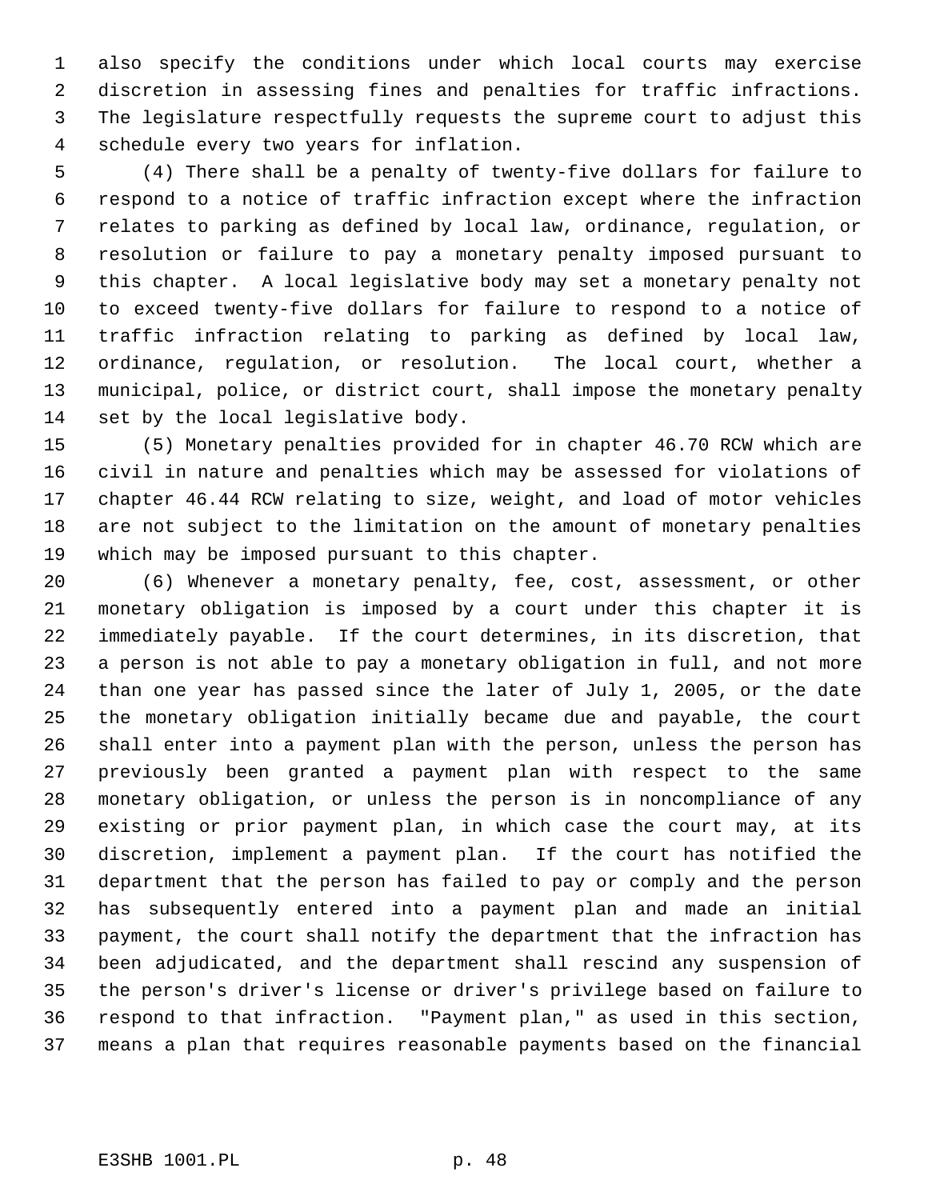also specify the conditions under which local courts may exercise discretion in assessing fines and penalties for traffic infractions. The legislature respectfully requests the supreme court to adjust this schedule every two years for inflation.

(4) There shall be a penalty of twenty-five dollars for failure to respond to a notice of traffic infraction except where the infraction relates to parking as defined by local law, ordinance, regulation, or resolution or failure to pay a monetary penalty imposed pursuant to this chapter. A local legislative body may set a monetary penalty not to exceed twenty-five dollars for failure to respond to a notice of traffic infraction relating to parking as defined by local law, ordinance, regulation, or resolution. The local court, whether a municipal, police, or district court, shall impose the monetary penalty set by the local legislative body.

(5) Monetary penalties provided for in chapter 46.70 RCW which are civil in nature and penalties which may be assessed for violations of chapter 46.44 RCW relating to size, weight, and load of motor vehicles are not subject to the limitation on the amount of monetary penalties which may be imposed pursuant to this chapter.

(6) Whenever a monetary penalty, fee, cost, assessment, or other monetary obligation is imposed by a court under this chapter it is immediately payable. If the court determines, in its discretion, that a person is not able to pay a monetary obligation in full, and not more than one year has passed since the later of July 1, 2005, or the date the monetary obligation initially became due and payable, the court shall enter into a payment plan with the person, unless the person has previously been granted a payment plan with respect to the same monetary obligation, or unless the person is in noncompliance of any existing or prior payment plan, in which case the court may, at its discretion, implement a payment plan. If the court has notified the department that the person has failed to pay or comply and the person has subsequently entered into a payment plan and made an initial payment, the court shall notify the department that the infraction has been adjudicated, and the department shall rescind any suspension of the person's driver's license or driver's privilege based on failure to respond to that infraction. "Payment plan," as used in this section, means a plan that requires reasonable payments based on the financial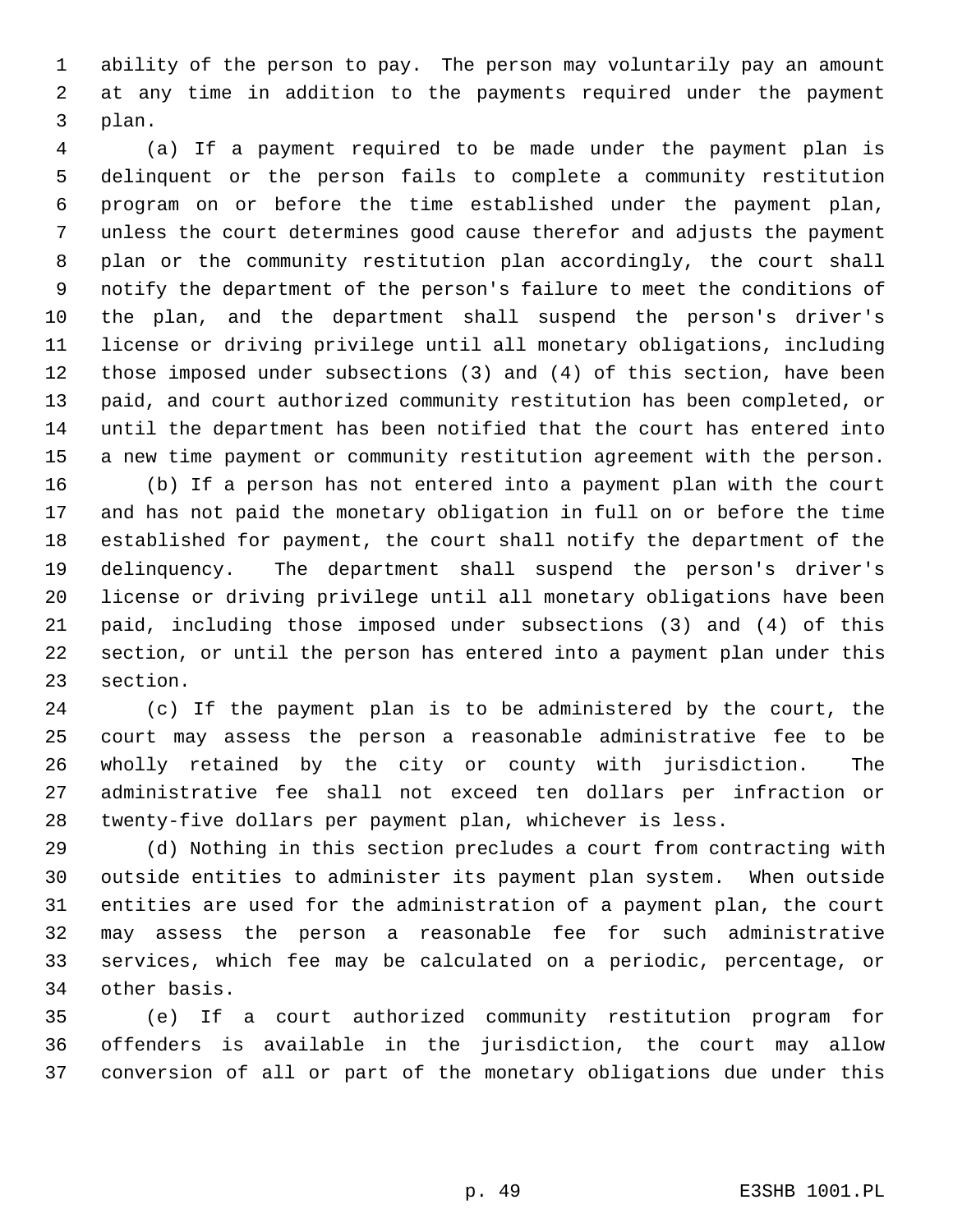ability of the person to pay. The person may voluntarily pay an amount at any time in addition to the payments required under the payment plan.

(a) If a payment required to be made under the payment plan is delinquent or the person fails to complete a community restitution program on or before the time established under the payment plan, unless the court determines good cause therefor and adjusts the payment plan or the community restitution plan accordingly, the court shall notify the department of the person's failure to meet the conditions of the plan, and the department shall suspend the person's driver's license or driving privilege until all monetary obligations, including those imposed under subsections (3) and (4) of this section, have been paid, and court authorized community restitution has been completed, or until the department has been notified that the court has entered into a new time payment or community restitution agreement with the person.

(b) If a person has not entered into a payment plan with the court and has not paid the monetary obligation in full on or before the time established for payment, the court shall notify the department of the delinquency. The department shall suspend the person's driver's license or driving privilege until all monetary obligations have been paid, including those imposed under subsections (3) and (4) of this section, or until the person has entered into a payment plan under this section.

(c) If the payment plan is to be administered by the court, the court may assess the person a reasonable administrative fee to be wholly retained by the city or county with jurisdiction. The administrative fee shall not exceed ten dollars per infraction or twenty-five dollars per payment plan, whichever is less.

(d) Nothing in this section precludes a court from contracting with outside entities to administer its payment plan system. When outside entities are used for the administration of a payment plan, the court may assess the person a reasonable fee for such administrative services, which fee may be calculated on a periodic, percentage, or other basis.

(e) If a court authorized community restitution program for offenders is available in the jurisdiction, the court may allow conversion of all or part of the monetary obligations due under this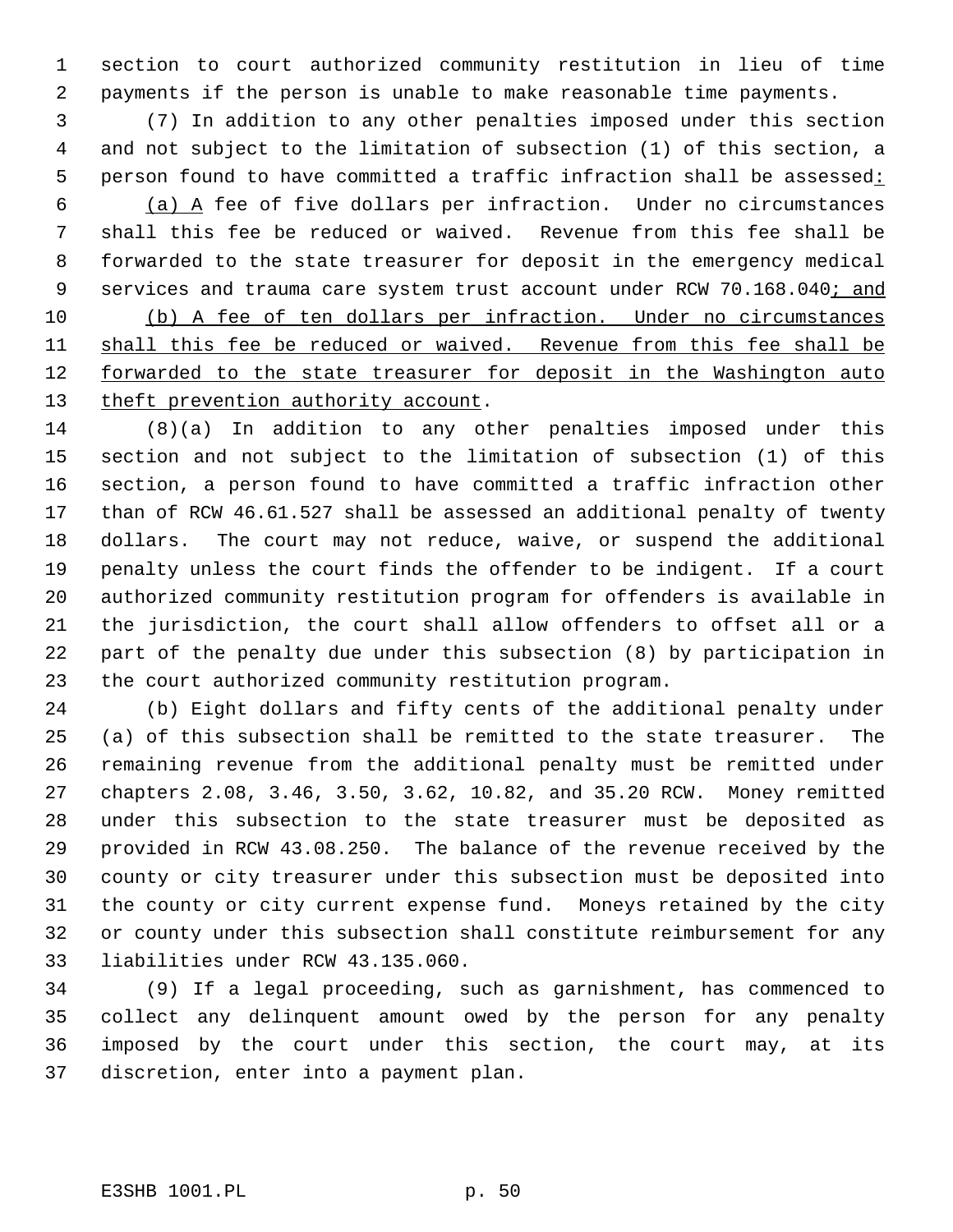section to court authorized community restitution in lieu of time payments if the person is unable to make reasonable time payments.

(7) In addition to any other penalties imposed under this section and not subject to the limitation of subsection (1) of this section, a person found to have committed a traffic infraction shall be assessed<u>:</u>

<u>(a) A</u> fee of five dollars per infraction. Under no circumstances shall this fee be reduced or waived. Revenue from this fee shall be forwarded to the state treasurer for deposit in the emergency medical services and trauma care system trust account under RCW 70.168.040<u>; and</u>

<u>(b) A fee of ten dollars per infraction. Under no circumstances shall this fee be reduced or waived. Revenue from this fee shall be forwarded to the state treasurer for deposit in the Washington auto theft prevention authority account</u>.

(8)(a) In addition to any other penalties imposed under this section and not subject to the limitation of subsection (1) of this section, a person found to have committed a traffic infraction other than of RCW 46.61.527 shall be assessed an additional penalty of twenty dollars. The court may not reduce, waive, or suspend the additional penalty unless the court finds the offender to be indigent. If a court authorized community restitution program for offenders is available in the jurisdiction, the court shall allow offenders to offset all or a part of the penalty due under this subsection (8) by participation in the court authorized community restitution program.

(b) Eight dollars and fifty cents of the additional penalty under (a) of this subsection shall be remitted to the state treasurer. The remaining revenue from the additional penalty must be remitted under chapters 2.08, 3.46, 3.50, 3.62, 10.82, and 35.20 RCW. Money remitted under this subsection to the state treasurer must be deposited as provided in RCW 43.08.250. The balance of the revenue received by the county or city treasurer under this subsection must be deposited into the county or city current expense fund. Moneys retained by the city or county under this subsection shall constitute reimbursement for any liabilities under RCW 43.135.060.

(9) If a legal proceeding, such as garnishment, has commenced to collect any delinquent amount owed by the person for any penalty imposed by the court under this section, the court may, at its discretion, enter into a payment plan.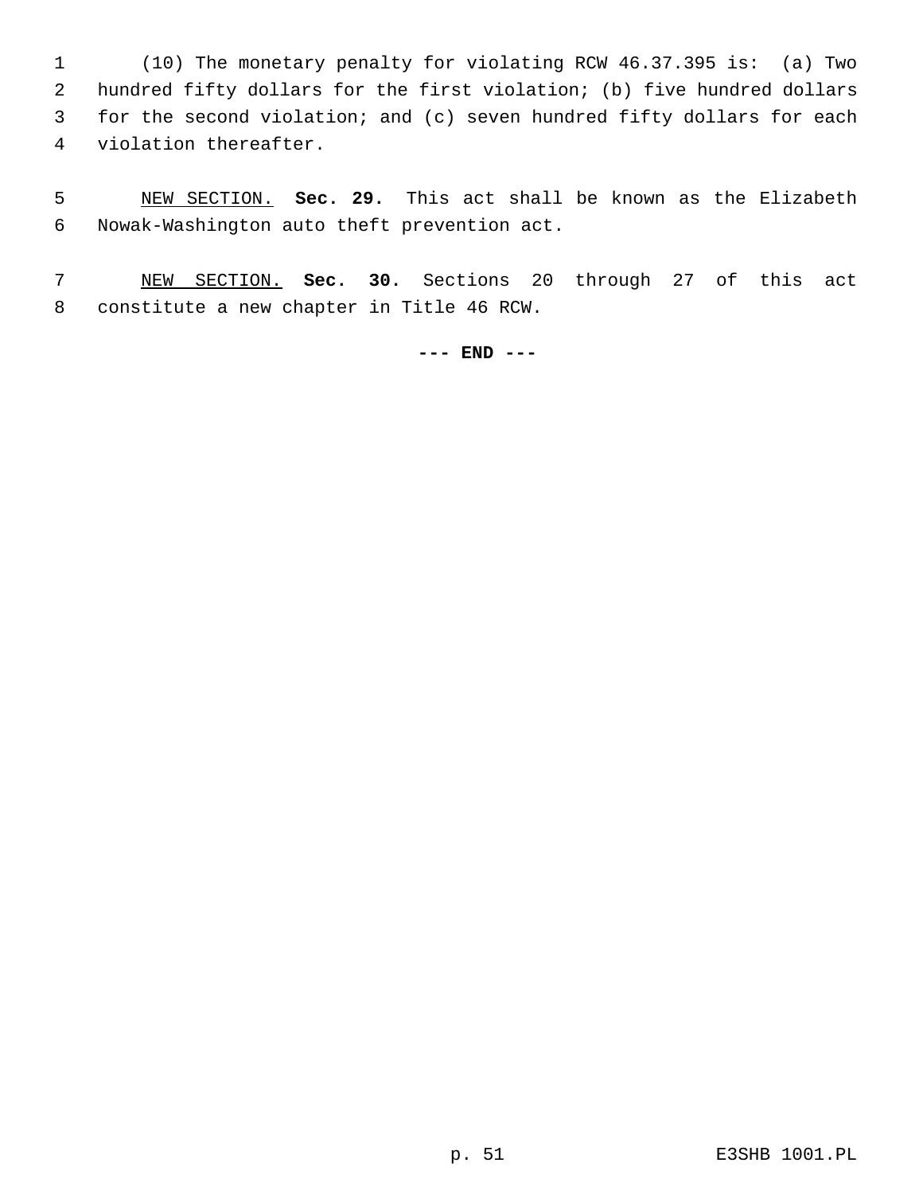(10) The monetary penalty for violating RCW 46.37.395 is: (a) Two hundred fifty dollars for the first violation; (b) five hundred dollars for the second violation; and (c) seven hundred fifty dollars for each violation thereafter.

NEW SECTION. **Sec. 29.** This act shall be known as the Elizabeth Nowak-Washington auto theft prevention act.

NEW SECTION. **Sec. 30.** Sections 20 through 27 of this act constitute a new chapter in Title 46 RCW.

**--- END ---**